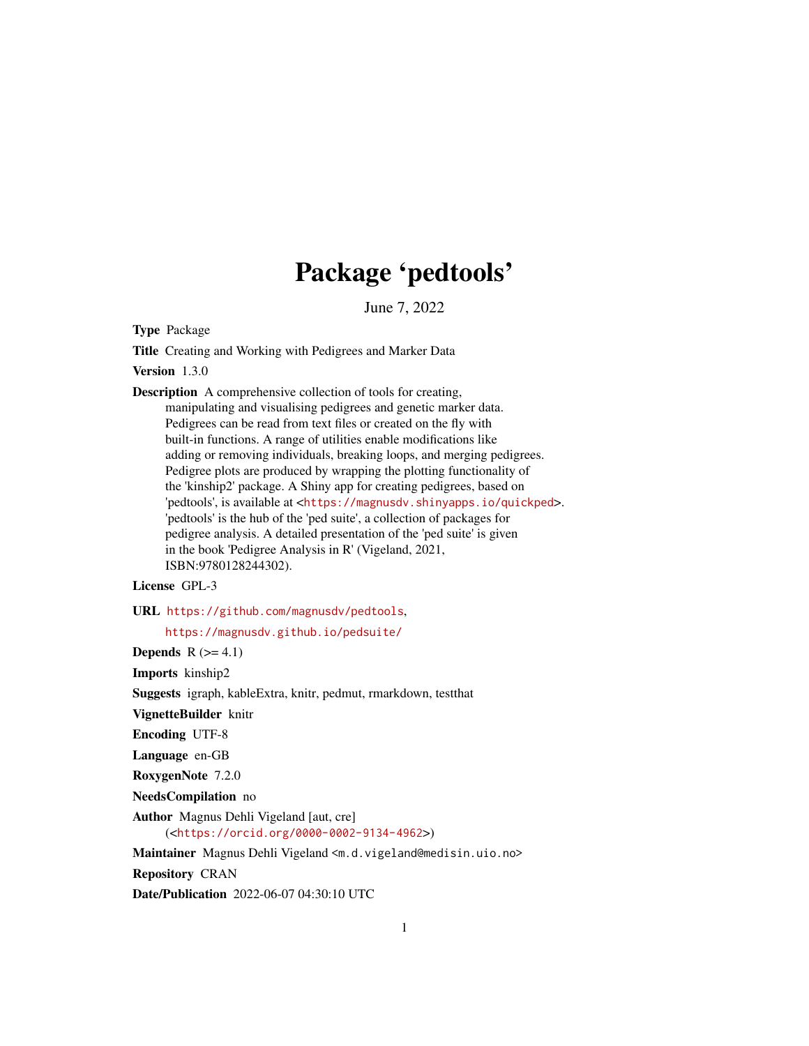# Package 'pedtools'

June 7, 2022

**Type** Package

**Title** Creating and Working with Pedigrees and Marker Data

**Version** 1.3.0

**Description** A comprehensive collection of tools for creating, manipulating and visualising pedigrees and genetic marker data. Pedigrees can be read from text files or created on the fly with built-in functions. A range of utilities enable modifications like adding or removing individuals, breaking loops, and merging pedigrees. Pedigree plots are produced by wrapping the plotting functionality of the 'kinship2' package. A Shiny app for creating pedigrees, based on 'pedtools', is available at <https://magnusdv.shinyapps.io/quickped>. 'pedtools' is the hub of the 'ped suite', a collection of packages for pedigree analysis. A detailed presentation of the 'ped suite' is given in the book 'Pedigree Analysis in R' (Vigeland, 2021, ISBN:9780128244302).

**License** GPL-3

**URL** https://github.com/magnusdv/pedtools, https://magnusdv.github.io/pedsuite/

**Depends** R (>= 4.1)

**Imports** kinship2

**Suggests** igraph, kableExtra, knitr, pedmut, rmarkdown, testthat

**VignetteBuilder** knitr

**Encoding** UTF-8

**Language** en-GB

**RoxygenNote** 7.2.0

**NeedsCompilation** no

**Author** Magnus Dehli Vigeland [aut, cre] (<https://orcid.org/0000-0002-9134-4962>)

**Maintainer** Magnus Dehli Vigeland <m.d.vigeland@medisin.uio.no>

**Repository** CRAN

**Date/Publication** 2022-06-07 04:30:10 UTC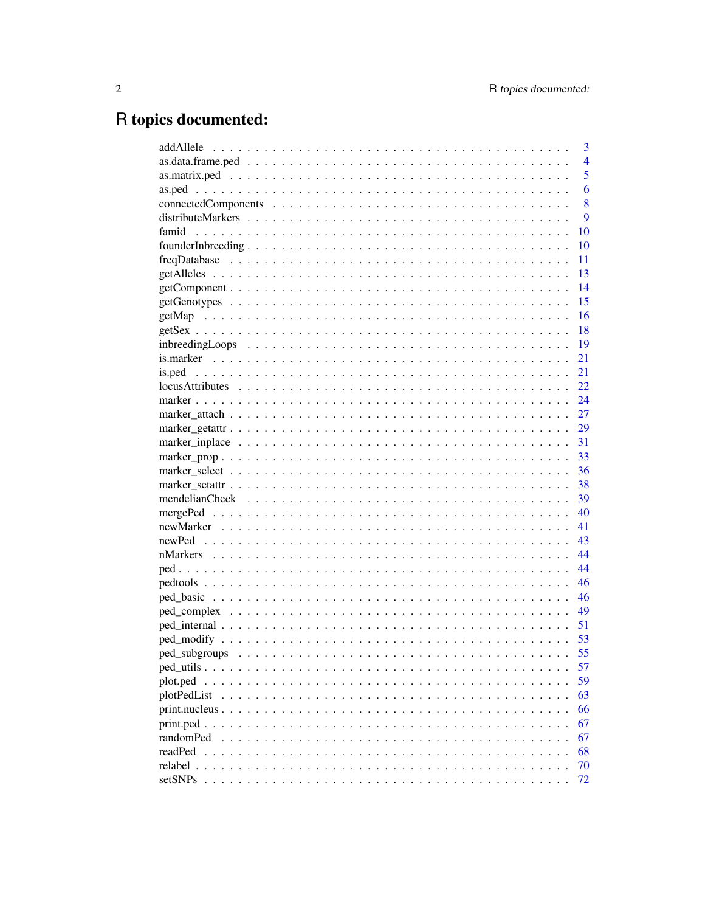# R topics documented:

| | |
|---|---|
| addAllele | 3 |
| as.data.frame.ped | 4 |
| as.matrix.ped | 5 |
| as.ped | 6 |
| connectedComponents | 8 |
| distributeMarkers | 9 |
| famid | 10 |
| founderInbreeding | 10 |
| freqDatabase | 11 |
| getAlleles | 13 |
| getComponent | 14 |
| getGenotypes | 15 |
| getMap | 16 |
| getSex | 18 |
| inbreedingLoops | 19 |
| is.marker | 21 |
| is.ped | 21 |
| locusAttributes | 22 |
| marker | 24 |
| marker_attach | 27 |
| marker_getattr | 29 |
| marker_inplace | 31 |
| marker_prop | 33 |
| marker_select | 36 |
| marker_setattr | 38 |
| mendelianCheck | 39 |
| mergePed | 40 |
| newMarker | 41 |
| newPed | 43 |
| nMarkers | 44 |
| ped | 44 |
| pedtools | 46 |
| ped_basic | 46 |
| ped_complex | 49 |
| ped_internal | 51 |
| ped_modify | 53 |
| ped_subgroups | 55 |
| ped_utils | 57 |
| plot.ped | 59 |
| plotPedList | 63 |
| print.nucleus | 66 |
| print.ped | 67 |
| randomPed | 67 |
| readPed | 68 |
| relabel | 70 |
| setSNPs | 72 |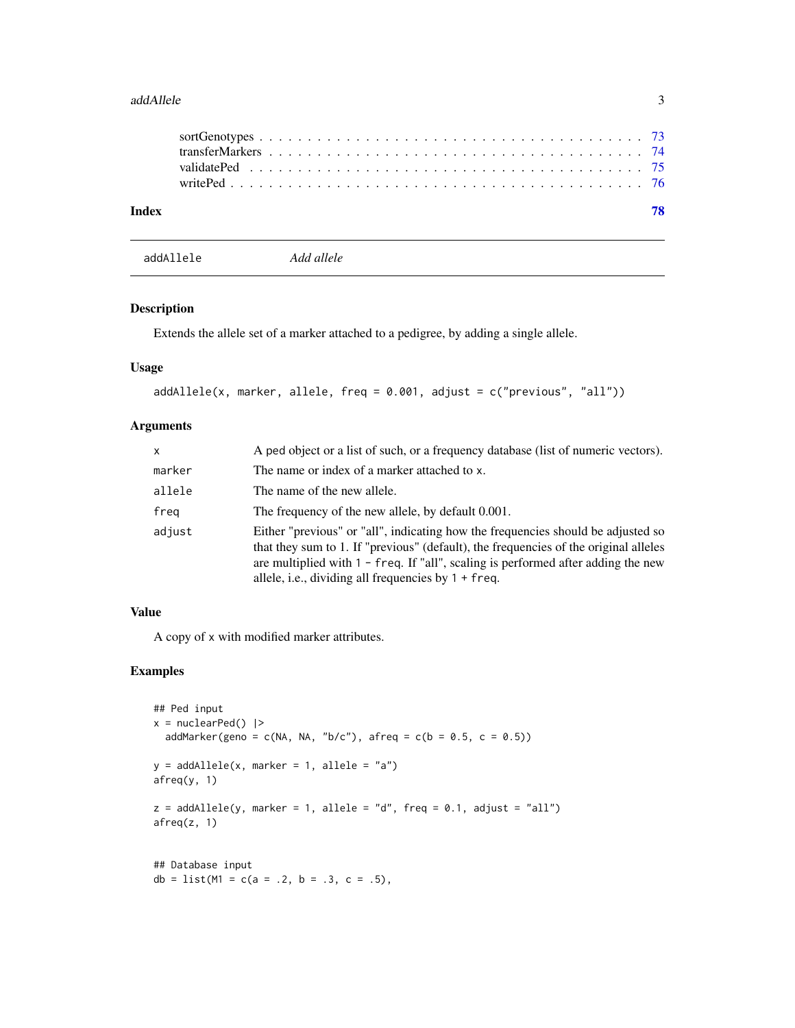sortGenotypes . . . . . . . . . . . . . . . . . . . . . . . . . . . . . . . . . . . . . . . 73
transferMarkers . . . . . . . . . . . . . . . . . . . . . . . . . . . . . . . . . . . . . . 74
validatePed . . . . . . . . . . . . . . . . . . . . . . . . . . . . . . . . . . . . . . . . 75
writePed . . . . . . . . . . . . . . . . . . . . . . . . . . . . . . . . . . . . . . . . . 76

**Index** **78**

---

`addAllele` *Add allele*

---

### Description

Extends the allele set of a marker attached to a pedigree, by adding a single allele.

### Usage

```
addAllele(x, marker, allele, freq = 0.001, adjust = c("previous", "all"))
```

### Arguments

| | |
|---|---|
| `x` | A ped object or a list of such, or a frequency database (list of numeric vectors). |
| `marker` | The name or index of a marker attached to `x`. |
| `allele` | The name of the new allele. |
| `freq` | The frequency of the new allele, by default 0.001. |
| `adjust` | Either "previous" or "all", indicating how the frequencies should be adjusted so that they sum to 1. If "previous" (default), the frequencies of the original alleles are multiplied with `1 - freq`. If "all", scaling is performed after adding the new allele, i.e., dividing all frequencies by `1 + freq`. |

### Value

A copy of `x` with modified marker attributes.

### Examples

```
## Ped input
x = nuclearPed() |>
  addMarker(geno = c(NA, NA, "b/c"), afreq = c(b = 0.5, c = 0.5))

y = addAllele(x, marker = 1, allele = "a")
afreq(y, 1)

z = addAllele(y, marker = 1, allele = "d", freq = 0.1, adjust = "all")
afreq(z, 1)


## Database input
db = list(M1 = c(a = .2, b = .3, c = .5),
```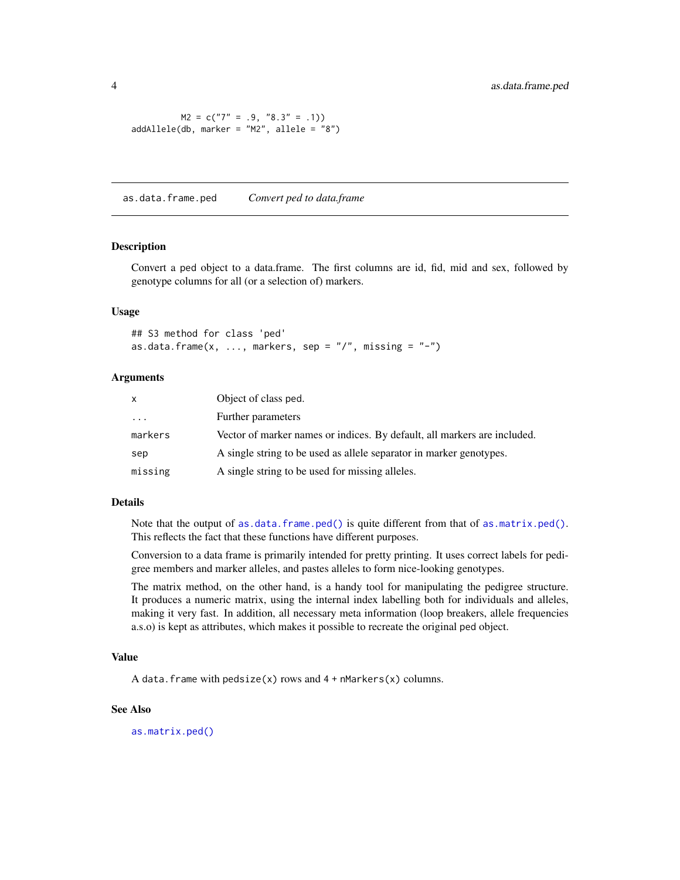```
        M2 = c("7" = .9, "8.3" = .1))
addAllele(db, marker = "M2", allele = "8")
```

## as.data.frame.ped — *Convert ped to data.frame*

### Description

Convert a ped object to a data.frame. The first columns are id, fid, mid and sex, followed by genotype columns for all (or a selection of) markers.

### Usage

```
## S3 method for class 'ped'
as.data.frame(x, ..., markers, sep = "/", missing = "-")
```

### Arguments

| | |
|---|---|
| `x` | Object of class ped. |
| `...` | Further parameters |
| `markers` | Vector of marker names or indices. By default, all markers are included. |
| `sep` | A single string to be used as allele separator in marker genotypes. |
| `missing` | A single string to be used for missing alleles. |

### Details

Note that the output of `as.data.frame.ped()` is quite different from that of `as.matrix.ped()`. This reflects the fact that these functions have different purposes.

Conversion to a data frame is primarily intended for pretty printing. It uses correct labels for pedigree members and marker alleles, and pastes alleles to form nice-looking genotypes.

The matrix method, on the other hand, is a handy tool for manipulating the pedigree structure. It produces a numeric matrix, using the internal index labelling both for individuals and alleles, making it very fast. In addition, all necessary meta information (loop breakers, allele frequencies a.s.o) is kept as attributes, which makes it possible to recreate the original ped object.

### Value

A `data.frame` with `pedsize(x)` rows and `4 + nMarkers(x)` columns.

### See Also

`as.matrix.ped()`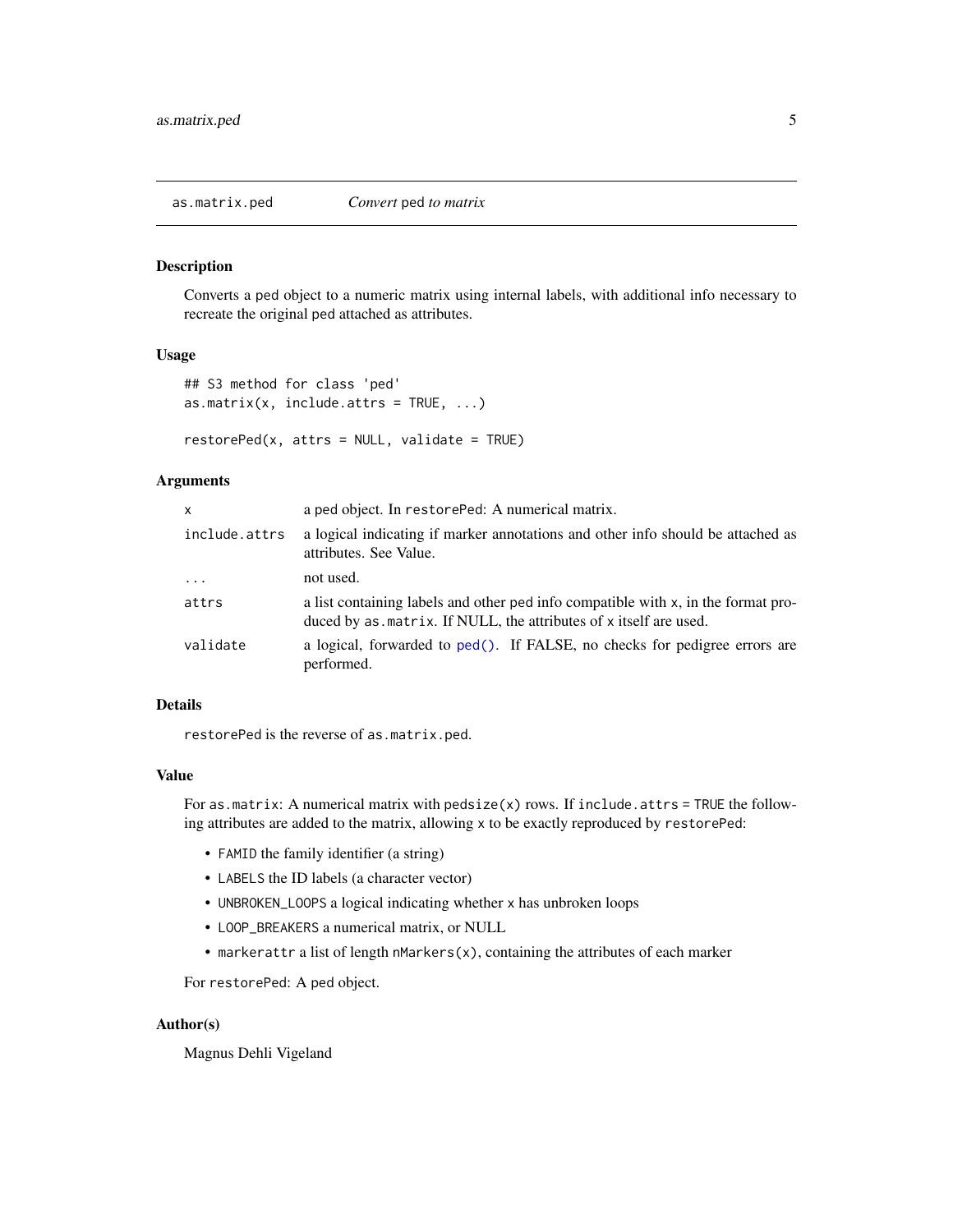## as.matrix.ped *Convert* ped *to matrix*

### Description

Converts a ped object to a numeric matrix using internal labels, with additional info necessary to recreate the original ped attached as attributes.

### Usage

```
## S3 method for class 'ped'
as.matrix(x, include.attrs = TRUE, ...)

restorePed(x, attrs = NULL, validate = TRUE)
```

### Arguments

| | |
|---|---|
| `x` | a ped object. In `restorePed`: A numerical matrix. |
| `include.attrs` | a logical indicating if marker annotations and other info should be attached as attributes. See Value. |
| `...` | not used. |
| `attrs` | a list containing labels and other ped info compatible with `x`, in the format produced by `as.matrix`. If NULL, the attributes of `x` itself are used. |
| `validate` | a logical, forwarded to `ped()`. If FALSE, no checks for pedigree errors are performed. |

### Details

`restorePed` is the reverse of `as.matrix.ped`.

### Value

For `as.matrix`: A numerical matrix with `pedsize(x)` rows. If `include.attrs = TRUE` the following attributes are added to the matrix, allowing `x` to be exactly reproduced by `restorePed`:

- `FAMID` the family identifier (a string)
- `LABELS` the ID labels (a character vector)
- `UNBROKEN_LOOPS` a logical indicating whether `x` has unbroken loops
- `LOOP_BREAKERS` a numerical matrix, or NULL
- `markerattr` a list of length `nMarkers(x)`, containing the attributes of each marker

For `restorePed`: A ped object.

### Author(s)

Magnus Dehli Vigeland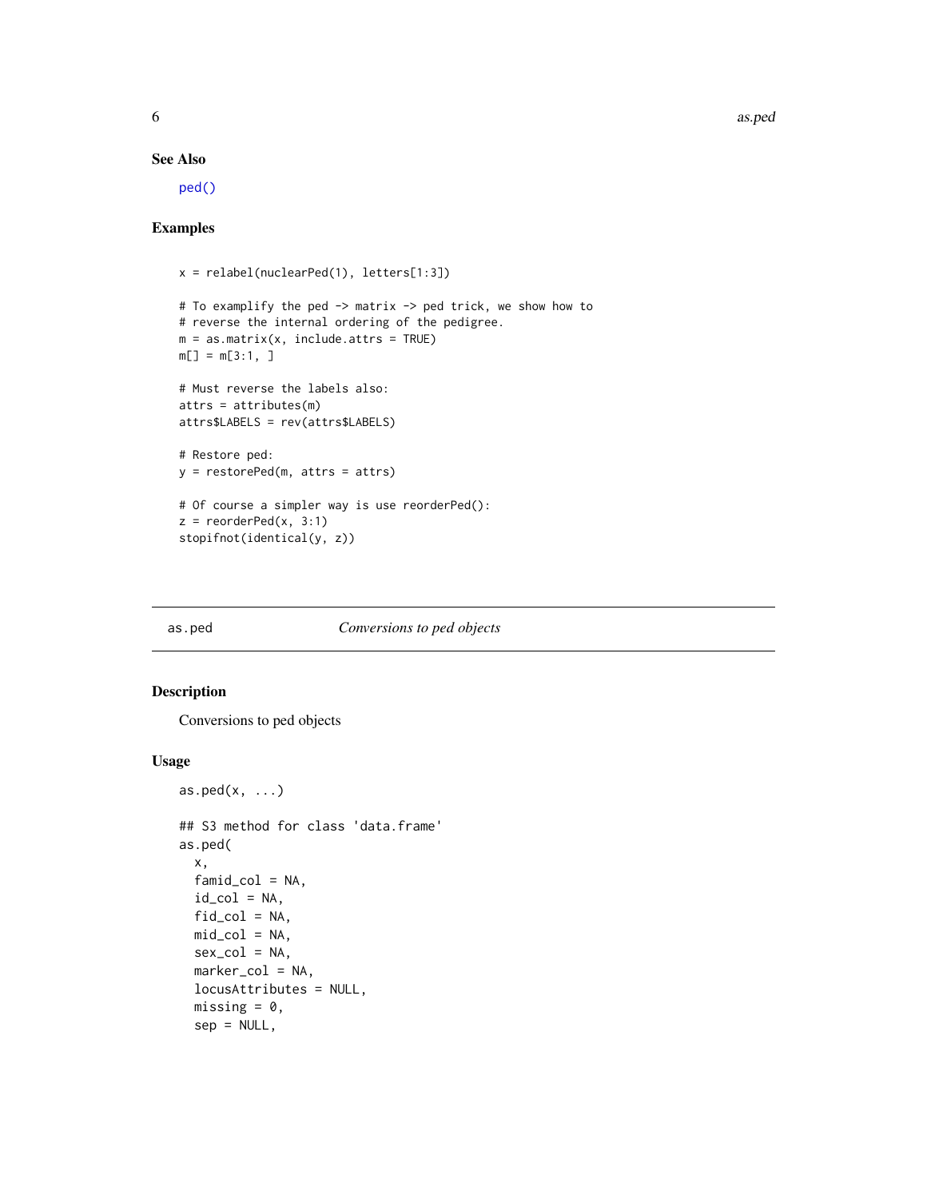### See Also

ped()

### Examples

```
x = relabel(nuclearPed(1), letters[1:3])

# To examplify the ped -> matrix -> ped trick, we show how to
# reverse the internal ordering of the pedigree.
m = as.matrix(x, include.attrs = TRUE)
m[] = m[3:1, ]

# Must reverse the labels also:
attrs = attributes(m)
attrs$LABELS = rev(attrs$LABELS)

# Restore ped:
y = restorePed(m, attrs = attrs)

# Of course a simpler way is use reorderPed():
z = reorderPed(x, 3:1)
stopifnot(identical(y, z))
```

---

## as.ped — *Conversions to ped objects*

---

### Description

Conversions to ped objects

### Usage

```
as.ped(x, ...)

## S3 method for class 'data.frame'
as.ped(
  x,
  famid_col = NA,
  id_col = NA,
  fid_col = NA,
  mid_col = NA,
  sex_col = NA,
  marker_col = NA,
  locusAttributes = NULL,
  missing = 0,
  sep = NULL,
```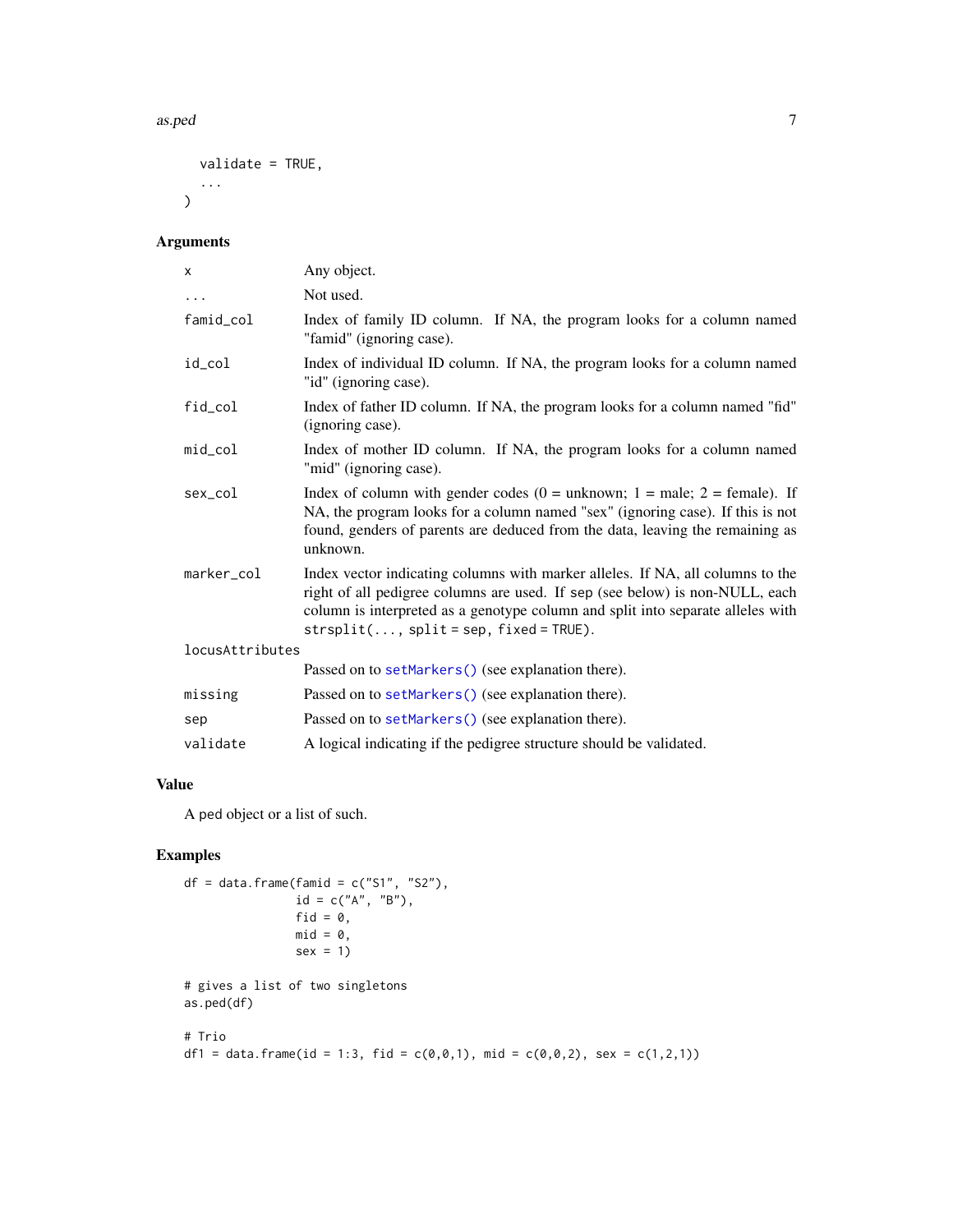```
  validate = TRUE,
  ...
)
```

## Arguments

| Argument | Description |
|---|---|
| x | Any object. |
| ... | Not used. |
| famid_col | Index of family ID column. If NA, the program looks for a column named "famid" (ignoring case). |
| id_col | Index of individual ID column. If NA, the program looks for a column named "id" (ignoring case). |
| fid_col | Index of father ID column. If NA, the program looks for a column named "fid" (ignoring case). |
| mid_col | Index of mother ID column. If NA, the program looks for a column named "mid" (ignoring case). |
| sex_col | Index of column with gender codes (0 = unknown; 1 = male; 2 = female). If NA, the program looks for a column named "sex" (ignoring case). If this is not found, genders of parents are deduced from the data, leaving the remaining as unknown. |
| marker_col | Index vector indicating columns with marker alleles. If NA, all columns to the right of all pedigree columns are used. If sep (see below) is non-NULL, each column is interpreted as a genotype column and split into separate alleles with `strsplit(..., split = sep, fixed = TRUE)`. |
| locusAttributes | Passed on to `setMarkers()` (see explanation there). |
| missing | Passed on to `setMarkers()` (see explanation there). |
| sep | Passed on to `setMarkers()` (see explanation there). |
| validate | A logical indicating if the pedigree structure should be validated. |

## Value

A ped object or a list of such.

## Examples

```
df = data.frame(famid = c("S1", "S2"),
                id = c("A", "B"),
                fid = 0,
                mid = 0,
                sex = 1)

# gives a list of two singletons
as.ped(df)

# Trio
df1 = data.frame(id = 1:3, fid = c(0,0,1), mid = c(0,0,2), sex = c(1,2,1))
```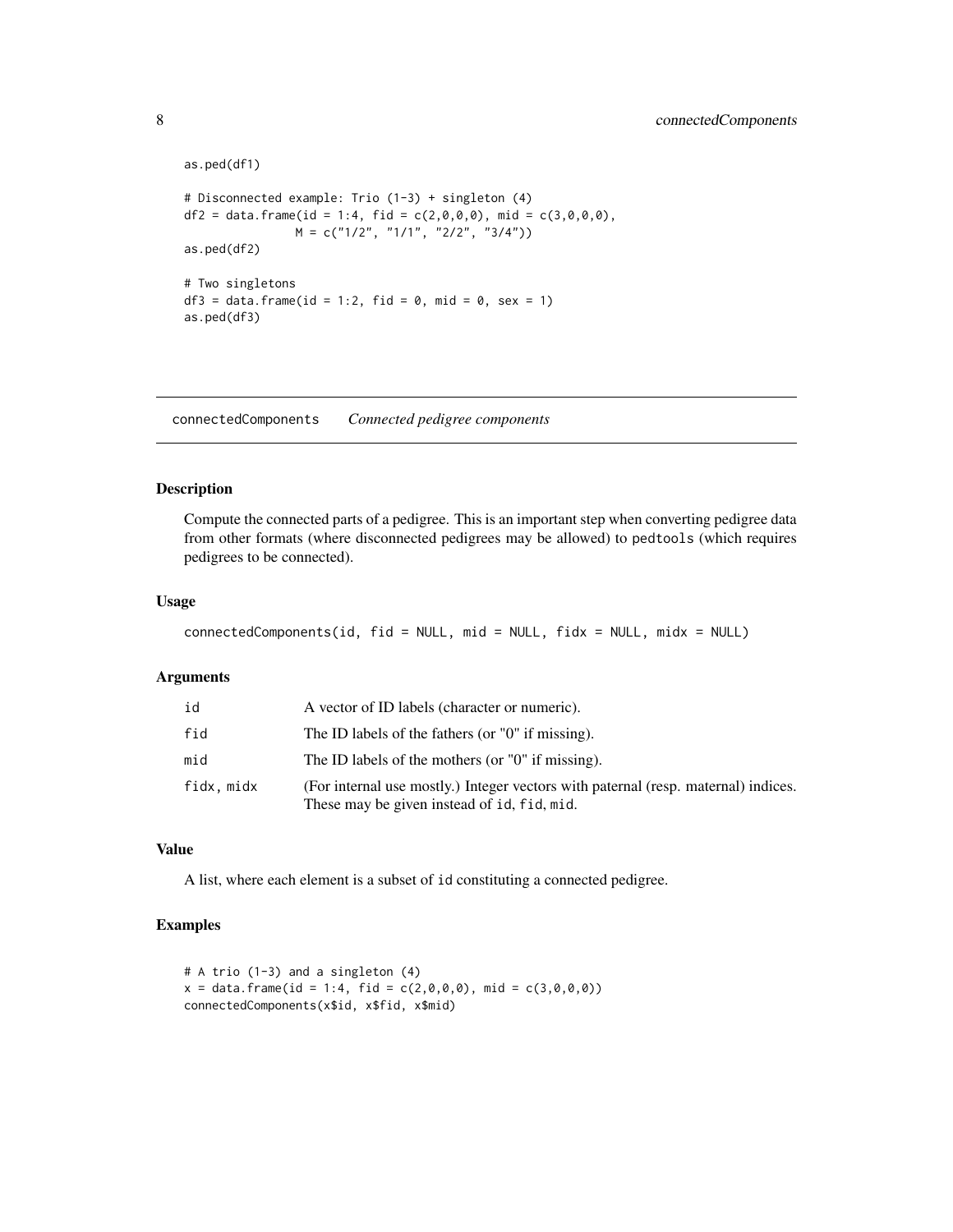```
as.ped(df1)

# Disconnected example: Trio (1-3) + singleton (4)
df2 = data.frame(id = 1:4, fid = c(2,0,0,0), mid = c(3,0,0,0),
                M = c("1/2", "1/1", "2/2", "3/4"))
as.ped(df2)

# Two singletons
df3 = data.frame(id = 1:2, fid = 0, mid = 0, sex = 1)
as.ped(df3)
```

## connectedComponents *Connected pedigree components*

### Description

Compute the connected parts of a pedigree. This is an important step when converting pedigree data from other formats (where disconnected pedigrees may be allowed) to `pedtools` (which requires pedigrees to be connected).

### Usage

```
connectedComponents(id, fid = NULL, mid = NULL, fidx = NULL, midx = NULL)
```

### Arguments

| | |
|---|---|
| `id` | A vector of ID labels (character or numeric). |
| `fid` | The ID labels of the fathers (or "0" if missing). |
| `mid` | The ID labels of the mothers (or "0" if missing). |
| `fidx, midx` | (For internal use mostly.) Integer vectors with paternal (resp. maternal) indices. These may be given instead of `id`, `fid`, `mid`. |

### Value

A list, where each element is a subset of `id` constituting a connected pedigree.

### Examples

```
# A trio (1-3) and a singleton (4)
x = data.frame(id = 1:4, fid = c(2,0,0,0), mid = c(3,0,0,0))
connectedComponents(x$id, x$fid, x$mid)
```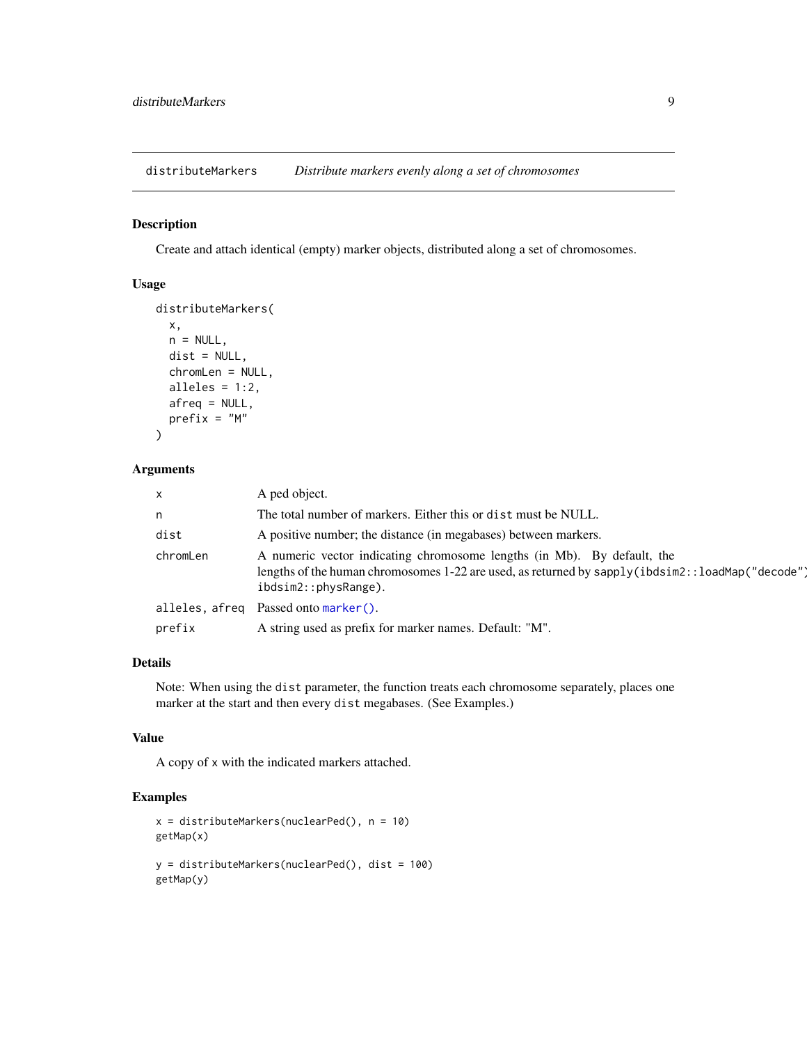# distributeMarkers

*Distribute markers evenly along a set of chromosomes*

## Description

Create and attach identical (empty) marker objects, distributed along a set of chromosomes.

## Usage

```
distributeMarkers(
  x,
  n = NULL,
  dist = NULL,
  chromLen = NULL,
  alleles = 1:2,
  afreq = NULL,
  prefix = "M"
)
```

## Arguments

| | |
|---|---|
| `x` | A ped object. |
| `n` | The total number of markers. Either this or `dist` must be NULL. |
| `dist` | A positive number; the distance (in megabases) between markers. |
| `chromLen` | A numeric vector indicating chromosome lengths (in Mb). By default, the lengths of the human chromosomes 1-22 are used, as returned by `sapply(ibdsim2::loadMap("decode")` `ibdsim2::physRange)`. |
| `alleles, afreq` | Passed onto `marker()`. |
| `prefix` | A string used as prefix for marker names. Default: "M". |

## Details

Note: When using the `dist` parameter, the function treats each chromosome separately, places one marker at the start and then every `dist` megabases. (See Examples.)

## Value

A copy of `x` with the indicated markers attached.

## Examples

```
x = distributeMarkers(nuclearPed(), n = 10)
getMap(x)

y = distributeMarkers(nuclearPed(), dist = 100)
getMap(y)
```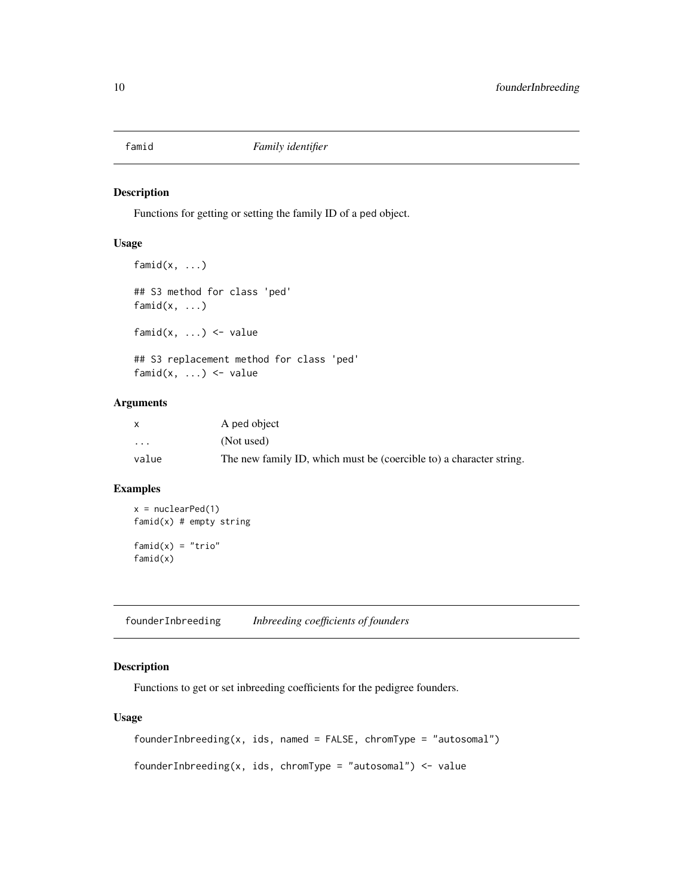## famid — *Family identifier*

### Description

Functions for getting or setting the family ID of a ped object.

### Usage

```
famid(x, ...)

## S3 method for class 'ped'
famid(x, ...)

famid(x, ...) <- value

## S3 replacement method for class 'ped'
famid(x, ...) <- value
```

### Arguments

| | |
|---|---|
| x | A ped object |
| ... | (Not used) |
| value | The new family ID, which must be (coercible to) a character string. |

### Examples

```
x = nuclearPed(1)
famid(x) # empty string

famid(x) = "trio"
famid(x)
```

## founderInbreeding — *Inbreeding coefficients of founders*

### Description

Functions to get or set inbreeding coefficients for the pedigree founders.

### Usage

```
founderInbreeding(x, ids, named = FALSE, chromType = "autosomal")

founderInbreeding(x, ids, chromType = "autosomal") <- value
```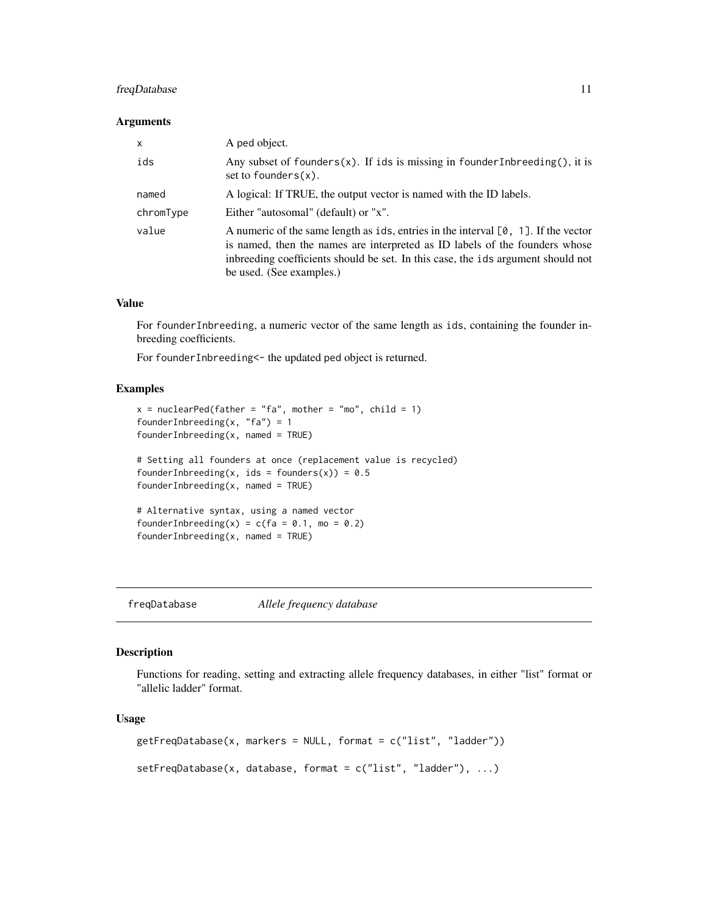### Arguments

| | |
|---|---|
| `x` | A ped object. |
| `ids` | Any subset of `founders(x)`. If `ids` is missing in `founderInbreeding()`, it is set to `founders(x)`. |
| `named` | A logical: If TRUE, the output vector is named with the ID labels. |
| `chromType` | Either "autosomal" (default) or "x". |
| `value` | A numeric of the same length as `ids`, entries in the interval `[0, 1]`. If the vector is named, then the names are interpreted as ID labels of the founders whose inbreeding coefficients should be set. In this case, the `ids` argument should not be used. (See examples.) |

### Value

For `founderInbreeding`, a numeric vector of the same length as `ids`, containing the founder inbreeding coefficients.

For `founderInbreeding<-` the updated `ped` object is returned.

### Examples

```
x = nuclearPed(father = "fa", mother = "mo", child = 1)
founderInbreeding(x, "fa") = 1
founderInbreeding(x, named = TRUE)

# Setting all founders at once (replacement value is recycled)
founderInbreeding(x, ids = founders(x)) = 0.5
founderInbreeding(x, named = TRUE)

# Alternative syntax, using a named vector
founderInbreeding(x) = c(fa = 0.1, mo = 0.2)
founderInbreeding(x, named = TRUE)
```

---

## `freqDatabase` *Allele frequency database*

### Description

Functions for reading, setting and extracting allele frequency databases, in either "list" format or "allelic ladder" format.

### Usage

```
getFreqDatabase(x, markers = NULL, format = c("list", "ladder"))

setFreqDatabase(x, database, format = c("list", "ladder"), ...)
```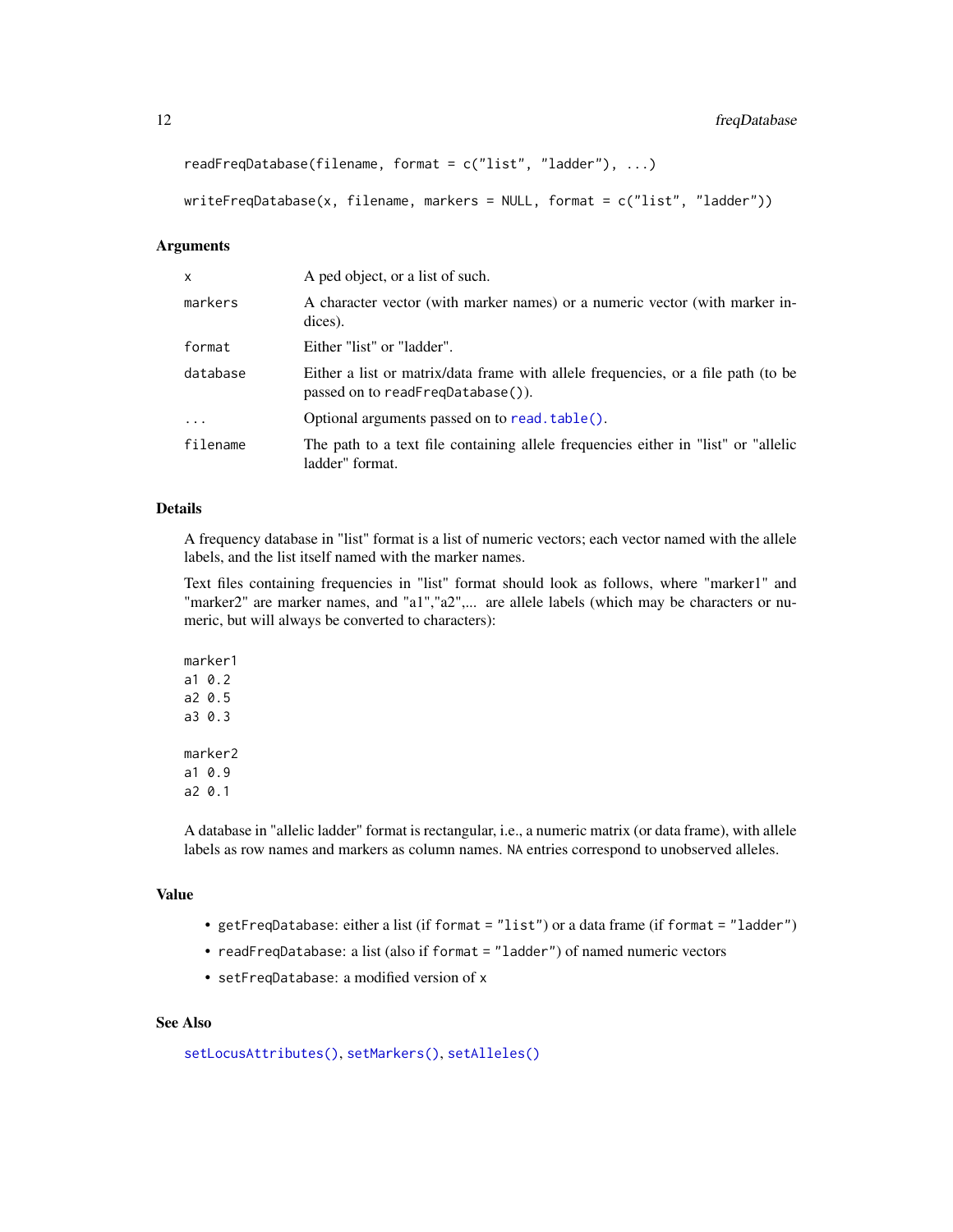```
readFreqDatabase(filename, format = c("list", "ladder"), ...)

writeFreqDatabase(x, filename, markers = NULL, format = c("list", "ladder"))
```

### Arguments

| | |
|---|---|
| `x` | A ped object, or a list of such. |
| `markers` | A character vector (with marker names) or a numeric vector (with marker indices). |
| `format` | Either "list" or "ladder". |
| `database` | Either a list or matrix/data frame with allele frequencies, or a file path (to be passed on to `readFreqDatabase()`). |
| `...` | Optional arguments passed on to `read.table()`. |
| `filename` | The path to a text file containing allele frequencies either in "list" or "allelic ladder" format. |

### Details

A frequency database in "list" format is a list of numeric vectors; each vector named with the allele labels, and the list itself named with the marker names.

Text files containing frequencies in "list" format should look as follows, where "marker1" and "marker2" are marker names, and "a1","a2",... are allele labels (which may be characters or numeric, but will always be converted to characters):

```
marker1
a1 0.2
a2 0.5
a3 0.3

marker2
a1 0.9
a2 0.1
```

A database in "allelic ladder" format is rectangular, i.e., a numeric matrix (or data frame), with allele labels as row names and markers as column names. `NA` entries correspond to unobserved alleles.

### Value

- `getFreqDatabase`: either a list (if `format = "list"`) or a data frame (if `format = "ladder"`)
- `readFreqDatabase`: a list (also if `format = "ladder"`) of named numeric vectors
- `setFreqDatabase`: a modified version of `x`

### See Also

`setLocusAttributes()`, `setMarkers()`, `setAlleles()`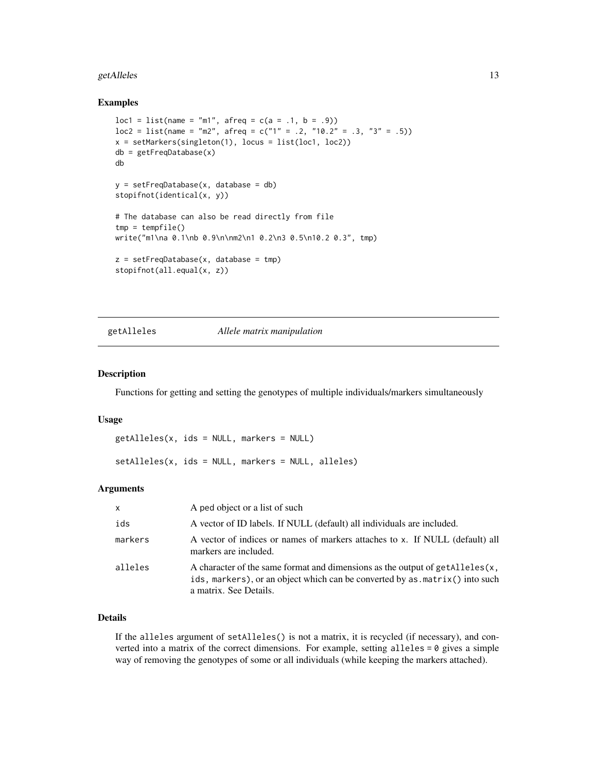## Examples

```
loc1 = list(name = "m1", afreq = c(a = .1, b = .9))
loc2 = list(name = "m2", afreq = c("1" = .2, "10.2" = .3, "3" = .5))
x = setMarkers(singleton(1), locus = list(loc1, loc2))
db = getFreqDatabase(x)
db

y = setFreqDatabase(x, database = db)
stopifnot(identical(x, y))

# The database can also be read directly from file
tmp = tempfile()
write("m1\na 0.1\nb 0.9\n\nm2\n1 0.2\n3 0.5\n10.2 0.3", tmp)

z = setFreqDatabase(x, database = tmp)
stopifnot(all.equal(x, z))
```

---

# getAlleles — *Allele matrix manipulation*

---

## Description

Functions for getting and setting the genotypes of multiple individuals/markers simultaneously

## Usage

```
getAlleles(x, ids = NULL, markers = NULL)

setAlleles(x, ids = NULL, markers = NULL, alleles)
```

## Arguments

| | |
|---|---|
| `x` | A ped object or a list of such |
| `ids` | A vector of ID labels. If NULL (default) all individuals are included. |
| `markers` | A vector of indices or names of markers attaches to x. If NULL (default) all markers are included. |
| `alleles` | A character of the same format and dimensions as the output of `getAlleles(x, ids, markers)`, or an object which can be converted by `as.matrix()` into such a matrix. See Details. |

## Details

If the `alleles` argument of `setAlleles()` is not a matrix, it is recycled (if necessary), and converted into a matrix of the correct dimensions. For example, setting `alleles = 0` gives a simple way of removing the genotypes of some or all individuals (while keeping the markers attached).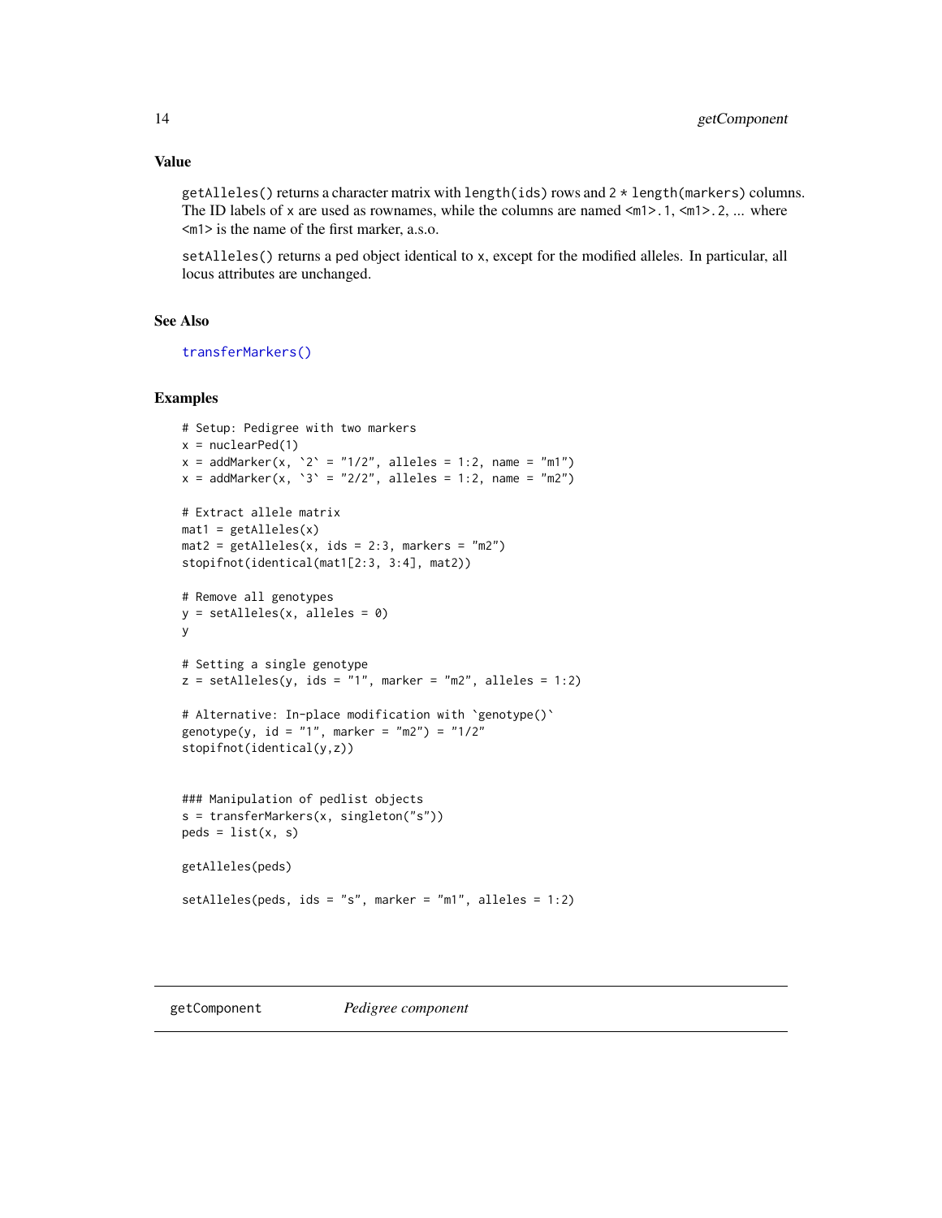### Value

`getAlleles()` returns a character matrix with `length(ids)` rows and `2 * length(markers)` columns. The ID labels of `x` are used as rownames, while the columns are named `<m1>.1`, `<m1>.2`, ... where `<m1>` is the name of the first marker, a.s.o.

`setAlleles()` returns a ped object identical to `x`, except for the modified alleles. In particular, all locus attributes are unchanged.

### See Also

`transferMarkers()`

### Examples

```
# Setup: Pedigree with two markers
x = nuclearPed(1)
x = addMarker(x, `2` = "1/2", alleles = 1:2, name = "m1")
x = addMarker(x, `3` = "2/2", alleles = 1:2, name = "m2")

# Extract allele matrix
mat1 = getAlleles(x)
mat2 = getAlleles(x, ids = 2:3, markers = "m2")
stopifnot(identical(mat1[2:3, 3:4], mat2))

# Remove all genotypes
y = setAlleles(x, alleles = 0)
y

# Setting a single genotype
z = setAlleles(y, ids = "1", marker = "m2", alleles = 1:2)

# Alternative: In-place modification with `genotype()`
genotype(y, id = "1", marker = "m2") = "1/2"
stopifnot(identical(y,z))


### Manipulation of pedlist objects
s = transferMarkers(x, singleton("s"))
peds = list(x, s)

getAlleles(peds)

setAlleles(peds, ids = "s", marker = "m1", alleles = 1:2)
```

## getComponent *Pedigree component*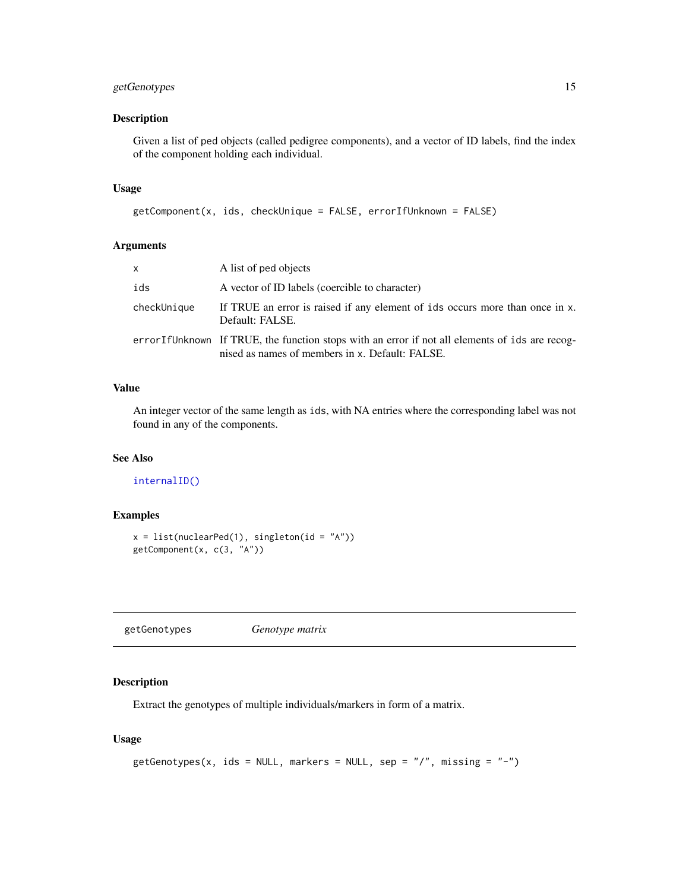## Description

Given a list of ped objects (called pedigree components), and a vector of ID labels, find the index of the component holding each individual.

## Usage

```
getComponent(x, ids, checkUnique = FALSE, errorIfUnknown = FALSE)
```

## Arguments

| | |
|---|---|
| `x` | A list of ped objects |
| `ids` | A vector of ID labels (coercible to character) |
| `checkUnique` | If TRUE an error is raised if any element of `ids` occurs more than once in `x`. Default: FALSE. |
| `errorIfUnknown` | If TRUE, the function stops with an error if not all elements of `ids` are recognised as names of members in `x`. Default: FALSE. |

## Value

An integer vector of the same length as `ids`, with NA entries where the corresponding label was not found in any of the components.

## See Also

`internalID()`

## Examples

```
x = list(nuclearPed(1), singleton(id = "A"))
getComponent(x, c(3, "A"))
```

---

# getGenotypes *Genotype matrix*

---

## Description

Extract the genotypes of multiple individuals/markers in form of a matrix.

## Usage

```
getGenotypes(x, ids = NULL, markers = NULL, sep = "/", missing = "-")
```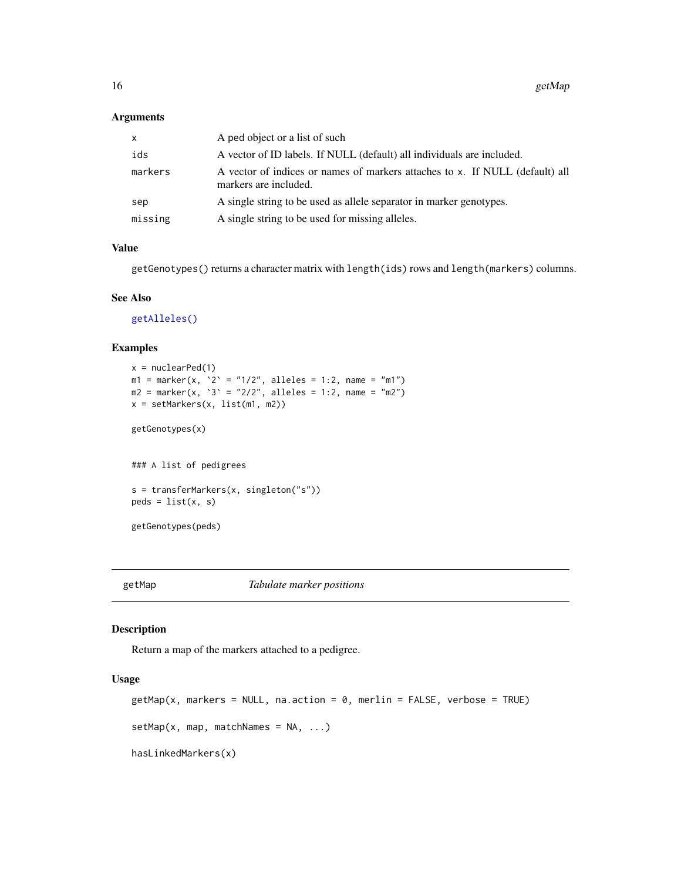## Arguments

| | |
|---|---|
| `x` | A ped object or a list of such |
| `ids` | A vector of ID labels. If NULL (default) all individuals are included. |
| `markers` | A vector of indices or names of markers attaches to x. If NULL (default) all markers are included. |
| `sep` | A single string to be used as allele separator in marker genotypes. |
| `missing` | A single string to be used for missing alleles. |

## Value

`getGenotypes()` returns a character matrix with `length(ids)` rows and `length(markers)` columns.

## See Also

`getAlleles()`

## Examples

```
x = nuclearPed(1)
m1 = marker(x, `2` = "1/2", alleles = 1:2, name = "m1")
m2 = marker(x, `3` = "2/2", alleles = 1:2, name = "m2")
x = setMarkers(x, list(m1, m2))

getGenotypes(x)


### A list of pedigrees

s = transferMarkers(x, singleton("s"))
peds = list(x, s)

getGenotypes(peds)
```

---

# getMap    *Tabulate marker positions*

## Description

Return a map of the markers attached to a pedigree.

## Usage

```
getMap(x, markers = NULL, na.action = 0, merlin = FALSE, verbose = TRUE)

setMap(x, map, matchNames = NA, ...)

hasLinkedMarkers(x)
```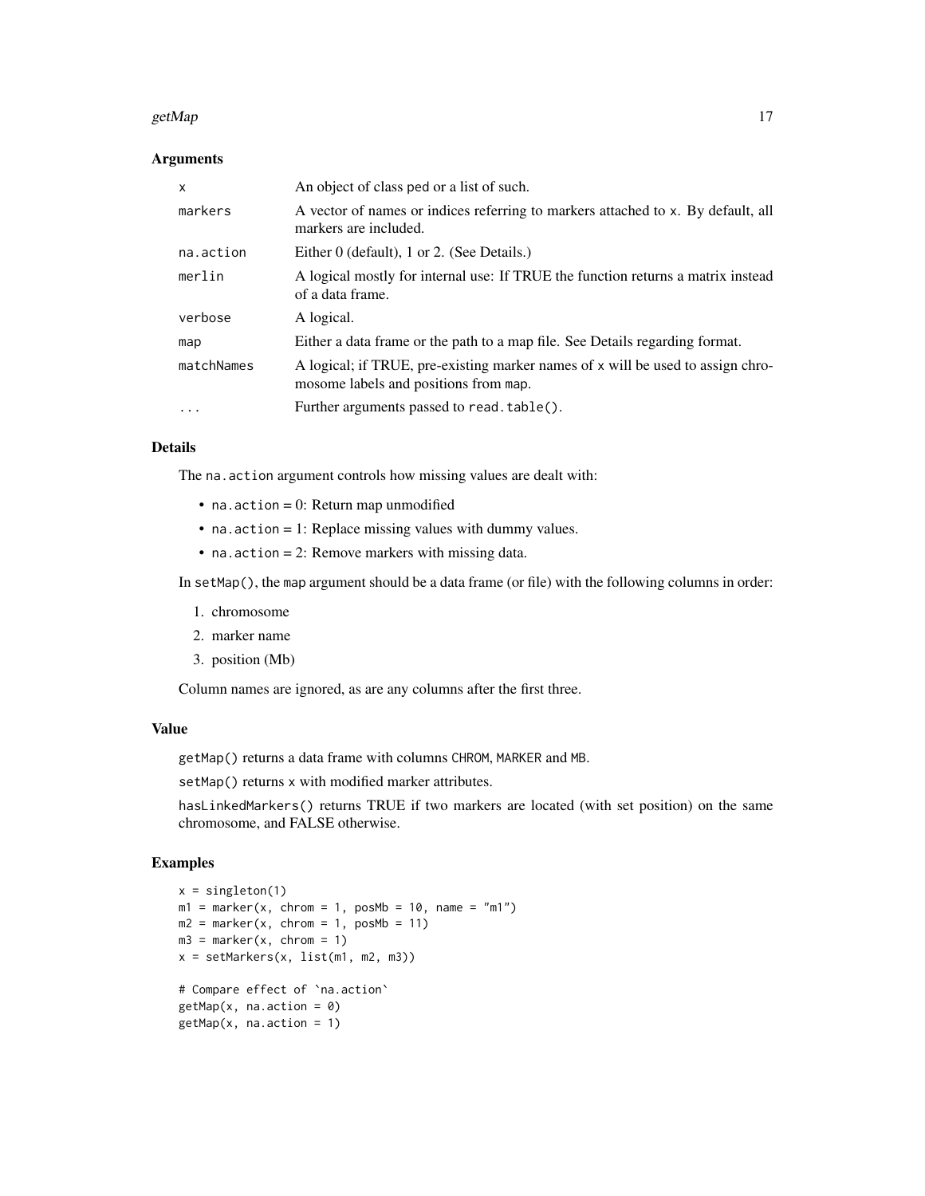## Arguments

| | |
|---|---|
| `x` | An object of class ped or a list of such. |
| `markers` | A vector of names or indices referring to markers attached to `x`. By default, all markers are included. |
| `na.action` | Either 0 (default), 1 or 2. (See Details.) |
| `merlin` | A logical mostly for internal use: If TRUE the function returns a matrix instead of a data frame. |
| `verbose` | A logical. |
| `map` | Either a data frame or the path to a map file. See Details regarding format. |
| `matchNames` | A logical; if TRUE, pre-existing marker names of `x` will be used to assign chromosome labels and positions from `map`. |
| `...` | Further arguments passed to `read.table()`. |

## Details

The `na.action` argument controls how missing values are dealt with:

- `na.action` = 0: Return map unmodified
- `na.action` = 1: Replace missing values with dummy values.
- `na.action` = 2: Remove markers with missing data.

In `setMap()`, the `map` argument should be a data frame (or file) with the following columns in order:

1. chromosome
2. marker name
3. position (Mb)

Column names are ignored, as are any columns after the first three.

## Value

`getMap()` returns a data frame with columns `CHROM`, `MARKER` and `MB`.

`setMap()` returns `x` with modified marker attributes.

`hasLinkedMarkers()` returns TRUE if two markers are located (with set position) on the same chromosome, and FALSE otherwise.

## Examples

```
x = singleton(1)
m1 = marker(x, chrom = 1, posMb = 10, name = "m1")
m2 = marker(x, chrom = 1, posMb = 11)
m3 = marker(x, chrom = 1)
x = setMarkers(x, list(m1, m2, m3))

# Compare effect of `na.action`
getMap(x, na.action = 0)
getMap(x, na.action = 1)
```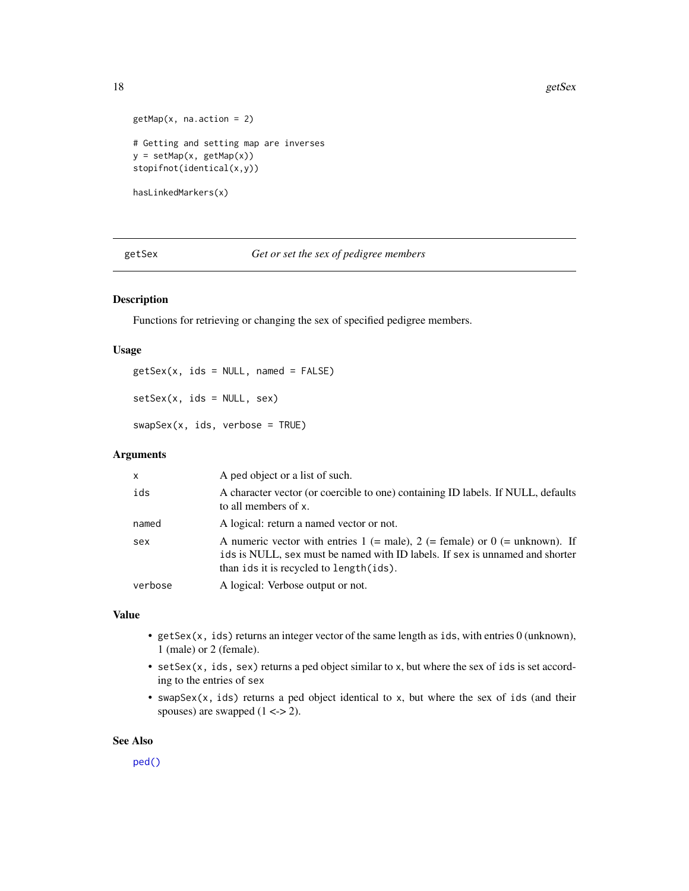```
getMap(x, na.action = 2)

# Getting and setting map are inverses
y = setMap(x, getMap(x))
stopifnot(identical(x,y))

hasLinkedMarkers(x)
```

## getSex *Get or set the sex of pedigree members*

### Description

Functions for retrieving or changing the sex of specified pedigree members.

### Usage

```
getSex(x, ids = NULL, named = FALSE)

setSex(x, ids = NULL, sex)

swapSex(x, ids, verbose = TRUE)
```

### Arguments

| | |
|---|---|
| `x` | A ped object or a list of such. |
| `ids` | A character vector (or coercible to one) containing ID labels. If NULL, defaults to all members of `x`. |
| `named` | A logical: return a named vector or not. |
| `sex` | A numeric vector with entries 1 (= male), 2 (= female) or 0 (= unknown). If `ids` is NULL, `sex` must be named with ID labels. If `sex` is unnamed and shorter than `ids` it is recycled to `length(ids)`. |
| `verbose` | A logical: Verbose output or not. |

### Value

- `getSex(x, ids)` returns an integer vector of the same length as `ids`, with entries 0 (unknown), 1 (male) or 2 (female).
- `setSex(x, ids, sex)` returns a ped object similar to `x`, but where the sex of `ids` is set according to the entries of `sex`
- `swapSex(x, ids)` returns a ped object identical to `x`, but where the sex of `ids` (and their spouses) are swapped (1 <-> 2).

### See Also

`ped()`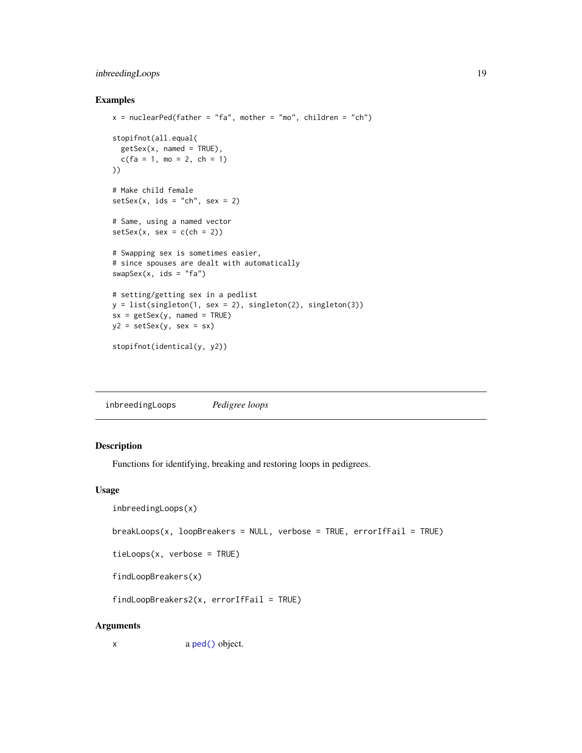### Examples

```
x = nuclearPed(father = "fa", mother = "mo", children = "ch")

stopifnot(all.equal(
  getSex(x, named = TRUE),
  c(fa = 1, mo = 2, ch = 1)
))

# Make child female
setSex(x, ids = "ch", sex = 2)

# Same, using a named vector
setSex(x, sex = c(ch = 2))

# Swapping sex is sometimes easier,
# since spouses are dealt with automatically
swapSex(x, ids = "fa")

# setting/getting sex in a pedlist
y = list(singleton(1, sex = 2), singleton(2), singleton(3))
sx = getSex(y, named = TRUE)
y2 = setSex(y, sex = sx)

stopifnot(identical(y, y2))
```

---

## inbreedingLoops *Pedigree loops*

### Description

Functions for identifying, breaking and restoring loops in pedigrees.

### Usage

```
inbreedingLoops(x)

breakLoops(x, loopBreakers = NULL, verbose = TRUE, errorIfFail = TRUE)

tieLoops(x, verbose = TRUE)

findLoopBreakers(x)

findLoopBreakers2(x, errorIfFail = TRUE)
```

### Arguments

| | |
|---|---|
| x | a `ped()` object. |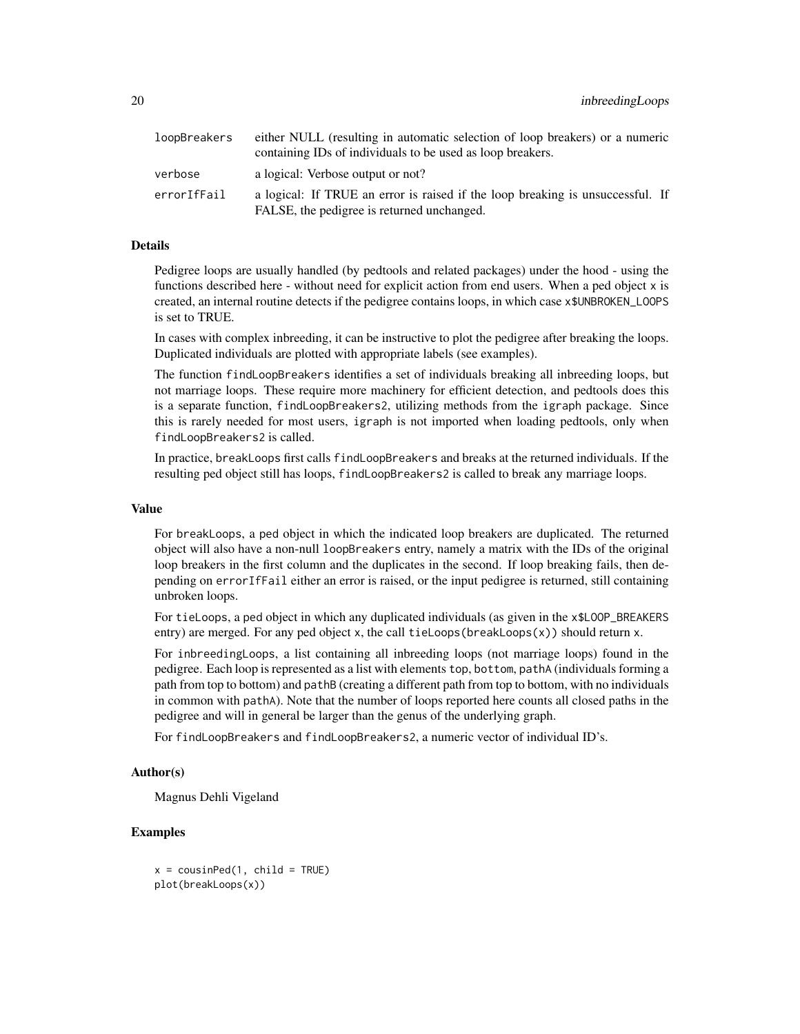| | |
|---|---|
| loopBreakers | either NULL (resulting in automatic selection of loop breakers) or a numeric containing IDs of individuals to be used as loop breakers. |
| verbose | a logical: Verbose output or not? |
| errorIfFail | a logical: If TRUE an error is raised if the loop breaking is unsuccessful. If FALSE, the pedigree is returned unchanged. |

### Details

Pedigree loops are usually handled (by pedtools and related packages) under the hood - using the functions described here - without need for explicit action from end users. When a ped object `x` is created, an internal routine detects if the pedigree contains loops, in which case `x$UNBROKEN_LOOPS` is set to TRUE.

In cases with complex inbreeding, it can be instructive to plot the pedigree after breaking the loops. Duplicated individuals are plotted with appropriate labels (see examples).

The function `findLoopBreakers` identifies a set of individuals breaking all inbreeding loops, but not marriage loops. These require more machinery for efficient detection, and pedtools does this is a separate function, `findLoopBreakers2`, utilizing methods from the `igraph` package. Since this is rarely needed for most users, `igraph` is not imported when loading pedtools, only when `findLoopBreakers2` is called.

In practice, `breakLoops` first calls `findLoopBreakers` and breaks at the returned individuals. If the resulting ped object still has loops, `findLoopBreakers2` is called to break any marriage loops.

### Value

For `breakLoops`, a `ped` object in which the indicated loop breakers are duplicated. The returned object will also have a non-null `loopBreakers` entry, namely a matrix with the IDs of the original loop breakers in the first column and the duplicates in the second. If loop breaking fails, then depending on `errorIfFail` either an error is raised, or the input pedigree is returned, still containing unbroken loops.

For `tieLoops`, a `ped` object in which any duplicated individuals (as given in the `x$LOOP_BREAKERS` entry) are merged. For any ped object `x`, the call `tieLoops(breakLoops(x))` should return `x`.

For `inbreedingLoops`, a list containing all inbreeding loops (not marriage loops) found in the pedigree. Each loop is represented as a list with elements `top`, `bottom`, `pathA` (individuals forming a path from top to bottom) and `pathB` (creating a different path from top to bottom, with no individuals in common with `pathA`). Note that the number of loops reported here counts all closed paths in the pedigree and will in general be larger than the genus of the underlying graph.

For `findLoopBreakers` and `findLoopBreakers2`, a numeric vector of individual ID's.

### Author(s)

Magnus Dehli Vigeland

### Examples

```
x = cousinPed(1, child = TRUE)
plot(breakLoops(x))
```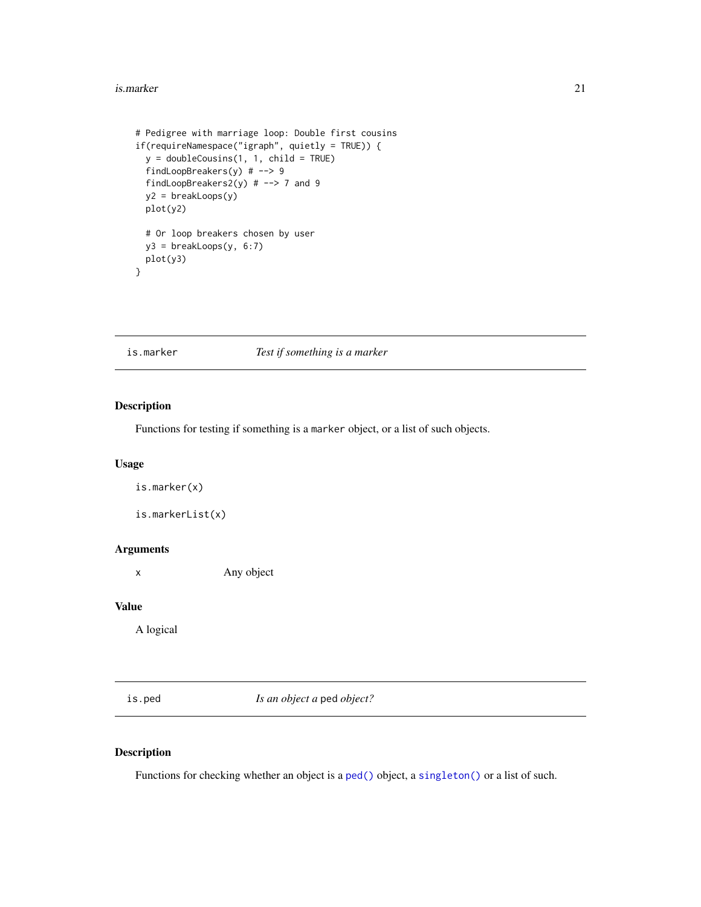```
# Pedigree with marriage loop: Double first cousins
if(requireNamespace("igraph", quietly = TRUE)) {
  y = doubleCousins(1, 1, child = TRUE)
  findLoopBreakers(y) # --> 9
  findLoopBreakers2(y) # --> 7 and 9
  y2 = breakLoops(y)
  plot(y2)

  # Or loop breakers chosen by user
  y3 = breakLoops(y, 6:7)
  plot(y3)
}
```

## is.marker — *Test if something is a marker*

### Description

Functions for testing if something is a `marker` object, or a list of such objects.

### Usage

```
is.marker(x)

is.markerList(x)
```

### Arguments

| | |
|---|---|
| x | Any object |

### Value

A logical

## is.ped — *Is an object a* `ped` *object?*

### Description

Functions for checking whether an object is a `ped()` object, a `singleton()` or a list of such.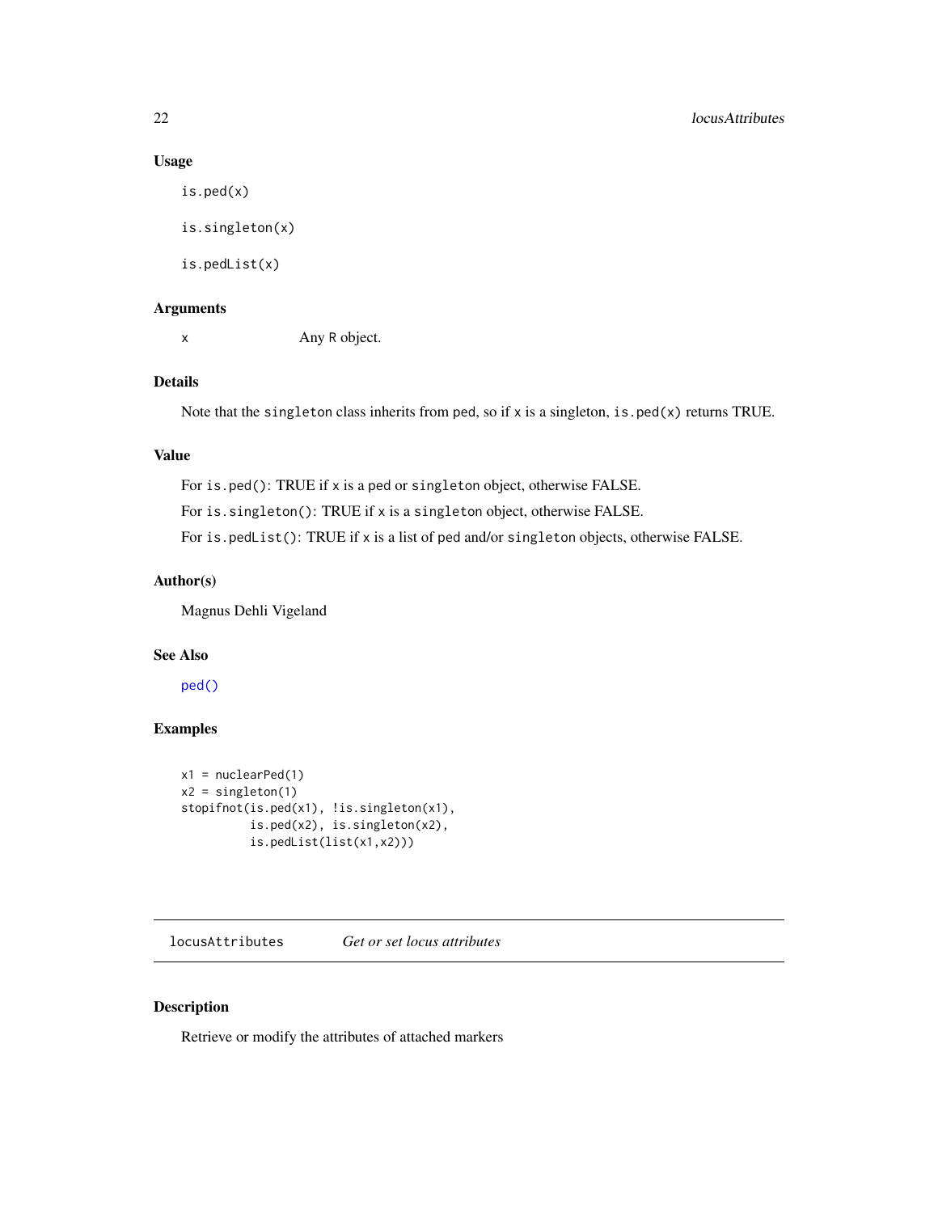## Usage

```
is.ped(x)

is.singleton(x)

is.pedList(x)
```

## Arguments

x    Any R object.

## Details

Note that the `singleton` class inherits from `ped`, so if `x` is a singleton, `is.ped(x)` returns TRUE.

## Value

For `is.ped()`: TRUE if `x` is a `ped` or `singleton` object, otherwise FALSE.

For `is.singleton()`: TRUE if `x` is a `singleton` object, otherwise FALSE.

For `is.pedList()`: TRUE if `x` is a list of `ped` and/or `singleton` objects, otherwise FALSE.

## Author(s)

Magnus Dehli Vigeland

## See Also

`ped()`

## Examples

```
x1 = nuclearPed(1)
x2 = singleton(1)
stopifnot(is.ped(x1), !is.singleton(x1),
          is.ped(x2), is.singleton(x2),
          is.pedList(list(x1,x2)))
```

---

# locusAttributes    *Get or set locus attributes*

## Description

Retrieve or modify the attributes of attached markers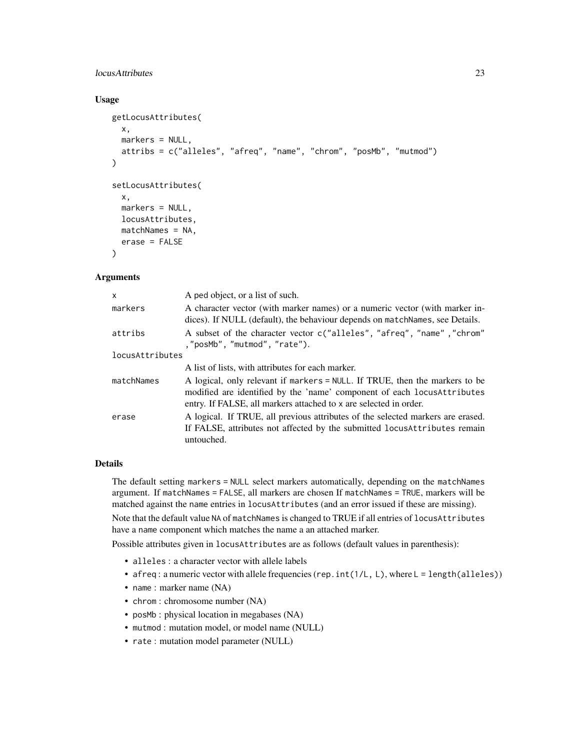## Usage

```
getLocusAttributes(
  x,
  markers = NULL,
  attribs = c("alleles", "afreq", "name", "chrom", "posMb", "mutmod")
)

setLocusAttributes(
  x,
  markers = NULL,
  locusAttributes,
  matchNames = NA,
  erase = FALSE
)
```

## Arguments

| | |
|---|---|
| `x` | A ped object, or a list of such. |
| `markers` | A character vector (with marker names) or a numeric vector (with marker indices). If NULL (default), the behaviour depends on `matchNames`, see Details. |
| `attribs` | A subset of the character vector `c("alleles", "afreq", "name" ,"chrom" ,"posMb", "mutmod", "rate")`. |
| `locusAttributes` | A list of lists, with attributes for each marker. |
| `matchNames` | A logical, only relevant if `markers = NULL`. If TRUE, then the markers to be modified are identified by the 'name' component of each `locusAttributes` entry. If FALSE, all markers attached to `x` are selected in order. |
| `erase` | A logical. If TRUE, all previous attributes of the selected markers are erased. If FALSE, attributes not affected by the submitted `locusAttributes` remain untouched. |

## Details

The default setting `markers = NULL` select markers automatically, depending on the `matchNames` argument. If `matchNames = FALSE`, all markers are chosen If `matchNames = TRUE`, markers will be matched against the `name` entries in `locusAttributes` (and an error issued if these are missing).

Note that the default value `NA` of `matchNames` is changed to TRUE if all entries of `locusAttributes` have a `name` component which matches the name a an attached marker.

Possible attributes given in `locusAttributes` are as follows (default values in parenthesis):

- `alleles` : a character vector with allele labels
- `afreq` : a numeric vector with allele frequencies (`rep.int(1/L, L)`, where `L = length(alleles)`)
- `name` : marker name (NA)
- `chrom` : chromosome number (NA)
- `posMb` : physical location in megabases (NA)
- `mutmod` : mutation model, or model name (NULL)
- `rate` : mutation model parameter (NULL)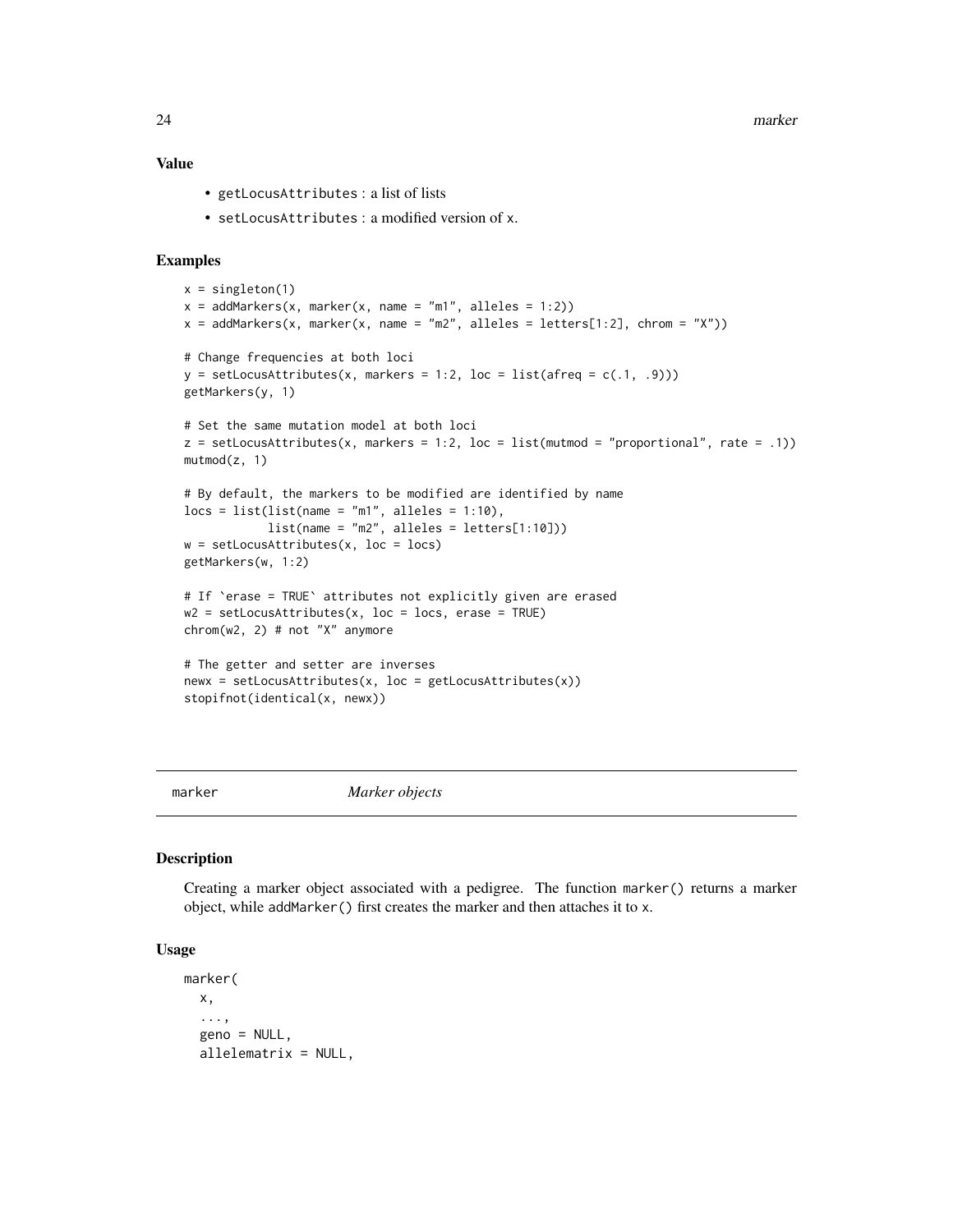### Value

- `getLocusAttributes` : a list of lists
- `setLocusAttributes` : a modified version of `x`.

### Examples

```
x = singleton(1)
x = addMarkers(x, marker(x, name = "m1", alleles = 1:2))
x = addMarkers(x, marker(x, name = "m2", alleles = letters[1:2], chrom = "X"))

# Change frequencies at both loci
y = setLocusAttributes(x, markers = 1:2, loc = list(afreq = c(.1, .9)))
getMarkers(y, 1)

# Set the same mutation model at both loci
z = setLocusAttributes(x, markers = 1:2, loc = list(mutmod = "proportional", rate = .1))
mutmod(z, 1)

# By default, the markers to be modified are identified by name
locs = list(list(name = "m1", alleles = 1:10),
            list(name = "m2", alleles = letters[1:10]))
w = setLocusAttributes(x, loc = locs)
getMarkers(w, 1:2)

# If `erase = TRUE` attributes not explicitly given are erased
w2 = setLocusAttributes(x, loc = locs, erase = TRUE)
chrom(w2, 2) # not "X" anymore

# The getter and setter are inverses
newx = setLocusAttributes(x, loc = getLocusAttributes(x))
stopifnot(identical(x, newx))
```

---

## marker — *Marker objects*

### Description

Creating a marker object associated with a pedigree. The function `marker()` returns a marker object, while `addMarker()` first creates the marker and then attaches it to `x`.

### Usage

```
marker(
  x,
  ...,
  geno = NULL,
  allelematrix = NULL,
```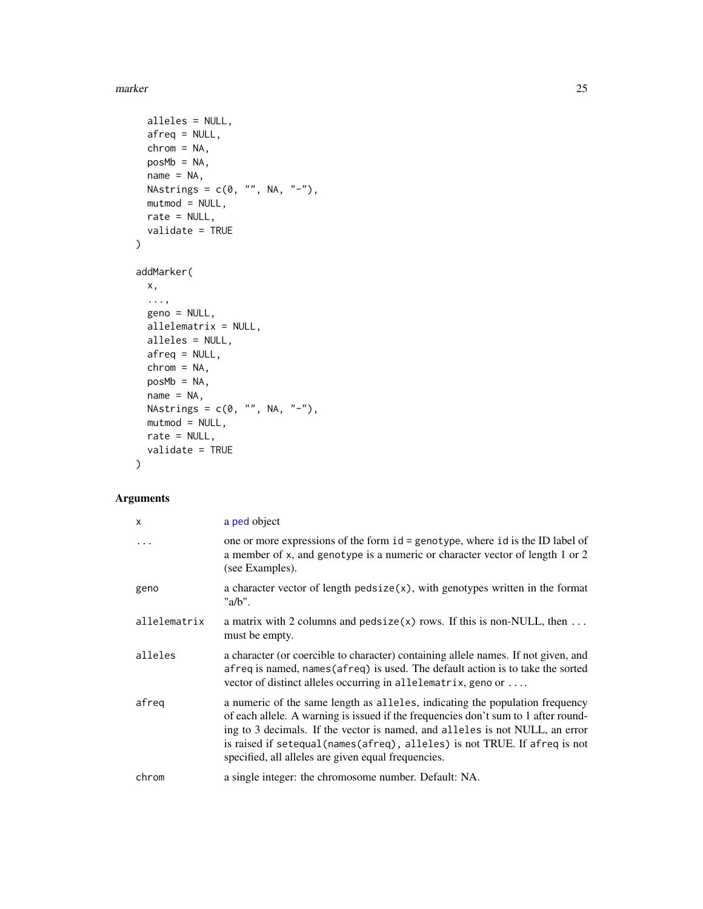```
  alleles = NULL,
  afreq = NULL,
  chrom = NA,
  posMb = NA,
  name = NA,
  NAstrings = c(0, "", NA, "-"),
  mutmod = NULL,
  rate = NULL,
  validate = TRUE
)

addMarker(
  x,
  ...,
  geno = NULL,
  allelematrix = NULL,
  alleles = NULL,
  afreq = NULL,
  chrom = NA,
  posMb = NA,
  name = NA,
  NAstrings = c(0, "", NA, "-"),
  mutmod = NULL,
  rate = NULL,
  validate = TRUE
)
```

## Arguments

| | |
|---|---|
| `x` | a ped object |
| `...` | one or more expressions of the form `id = genotype`, where `id` is the ID label of a member of `x`, and `genotype` is a numeric or character vector of length 1 or 2 (see Examples). |
| `geno` | a character vector of length `pedsize(x)`, with genotypes written in the format "a/b". |
| `allelematrix` | a matrix with 2 columns and `pedsize(x)` rows. If this is non-NULL, then ... must be empty. |
| `alleles` | a character (or coercible to character) containing allele names. If not given, and `afreq` is named, `names(afreq)` is used. The default action is to take the sorted vector of distinct alleles occurring in `allelematrix`, `geno` or .... |
| `afreq` | a numeric of the same length as `alleles`, indicating the population frequency of each allele. A warning is issued if the frequencies don't sum to 1 after rounding to 3 decimals. If the vector is named, and `alleles` is not NULL, an error is raised if `setequal(names(afreq), alleles)` is not TRUE. If `afreq` is not specified, all alleles are given equal frequencies. |
| `chrom` | a single integer: the chromosome number. Default: NA. |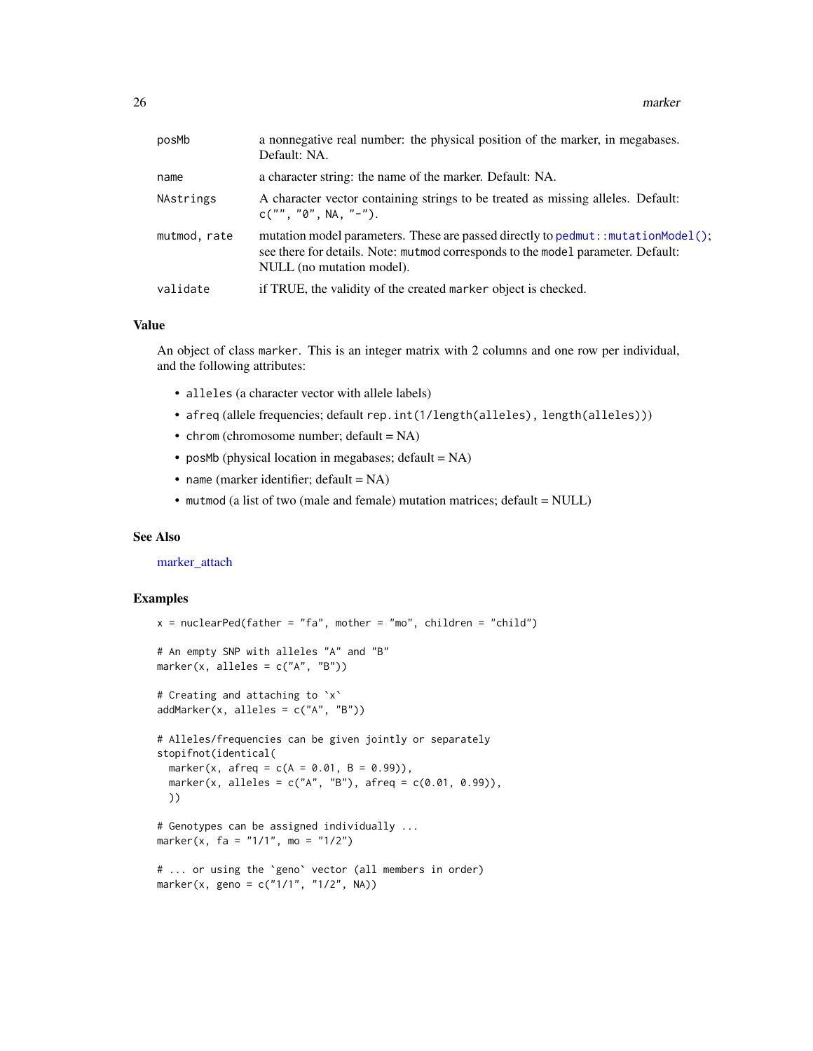| | |
|---|---|
| posMb | a nonnegative real number: the physical position of the marker, in megabases. Default: NA. |
| name | a character string: the name of the marker. Default: NA. |
| NAstrings | A character vector containing strings to be treated as missing alleles. Default: c("", "0", NA, "-"). |
| mutmod, rate | mutation model parameters. These are passed directly to pedmut::mutationModel(); see there for details. Note: mutmod corresponds to the model parameter. Default: NULL (no mutation model). |
| validate | if TRUE, the validity of the created marker object is checked. |

## Value

An object of class marker. This is an integer matrix with 2 columns and one row per individual, and the following attributes:

- alleles (a character vector with allele labels)
- afreq (allele frequencies; default rep.int(1/length(alleles), length(alleles)))
- chrom (chromosome number; default = NA)
- posMb (physical location in megabases; default = NA)
- name (marker identifier; default = NA)
- mutmod (a list of two (male and female) mutation matrices; default = NULL)

## See Also

marker_attach

## Examples

```
x = nuclearPed(father = "fa", mother = "mo", children = "child")

# An empty SNP with alleles "A" and "B"
marker(x, alleles = c("A", "B"))

# Creating and attaching to `x`
addMarker(x, alleles = c("A", "B"))

# Alleles/frequencies can be given jointly or separately
stopifnot(identical(
  marker(x, afreq = c(A = 0.01, B = 0.99)),
  marker(x, alleles = c("A", "B"), afreq = c(0.01, 0.99)),
  ))

# Genotypes can be assigned individually ...
marker(x, fa = "1/1", mo = "1/2")

# ... or using the `geno` vector (all members in order)
marker(x, geno = c("1/1", "1/2", NA))
```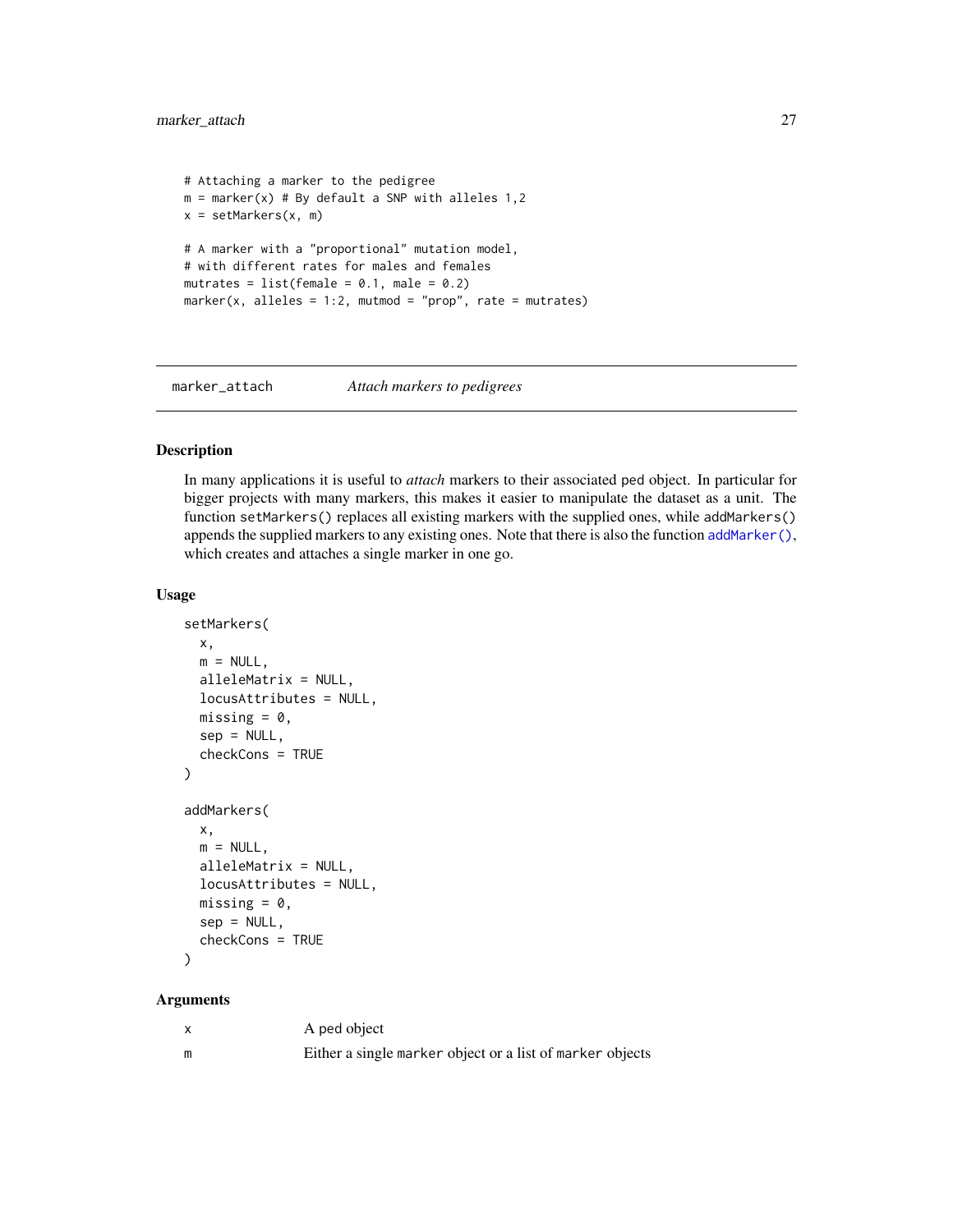```
# Attaching a marker to the pedigree
m = marker(x) # By default a SNP with alleles 1,2
x = setMarkers(x, m)

# A marker with a "proportional" mutation model,
# with different rates for males and females
mutrates = list(female = 0.1, male = 0.2)
marker(x, alleles = 1:2, mutmod = "prop", rate = mutrates)
```

## marker_attach — *Attach markers to pedigrees*

### Description

In many applications it is useful to *attach* markers to their associated ped object. In particular for bigger projects with many markers, this makes it easier to manipulate the dataset as a unit. The function `setMarkers()` replaces all existing markers with the supplied ones, while `addMarkers()` appends the supplied markers to any existing ones. Note that there is also the function `addMarker()`, which creates and attaches a single marker in one go.

### Usage

```
setMarkers(
  x,
  m = NULL,
  alleleMatrix = NULL,
  locusAttributes = NULL,
  missing = 0,
  sep = NULL,
  checkCons = TRUE
)

addMarkers(
  x,
  m = NULL,
  alleleMatrix = NULL,
  locusAttributes = NULL,
  missing = 0,
  sep = NULL,
  checkCons = TRUE
)
```

### Arguments

| | |
|---|---|
| `x` | A ped object |
| `m` | Either a single `marker` object or a list of `marker` objects |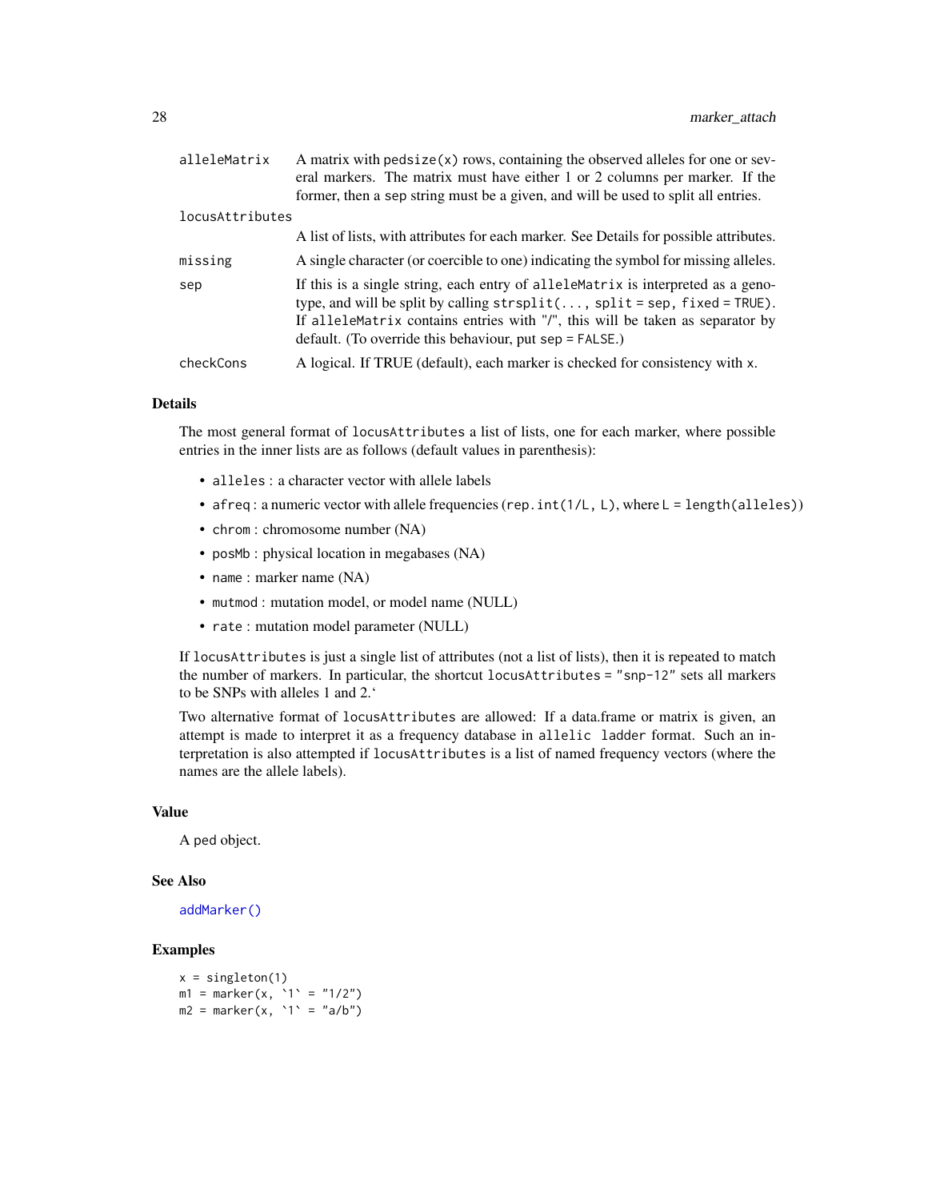| | |
|---|---|
| alleleMatrix | A matrix with pedsize(x) rows, containing the observed alleles for one or several markers. The matrix must have either 1 or 2 columns per marker. If the former, then a sep string must be a given, and will be used to split all entries. |
| locusAttributes | A list of lists, with attributes for each marker. See Details for possible attributes. |
| missing | A single character (or coercible to one) indicating the symbol for missing alleles. |
| sep | If this is a single string, each entry of alleleMatrix is interpreted as a genotype, and will be split by calling strsplit(..., split = sep, fixed = TRUE). If alleleMatrix contains entries with "/", this will be taken as separator by default. (To override this behaviour, put sep = FALSE.) |
| checkCons | A logical. If TRUE (default), each marker is checked for consistency with x. |

## Details

The most general format of locusAttributes a list of lists, one for each marker, where possible entries in the inner lists are as follows (default values in parenthesis):

- alleles : a character vector with allele labels
- afreq : a numeric vector with allele frequencies (rep.int(1/L, L), where L = length(alleles))
- chrom : chromosome number (NA)
- posMb : physical location in megabases (NA)
- name : marker name (NA)
- mutmod : mutation model, or model name (NULL)
- rate : mutation model parameter (NULL)

If locusAttributes is just a single list of attributes (not a list of lists), then it is repeated to match the number of markers. In particular, the shortcut locusAttributes = "snp-12" sets all markers to be SNPs with alleles 1 and 2.`

Two alternative format of locusAttributes are allowed: If a data.frame or matrix is given, an attempt is made to interpret it as a frequency database in allelic ladder format. Such an interpretation is also attempted if locusAttributes is a list of named frequency vectors (where the names are the allele labels).

## Value

A ped object.

## See Also

addMarker()

## Examples

```
x = singleton(1)
m1 = marker(x, `1` = "1/2")
m2 = marker(x, `1` = "a/b")
```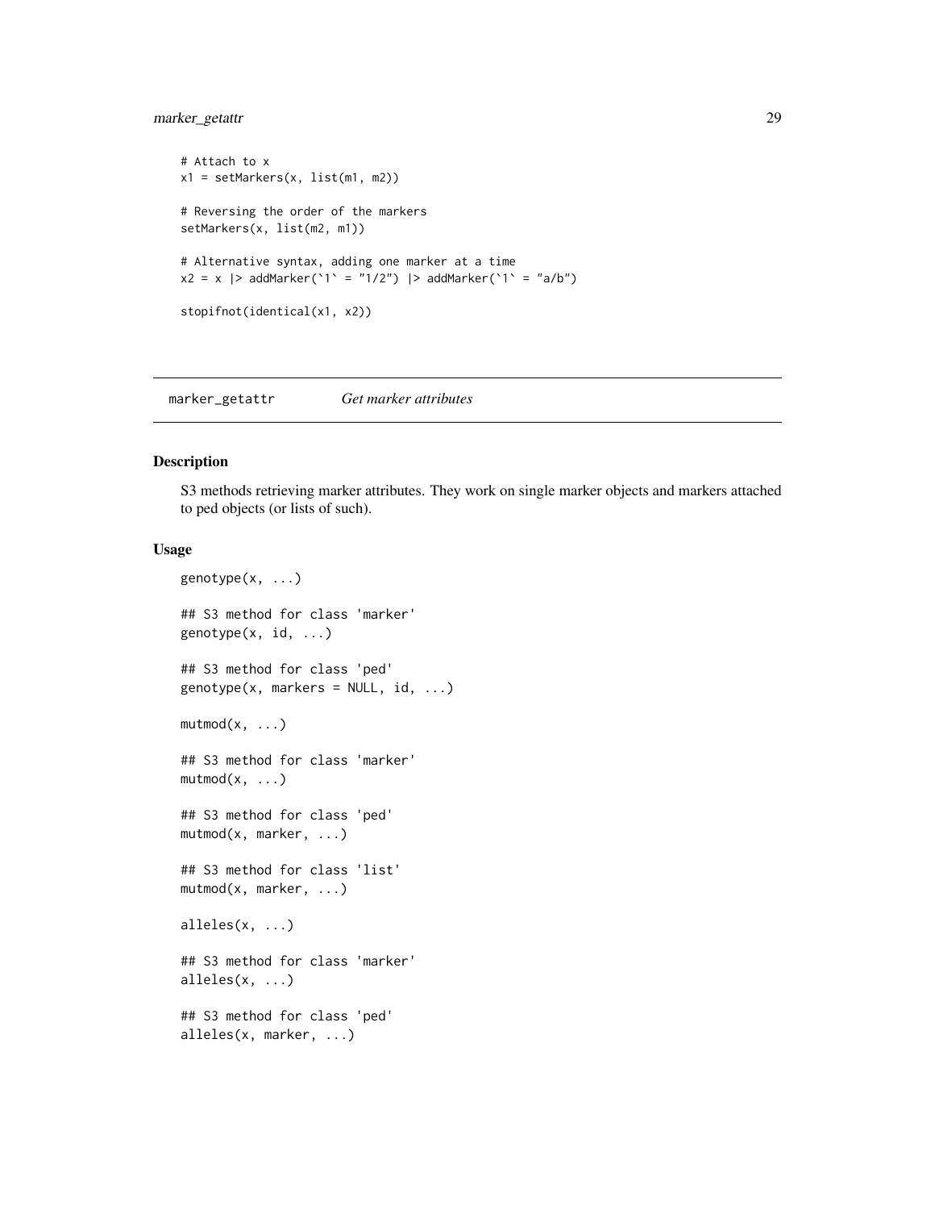```
# Attach to x
x1 = setMarkers(x, list(m1, m2))

# Reversing the order of the markers
setMarkers(x, list(m2, m1))

# Alternative syntax, adding one marker at a time
x2 = x |> addMarker(`1` = "1/2") |> addMarker(`1` = "a/b")

stopifnot(identical(x1, x2))
```

## marker_getattr *Get marker attributes*

### Description

S3 methods retrieving marker attributes. They work on single marker objects and markers attached to ped objects (or lists of such).

### Usage

```
genotype(x, ...)

## S3 method for class 'marker'
genotype(x, id, ...)

## S3 method for class 'ped'
genotype(x, markers = NULL, id, ...)

mutmod(x, ...)

## S3 method for class 'marker'
mutmod(x, ...)

## S3 method for class 'ped'
mutmod(x, marker, ...)

## S3 method for class 'list'
mutmod(x, marker, ...)

alleles(x, ...)

## S3 method for class 'marker'
alleles(x, ...)

## S3 method for class 'ped'
alleles(x, marker, ...)
```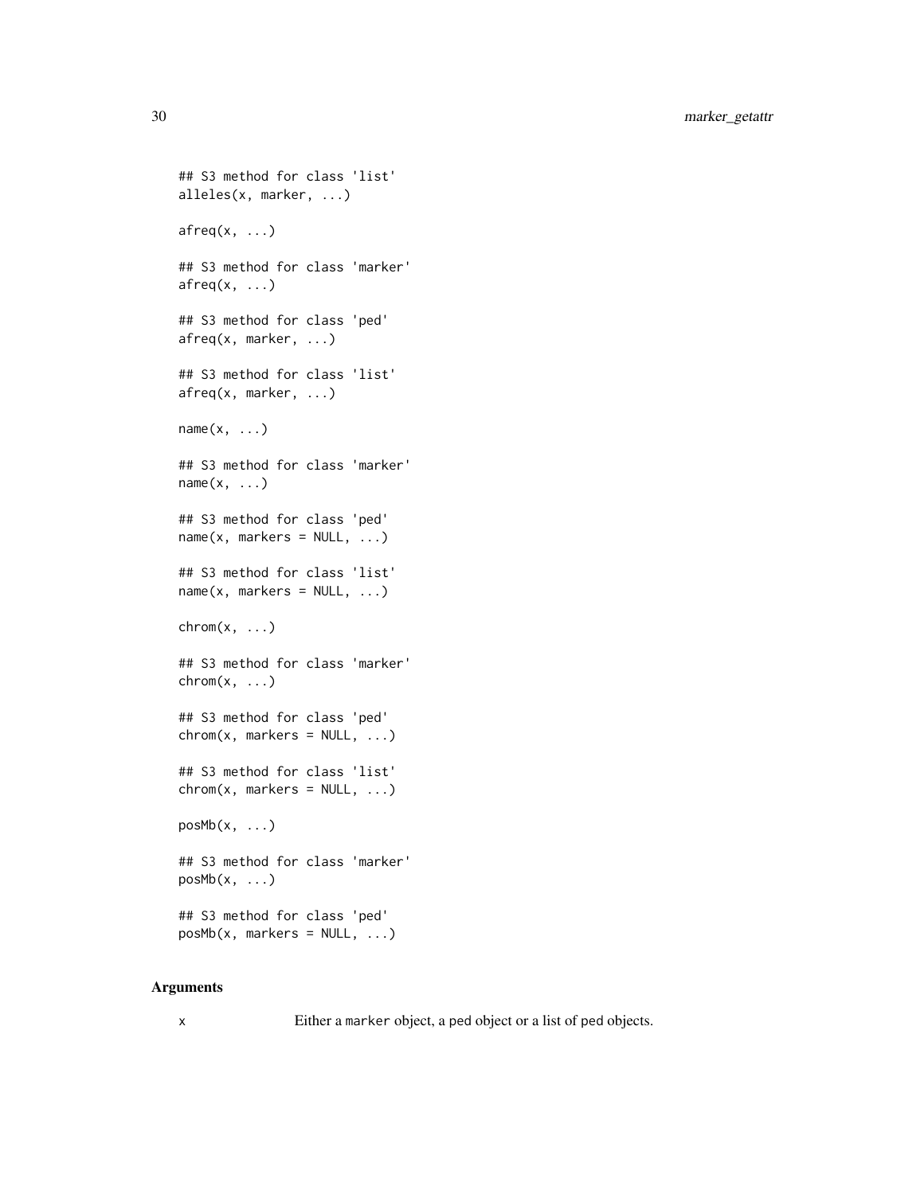```
## S3 method for class 'list'
alleles(x, marker, ...)

afreq(x, ...)

## S3 method for class 'marker'
afreq(x, ...)

## S3 method for class 'ped'
afreq(x, marker, ...)

## S3 method for class 'list'
afreq(x, marker, ...)

name(x, ...)

## S3 method for class 'marker'
name(x, ...)

## S3 method for class 'ped'
name(x, markers = NULL, ...)

## S3 method for class 'list'
name(x, markers = NULL, ...)

chrom(x, ...)

## S3 method for class 'marker'
chrom(x, ...)

## S3 method for class 'ped'
chrom(x, markers = NULL, ...)

## S3 method for class 'list'
chrom(x, markers = NULL, ...)

posMb(x, ...)

## S3 method for class 'marker'
posMb(x, ...)

## S3 method for class 'ped'
posMb(x, markers = NULL, ...)
```

### Arguments

| | |
|---|---|
| x | Either a `marker` object, a `ped` object or a list of `ped` objects. |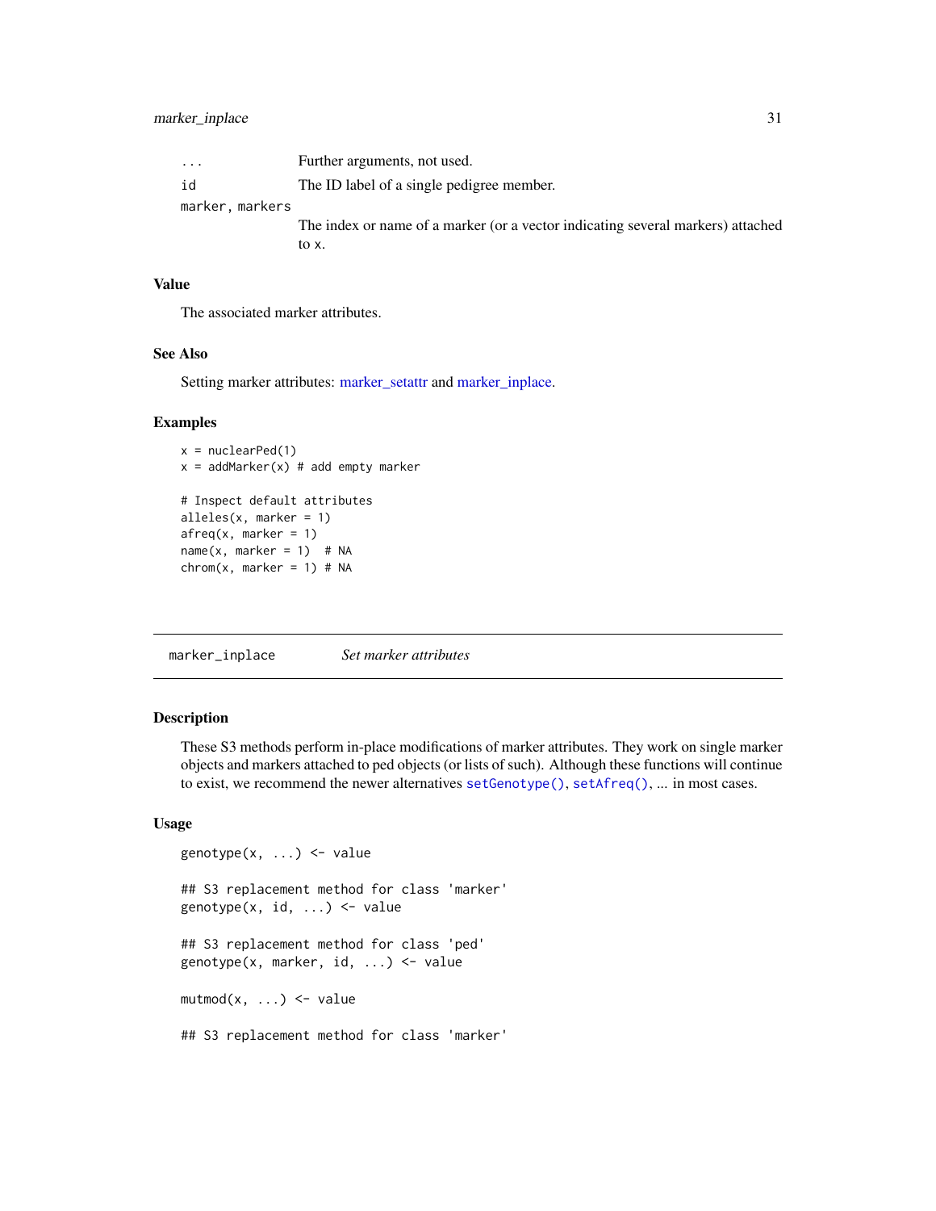| | |
|---|---|
| ... | Further arguments, not used. |
| id | The ID label of a single pedigree member. |
| marker, markers | The index or name of a marker (or a vector indicating several markers) attached to x. |

### Value

The associated marker attributes.

### See Also

Setting marker attributes: marker_setattr and marker_inplace.

### Examples

```
x = nuclearPed(1)
x = addMarker(x) # add empty marker

# Inspect default attributes
alleles(x, marker = 1)
afreq(x, marker = 1)
name(x, marker = 1)  # NA
chrom(x, marker = 1) # NA
```

---

## marker_inplace *Set marker attributes*

---

### Description

These S3 methods perform in-place modifications of marker attributes. They work on single marker objects and markers attached to ped objects (or lists of such). Although these functions will continue to exist, we recommend the newer alternatives `setGenotype()`, `setAfreq()`, ... in most cases.

### Usage

```
genotype(x, ...) <- value

## S3 replacement method for class 'marker'
genotype(x, id, ...) <- value

## S3 replacement method for class 'ped'
genotype(x, marker, id, ...) <- value

mutmod(x, ...) <- value

## S3 replacement method for class 'marker'
```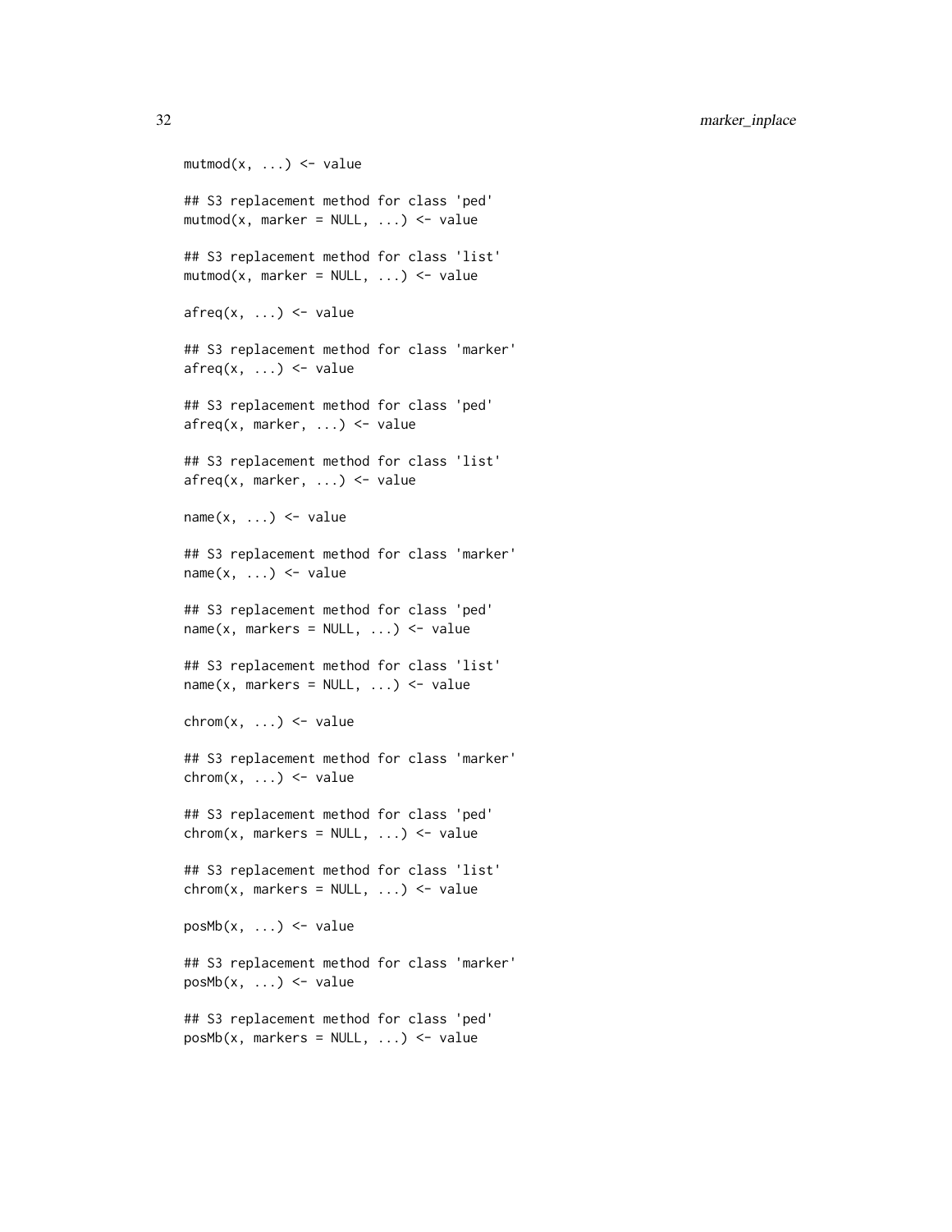```
mutmod(x, ...) <- value

## S3 replacement method for class 'ped'
mutmod(x, marker = NULL, ...) <- value

## S3 replacement method for class 'list'
mutmod(x, marker = NULL, ...) <- value

afreq(x, ...) <- value

## S3 replacement method for class 'marker'
afreq(x, ...) <- value

## S3 replacement method for class 'ped'
afreq(x, marker, ...) <- value

## S3 replacement method for class 'list'
afreq(x, marker, ...) <- value

name(x, ...) <- value

## S3 replacement method for class 'marker'
name(x, ...) <- value

## S3 replacement method for class 'ped'
name(x, markers = NULL, ...) <- value

## S3 replacement method for class 'list'
name(x, markers = NULL, ...) <- value

chrom(x, ...) <- value

## S3 replacement method for class 'marker'
chrom(x, ...) <- value

## S3 replacement method for class 'ped'
chrom(x, markers = NULL, ...) <- value

## S3 replacement method for class 'list'
chrom(x, markers = NULL, ...) <- value

posMb(x, ...) <- value

## S3 replacement method for class 'marker'
posMb(x, ...) <- value

## S3 replacement method for class 'ped'
posMb(x, markers = NULL, ...) <- value
```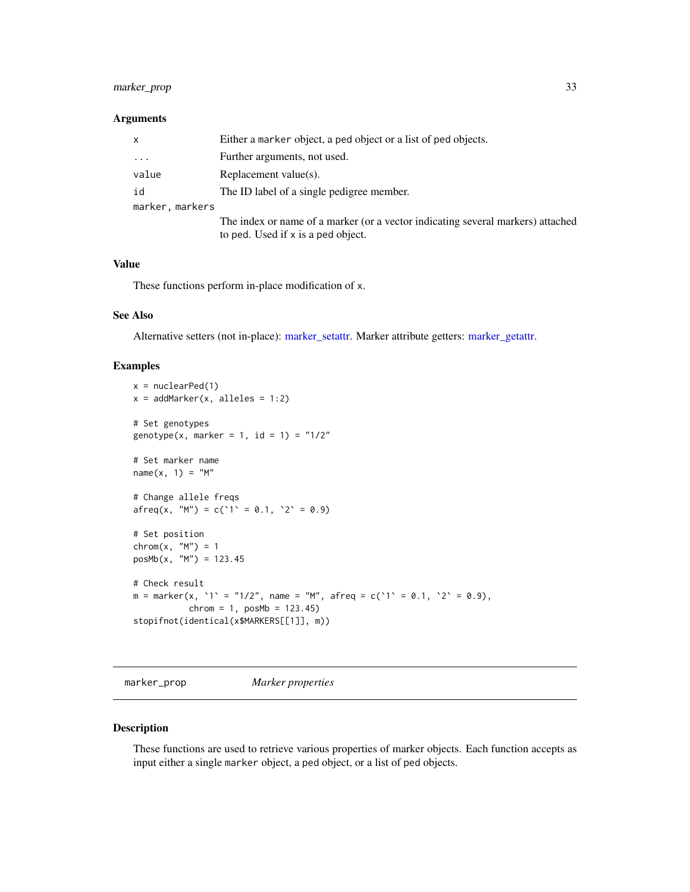## Arguments

| | |
|---|---|
| x | Either a `marker` object, a ped object or a list of ped objects. |
| ... | Further arguments, not used. |
| value | Replacement value(s). |
| id | The ID label of a single pedigree member. |
| marker, markers | The index or name of a marker (or a vector indicating several markers) attached to ped. Used if x is a ped object. |

## Value

These functions perform in-place modification of x.

## See Also

Alternative setters (not in-place): marker_setattr. Marker attribute getters: marker_getattr.

## Examples

```
x = nuclearPed(1)
x = addMarker(x, alleles = 1:2)

# Set genotypes
genotype(x, marker = 1, id = 1) = "1/2"

# Set marker name
name(x, 1) = "M"

# Change allele freqs
afreq(x, "M") = c(`1` = 0.1, `2` = 0.9)

# Set position
chrom(x, "M") = 1
posMb(x, "M") = 123.45

# Check result
m = marker(x, `1` = "1/2", name = "M", afreq = c(`1` = 0.1, `2` = 0.9),
           chrom = 1, posMb = 123.45)
stopifnot(identical(x$MARKERS[[1]], m))
```

---

# marker_prop *Marker properties*

## Description

These functions are used to retrieve various properties of marker objects. Each function accepts as input either a single `marker` object, a ped object, or a list of ped objects.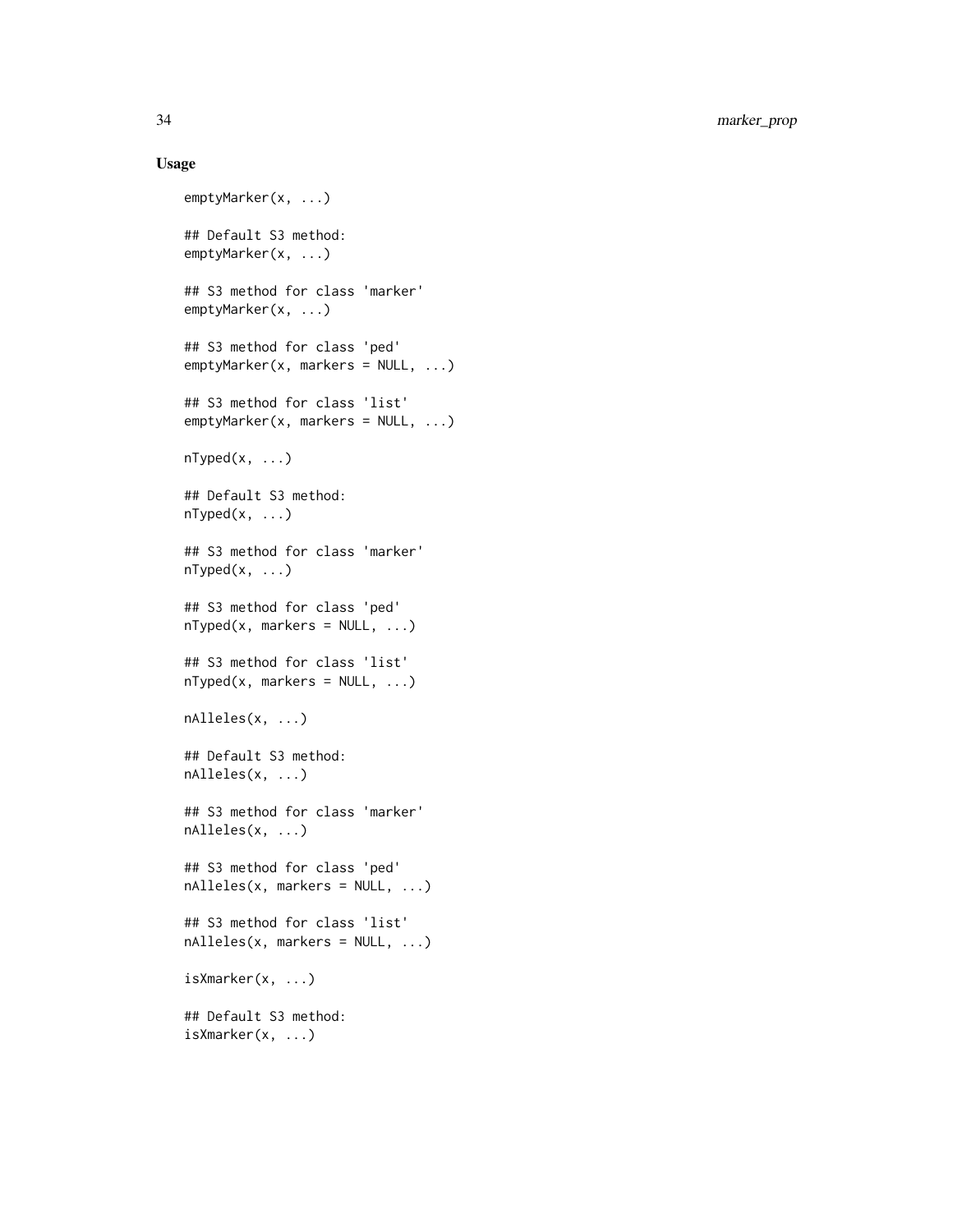### Usage

```
emptyMarker(x, ...)

## Default S3 method:
emptyMarker(x, ...)

## S3 method for class 'marker'
emptyMarker(x, ...)

## S3 method for class 'ped'
emptyMarker(x, markers = NULL, ...)

## S3 method for class 'list'
emptyMarker(x, markers = NULL, ...)

nTyped(x, ...)

## Default S3 method:
nTyped(x, ...)

## S3 method for class 'marker'
nTyped(x, ...)

## S3 method for class 'ped'
nTyped(x, markers = NULL, ...)

## S3 method for class 'list'
nTyped(x, markers = NULL, ...)

nAlleles(x, ...)

## Default S3 method:
nAlleles(x, ...)

## S3 method for class 'marker'
nAlleles(x, ...)

## S3 method for class 'ped'
nAlleles(x, markers = NULL, ...)

## S3 method for class 'list'
nAlleles(x, markers = NULL, ...)

isXmarker(x, ...)

## Default S3 method:
isXmarker(x, ...)
```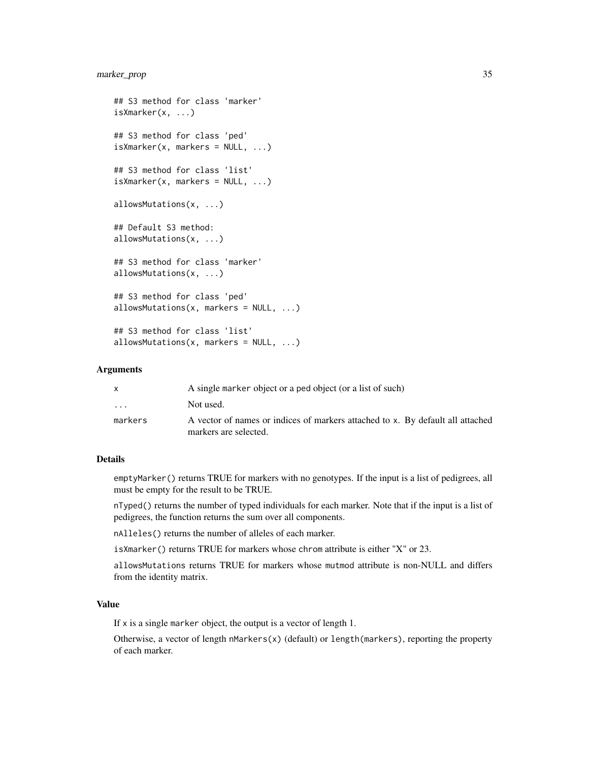```
## S3 method for class 'marker'
isXmarker(x, ...)

## S3 method for class 'ped'
isXmarker(x, markers = NULL, ...)

## S3 method for class 'list'
isXmarker(x, markers = NULL, ...)

allowsMutations(x, ...)

## Default S3 method:
allowsMutations(x, ...)

## S3 method for class 'marker'
allowsMutations(x, ...)

## S3 method for class 'ped'
allowsMutations(x, markers = NULL, ...)

## S3 method for class 'list'
allowsMutations(x, markers = NULL, ...)
```

### Arguments

| | |
|---|---|
| x | A single marker object or a ped object (or a list of such) |
| ... | Not used. |
| markers | A vector of names or indices of markers attached to x. By default all attached markers are selected. |

### Details

emptyMarker() returns TRUE for markers with no genotypes. If the input is a list of pedigrees, all must be empty for the result to be TRUE.

nTyped() returns the number of typed individuals for each marker. Note that if the input is a list of pedigrees, the function returns the sum over all components.

nAlleles() returns the number of alleles of each marker.

isXmarker() returns TRUE for markers whose chrom attribute is either "X" or 23.

allowsMutations returns TRUE for markers whose mutmod attribute is non-NULL and differs from the identity matrix.

### Value

If x is a single marker object, the output is a vector of length 1.

Otherwise, a vector of length nMarkers(x) (default) or length(markers), reporting the property of each marker.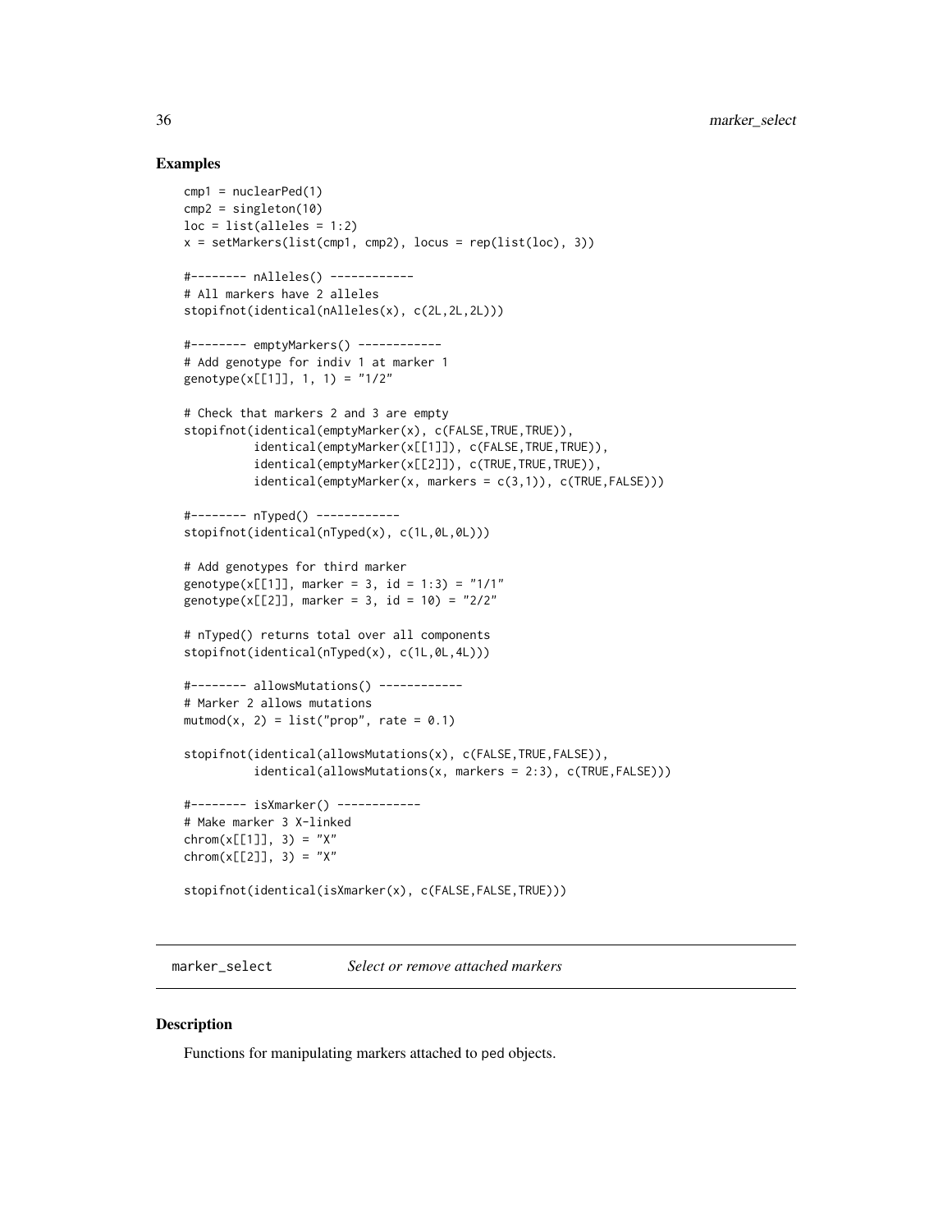## Examples

```
cmp1 = nuclearPed(1)
cmp2 = singleton(10)
loc = list(alleles = 1:2)
x = setMarkers(list(cmp1, cmp2), locus = rep(list(loc), 3))

#-------- nAlleles() ------------
# All markers have 2 alleles
stopifnot(identical(nAlleles(x), c(2L,2L,2L)))

#-------- emptyMarkers() ------------
# Add genotype for indiv 1 at marker 1
genotype(x[[1]], 1, 1) = "1/2"

# Check that markers 2 and 3 are empty
stopifnot(identical(emptyMarker(x), c(FALSE,TRUE,TRUE)),
          identical(emptyMarker(x[[1]]), c(FALSE,TRUE,TRUE)),
          identical(emptyMarker(x[[2]]), c(TRUE,TRUE,TRUE)),
          identical(emptyMarker(x, markers = c(3,1)), c(TRUE,FALSE)))

#-------- nTyped() ------------
stopifnot(identical(nTyped(x), c(1L,0L,0L)))

# Add genotypes for third marker
genotype(x[[1]], marker = 3, id = 1:3) = "1/1"
genotype(x[[2]], marker = 3, id = 10) = "2/2"

# nTyped() returns total over all components
stopifnot(identical(nTyped(x), c(1L,0L,4L)))

#-------- allowsMutations() ------------
# Marker 2 allows mutations
mutmod(x, 2) = list("prop", rate = 0.1)

stopifnot(identical(allowsMutations(x), c(FALSE,TRUE,FALSE)),
          identical(allowsMutations(x, markers = 2:3), c(TRUE,FALSE)))

#-------- isXmarker() ------------
# Make marker 3 X-linked
chrom(x[[1]], 3) = "X"
chrom(x[[2]], 3) = "X"

stopifnot(identical(isXmarker(x), c(FALSE,FALSE,TRUE)))
```

---

marker_select &nbsp;&nbsp;&nbsp; *Select or remove attached markers*

---

## Description

Functions for manipulating markers attached to ped objects.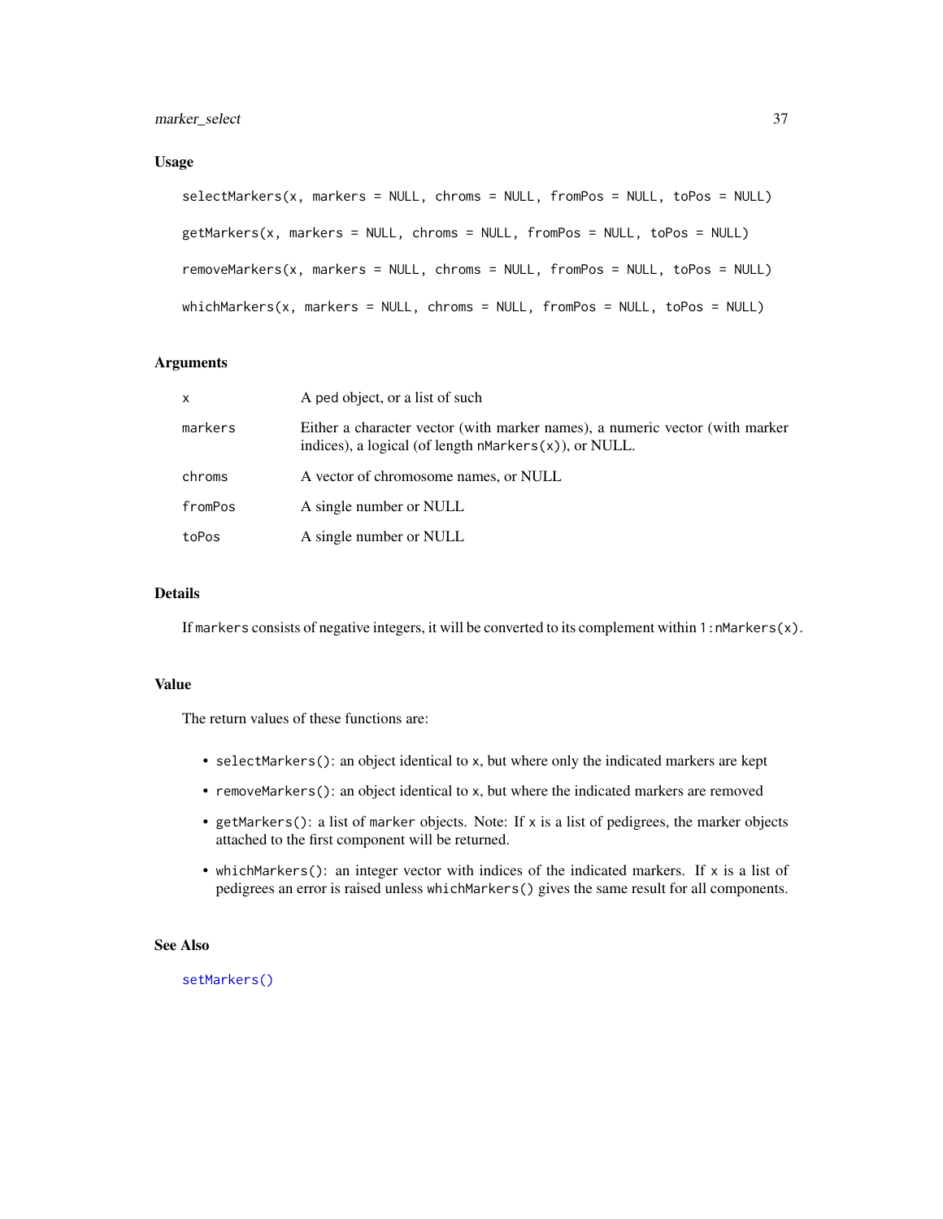### Usage

```
selectMarkers(x, markers = NULL, chroms = NULL, fromPos = NULL, toPos = NULL)

getMarkers(x, markers = NULL, chroms = NULL, fromPos = NULL, toPos = NULL)

removeMarkers(x, markers = NULL, chroms = NULL, fromPos = NULL, toPos = NULL)

whichMarkers(x, markers = NULL, chroms = NULL, fromPos = NULL, toPos = NULL)
```

### Arguments

| | |
|---|---|
| `x` | A ped object, or a list of such |
| `markers` | Either a character vector (with marker names), a numeric vector (with marker indices), a logical (of length `nMarkers(x)`), or NULL. |
| `chroms` | A vector of chromosome names, or NULL |
| `fromPos` | A single number or NULL |
| `toPos` | A single number or NULL |

### Details

If `markers` consists of negative integers, it will be converted to its complement within `1:nMarkers(x)`.

### Value

The return values of these functions are:

- `selectMarkers()`: an object identical to `x`, but where only the indicated markers are kept
- `removeMarkers()`: an object identical to `x`, but where the indicated markers are removed
- `getMarkers()`: a list of `marker` objects. Note: If `x` is a list of pedigrees, the marker objects attached to the first component will be returned.
- `whichMarkers()`: an integer vector with indices of the indicated markers. If `x` is a list of pedigrees an error is raised unless `whichMarkers()` gives the same result for all components.

### See Also

`setMarkers()`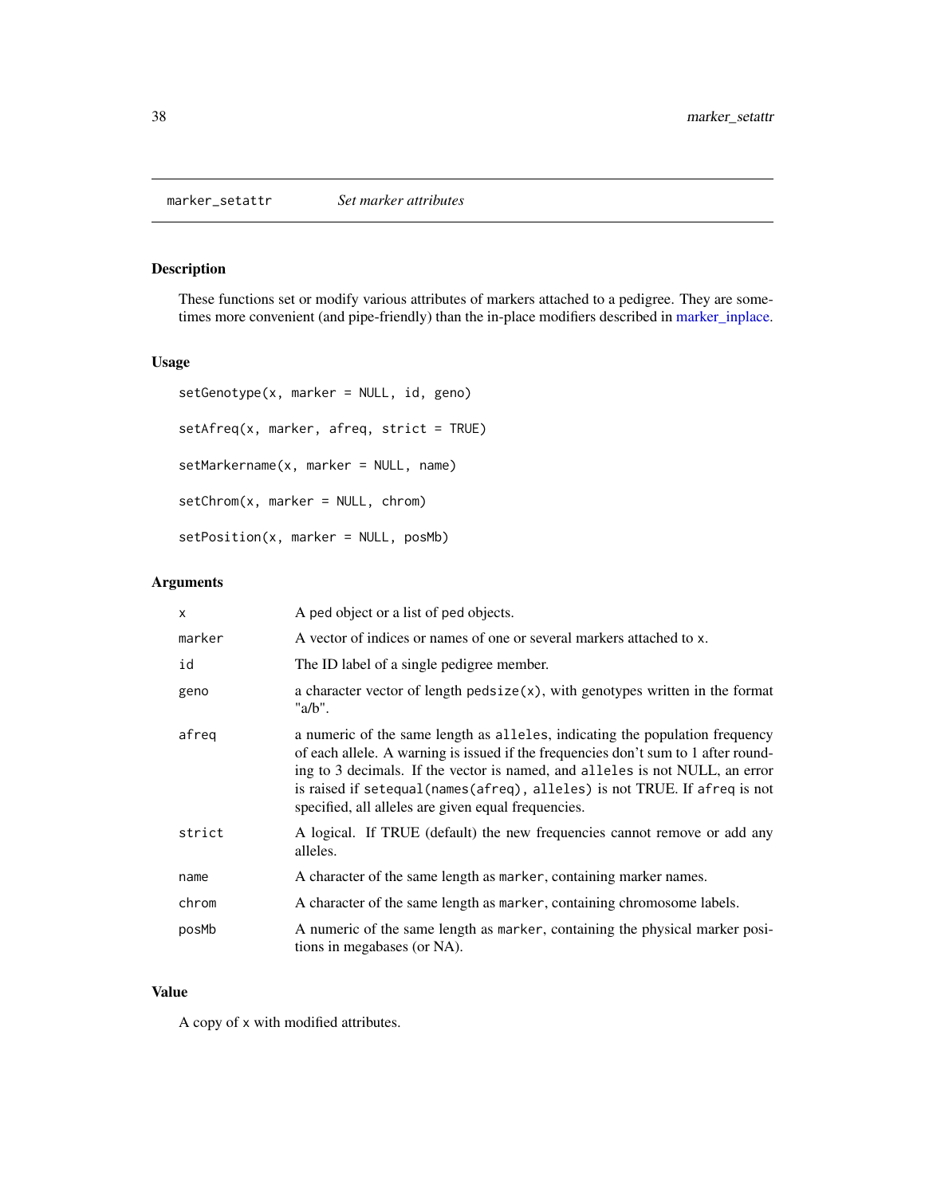## marker_setattr — *Set marker attributes*

### Description

These functions set or modify various attributes of markers attached to a pedigree. They are sometimes more convenient (and pipe-friendly) than the in-place modifiers described in marker_inplace.

### Usage

```
setGenotype(x, marker = NULL, id, geno)

setAfreq(x, marker, afreq, strict = TRUE)

setMarkername(x, marker = NULL, name)

setChrom(x, marker = NULL, chrom)

setPosition(x, marker = NULL, posMb)
```

### Arguments

| | |
|---|---|
| `x` | A ped object or a list of ped objects. |
| `marker` | A vector of indices or names of one or several markers attached to `x`. |
| `id` | The ID label of a single pedigree member. |
| `geno` | a character vector of length `pedsize(x)`, with genotypes written in the format "a/b". |
| `afreq` | a numeric of the same length as `alleles`, indicating the population frequency of each allele. A warning is issued if the frequencies don't sum to 1 after rounding to 3 decimals. If the vector is named, and `alleles` is not NULL, an error is raised if `setequal(names(afreq), alleles)` is not TRUE. If `afreq` is not specified, all alleles are given equal frequencies. |
| `strict` | A logical. If TRUE (default) the new frequencies cannot remove or add any alleles. |
| `name` | A character of the same length as `marker`, containing marker names. |
| `chrom` | A character of the same length as `marker`, containing chromosome labels. |
| `posMb` | A numeric of the same length as `marker`, containing the physical marker positions in megabases (or NA). |

### Value

A copy of `x` with modified attributes.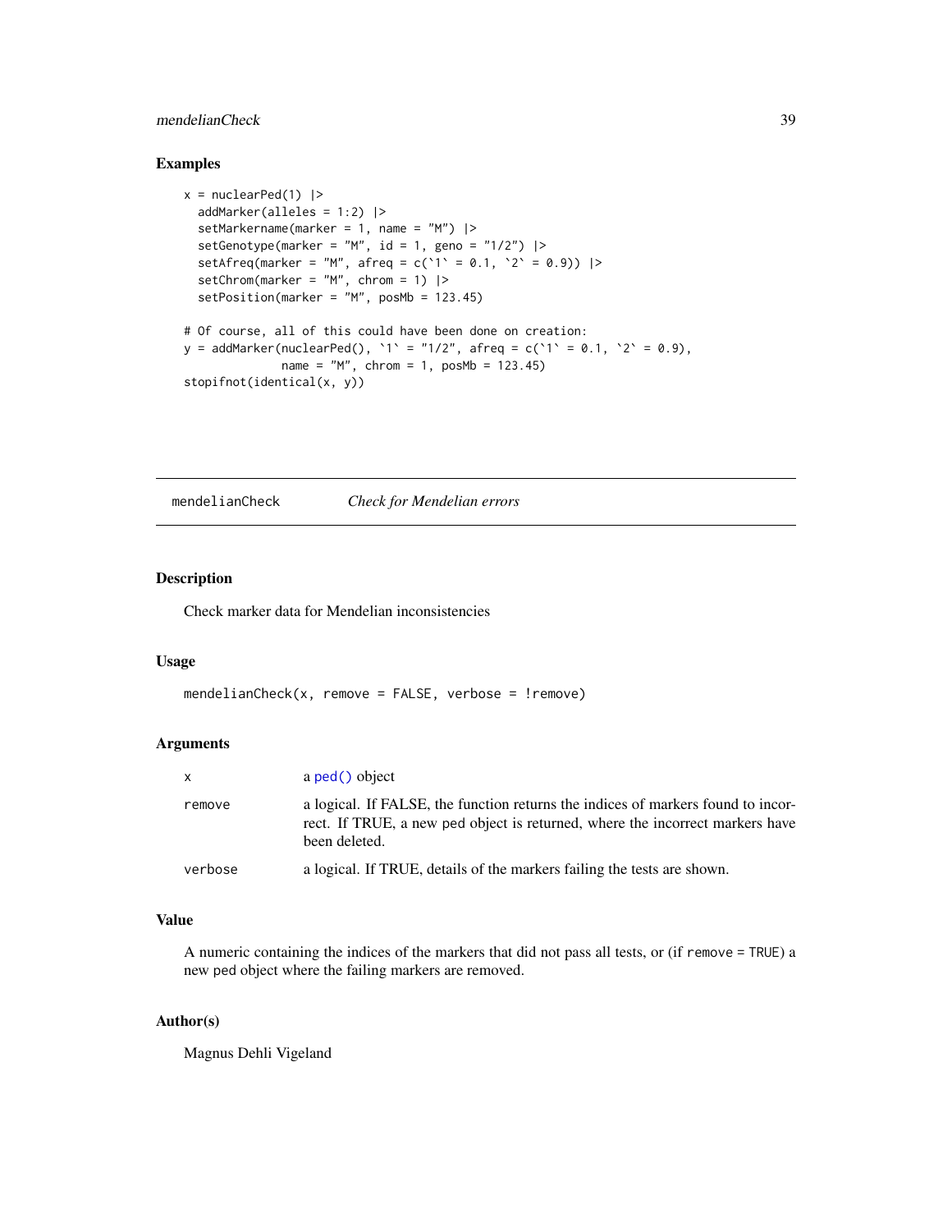## Examples

```
x = nuclearPed(1) |>
  addMarker(alleles = 1:2) |>
  setMarkername(marker = 1, name = "M") |>
  setGenotype(marker = "M", id = 1, geno = "1/2") |>
  setAfreq(marker = "M", afreq = c(`1` = 0.1, `2` = 0.9)) |>
  setChrom(marker = "M", chrom = 1) |>
  setPosition(marker = "M", posMb = 123.45)

# Of course, all of this could have been done on creation:
y = addMarker(nuclearPed(), `1` = "1/2", afreq = c(`1` = 0.1, `2` = 0.9),
              name = "M", chrom = 1, posMb = 123.45)
stopifnot(identical(x, y))
```

---

# mendelianCheck *Check for Mendelian errors*

---

## Description

Check marker data for Mendelian inconsistencies

## Usage

```
mendelianCheck(x, remove = FALSE, verbose = !remove)
```

## Arguments

| | |
|---|---|
| x | a ped() object |
| remove | a logical. If FALSE, the function returns the indices of markers found to incorrect. If TRUE, a new ped object is returned, where the incorrect markers have been deleted. |
| verbose | a logical. If TRUE, details of the markers failing the tests are shown. |

## Value

A numeric containing the indices of the markers that did not pass all tests, or (if `remove = TRUE`) a new ped object where the failing markers are removed.

## Author(s)

Magnus Dehli Vigeland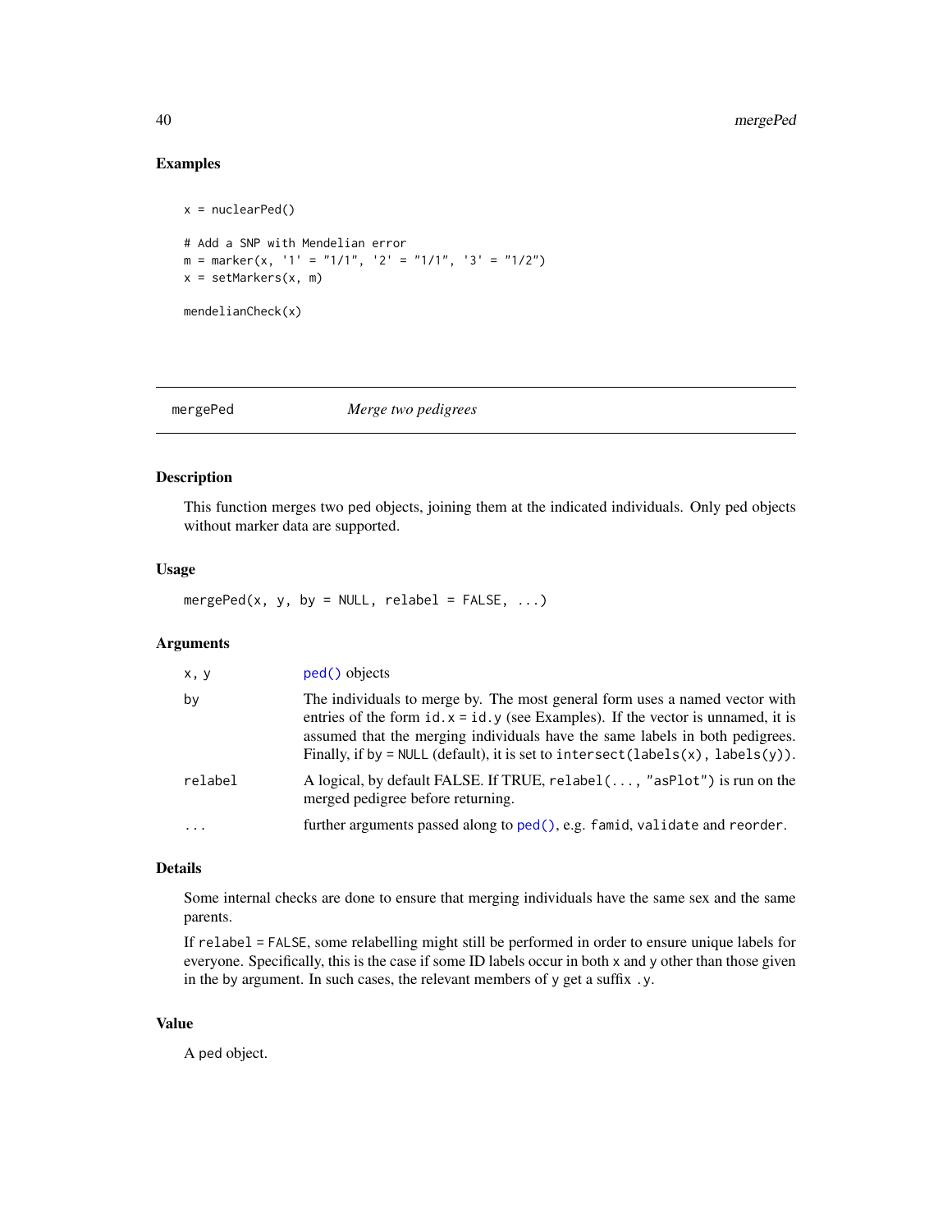### Examples

```
x = nuclearPed()

# Add a SNP with Mendelian error
m = marker(x, '1' = "1/1", '2' = "1/1", '3' = "1/2")
x = setMarkers(x, m)

mendelianCheck(x)
```

---

## mergePed — *Merge two pedigrees*

---

### Description

This function merges two ped objects, joining them at the indicated individuals. Only ped objects without marker data are supported.

### Usage

```
mergePed(x, y, by = NULL, relabel = FALSE, ...)
```

### Arguments

| | |
|---|---|
| x, y | `ped()` objects |
| by | The individuals to merge by. The most general form uses a named vector with entries of the form `id.x = id.y` (see Examples). If the vector is unnamed, it is assumed that the merging individuals have the same labels in both pedigrees. Finally, if `by = NULL` (default), it is set to `intersect(labels(x), labels(y))`. |
| relabel | A logical, by default FALSE. If TRUE, `relabel(..., "asPlot")` is run on the merged pedigree before returning. |
| ... | further arguments passed along to `ped()`, e.g. `famid`, `validate` and `reorder`. |

### Details

Some internal checks are done to ensure that merging individuals have the same sex and the same parents.

If `relabel = FALSE`, some relabelling might still be performed in order to ensure unique labels for everyone. Specifically, this is the case if some ID labels occur in both `x` and `y` other than those given in the `by` argument. In such cases, the relevant members of `y` get a suffix `.y`.

### Value

A ped object.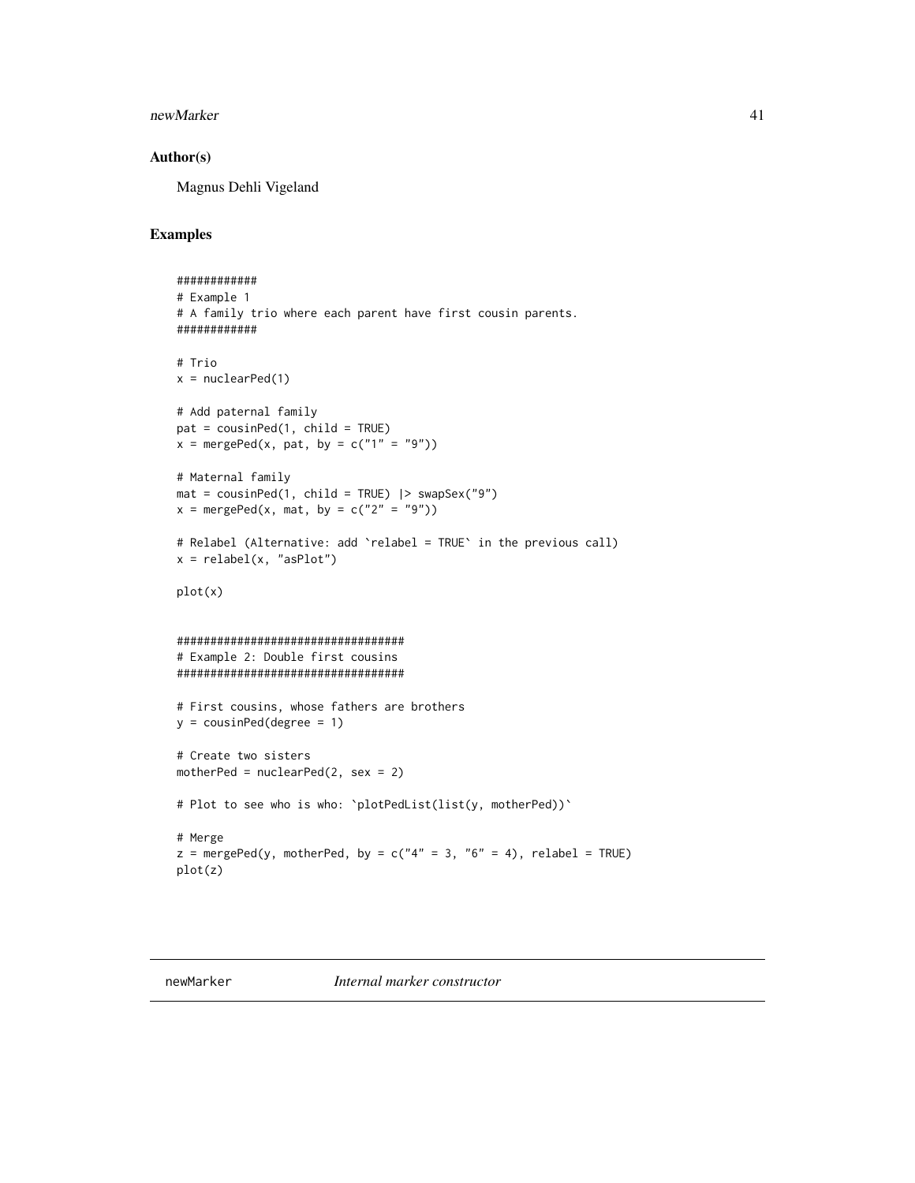## Author(s)

Magnus Dehli Vigeland

## Examples

```
############
# Example 1
# A family trio where each parent have first cousin parents.
############

# Trio
x = nuclearPed(1)

# Add paternal family
pat = cousinPed(1, child = TRUE)
x = mergePed(x, pat, by = c("1" = "9"))

# Maternal family
mat = cousinPed(1, child = TRUE) |> swapSex("9")
x = mergePed(x, mat, by = c("2" = "9"))

# Relabel (Alternative: add `relabel = TRUE` in the previous call)
x = relabel(x, "asPlot")

plot(x)


##################################
# Example 2: Double first cousins
##################################

# First cousins, whose fathers are brothers
y = cousinPed(degree = 1)

# Create two sisters
motherPed = nuclearPed(2, sex = 2)

# Plot to see who is who: `plotPedList(list(y, motherPed))`

# Merge
z = mergePed(y, motherPed, by = c("4" = 3, "6" = 4), relabel = TRUE)
plot(z)
```

---

newMarker *Internal marker constructor*

---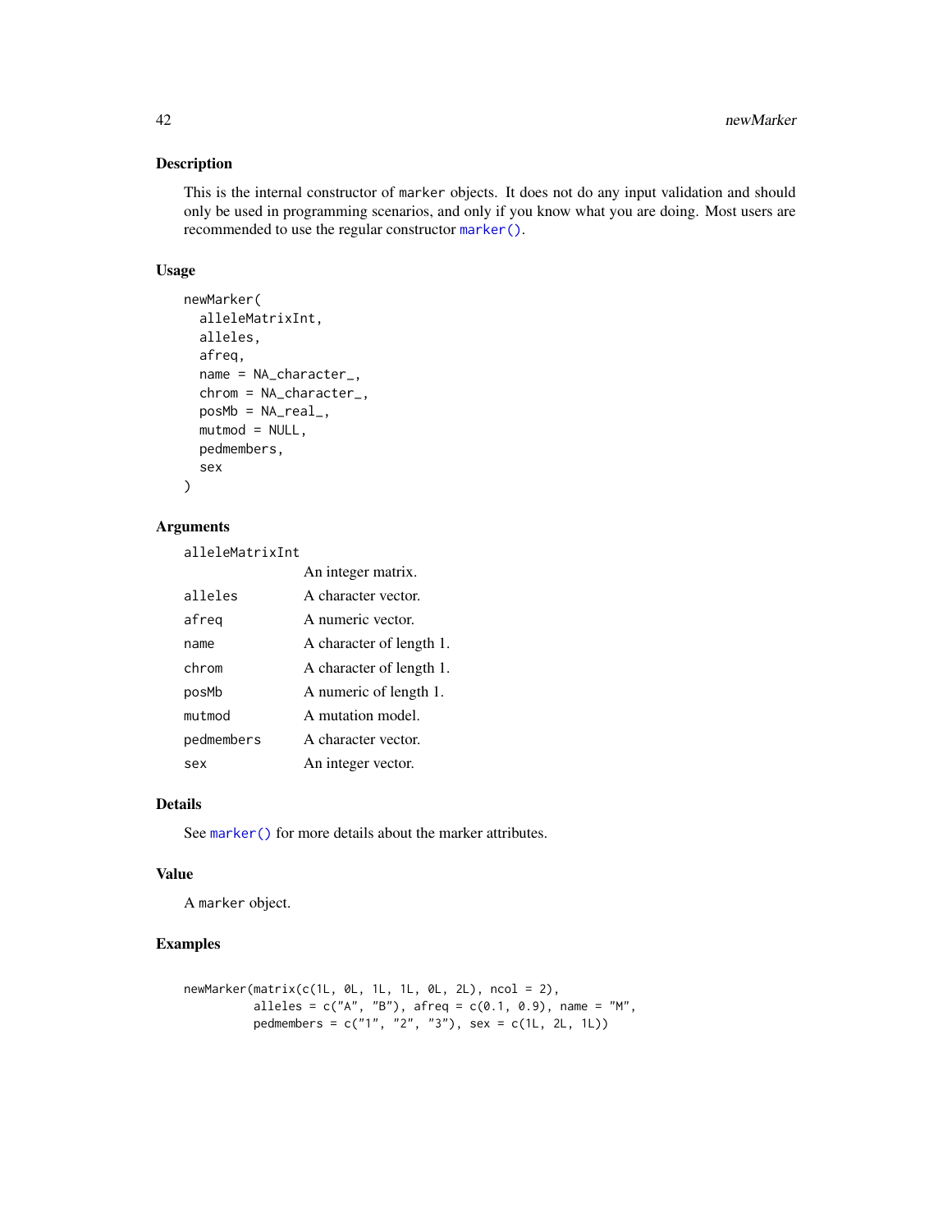### Description

This is the internal constructor of `marker` objects. It does not do any input validation and should only be used in programming scenarios, and only if you know what you are doing. Most users are recommended to use the regular constructor `marker()`.

### Usage

```
newMarker(
  alleleMatrixInt,
  alleles,
  afreq,
  name = NA_character_,
  chrom = NA_character_,
  posMb = NA_real_,
  mutmod = NULL,
  pedmembers,
  sex
)
```

### Arguments

| | |
|---|---|
| `alleleMatrixInt` | An integer matrix. |
| `alleles` | A character vector. |
| `afreq` | A numeric vector. |
| `name` | A character of length 1. |
| `chrom` | A character of length 1. |
| `posMb` | A numeric of length 1. |
| `mutmod` | A mutation model. |
| `pedmembers` | A character vector. |
| `sex` | An integer vector. |

### Details

See `marker()` for more details about the marker attributes.

### Value

A `marker` object.

### Examples

```
newMarker(matrix(c(1L, 0L, 1L, 1L, 0L, 2L), ncol = 2),
          alleles = c("A", "B"), afreq = c(0.1, 0.9), name = "M",
          pedmembers = c("1", "2", "3"), sex = c(1L, 2L, 1L))
```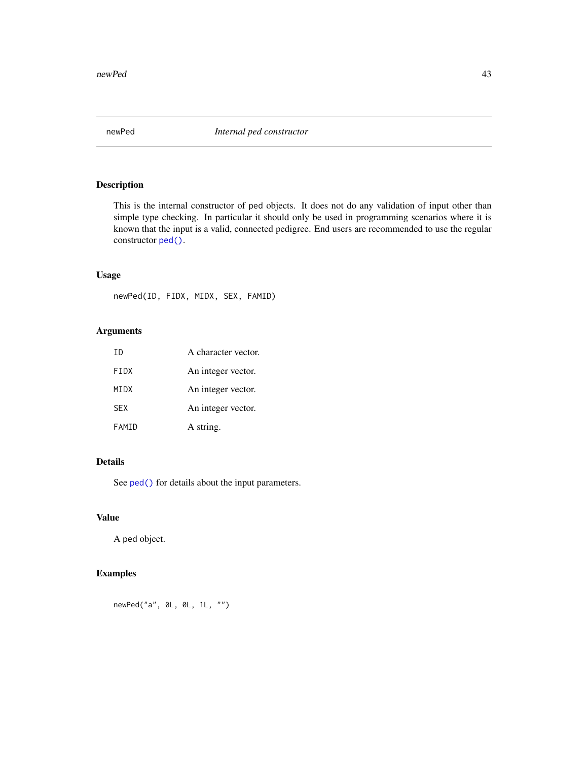# newPed *Internal ped constructor*

## Description

This is the internal constructor of `ped` objects. It does not do any validation of input other than simple type checking. In particular it should only be used in programming scenarios where it is known that the input is a valid, connected pedigree. End users are recommended to use the regular constructor `ped()`.

## Usage

```
newPed(ID, FIDX, MIDX, SEX, FAMID)
```

## Arguments

| | |
|---|---|
| `ID` | A character vector. |
| `FIDX` | An integer vector. |
| `MIDX` | An integer vector. |
| `SEX` | An integer vector. |
| `FAMID` | A string. |

## Details

See `ped()` for details about the input parameters.

## Value

A `ped` object.

## Examples

```
newPed("a", 0L, 0L, 1L, "")
```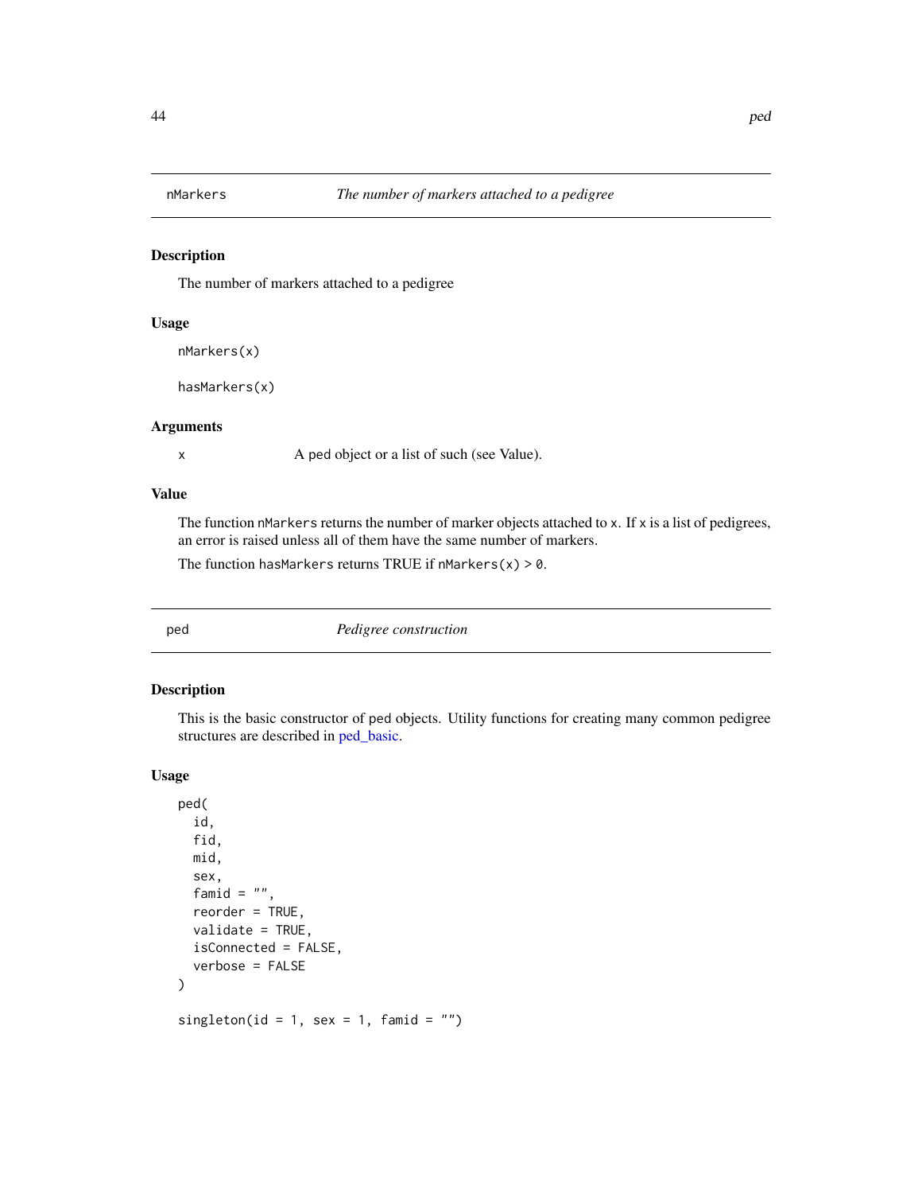## nMarkers — *The number of markers attached to a pedigree*

### Description

The number of markers attached to a pedigree

### Usage

```
nMarkers(x)

hasMarkers(x)
```

### Arguments

| | |
|---|---|
| x | A ped object or a list of such (see Value). |

### Value

The function `nMarkers` returns the number of marker objects attached to `x`. If `x` is a list of pedigrees, an error is raised unless all of them have the same number of markers.

The function `hasMarkers` returns TRUE if `nMarkers(x) > 0`.

## ped — *Pedigree construction*

### Description

This is the basic constructor of `ped` objects. Utility functions for creating many common pedigree structures are described in ped_basic.

### Usage

```
ped(
  id,
  fid,
  mid,
  sex,
  famid = "",
  reorder = TRUE,
  validate = TRUE,
  isConnected = FALSE,
  verbose = FALSE
)

singleton(id = 1, sex = 1, famid = "")
```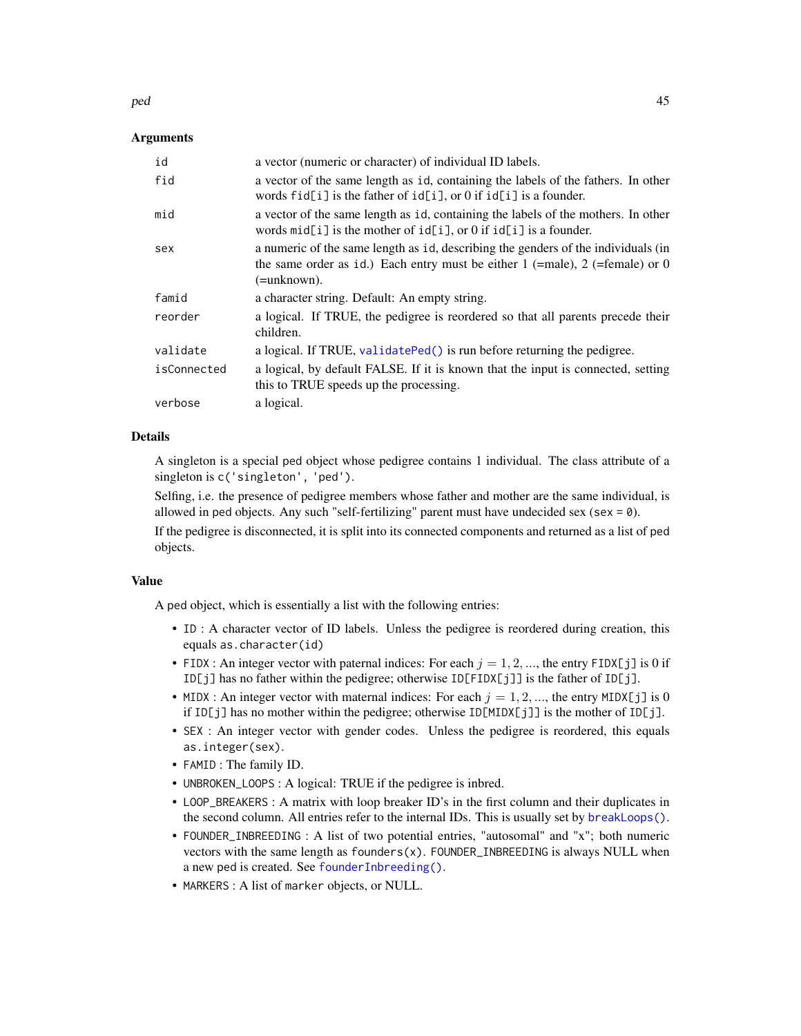### Arguments

| | |
|---|---|
| `id` | a vector (numeric or character) of individual ID labels. |
| `fid` | a vector of the same length as `id`, containing the labels of the fathers. In other words `fid[i]` is the father of `id[i]`, or 0 if `id[i]` is a founder. |
| `mid` | a vector of the same length as `id`, containing the labels of the mothers. In other words `mid[i]` is the mother of `id[i]`, or 0 if `id[i]` is a founder. |
| `sex` | a numeric of the same length as `id`, describing the genders of the individuals (in the same order as `id`.) Each entry must be either 1 (=male), 2 (=female) or 0 (=unknown). |
| `famid` | a character string. Default: An empty string. |
| `reorder` | a logical. If TRUE, the pedigree is reordered so that all parents precede their children. |
| `validate` | a logical. If TRUE, `validatePed()` is run before returning the pedigree. |
| `isConnected` | a logical, by default FALSE. If it is known that the input is connected, setting this to TRUE speeds up the processing. |
| `verbose` | a logical. |

### Details

A singleton is a special `ped` object whose pedigree contains 1 individual. The class attribute of a singleton is `c('singleton', 'ped')`.

Selfing, i.e. the presence of pedigree members whose father and mother are the same individual, is allowed in `ped` objects. Any such "self-fertilizing" parent must have undecided sex (`sex = 0`).

If the pedigree is disconnected, it is split into its connected components and returned as a list of `ped` objects.

### Value

A `ped` object, which is essentially a list with the following entries:

- `ID` : A character vector of ID labels. Unless the pedigree is reordered during creation, this equals `as.character(id)`
- `FIDX` : An integer vector with paternal indices: For each $j = 1, 2, ...$, the entry `FIDX[j]` is 0 if `ID[j]` has no father within the pedigree; otherwise `ID[FIDX[j]]` is the father of `ID[j]`.
- `MIDX` : An integer vector with maternal indices: For each $j = 1, 2, ...$, the entry `MIDX[j]` is 0 if `ID[j]` has no mother within the pedigree; otherwise `ID[MIDX[j]]` is the mother of `ID[j]`.
- `SEX` : An integer vector with gender codes. Unless the pedigree is reordered, this equals `as.integer(sex)`.
- `FAMID` : The family ID.
- `UNBROKEN_LOOPS` : A logical: TRUE if the pedigree is inbred.
- `LOOP_BREAKERS` : A matrix with loop breaker ID's in the first column and their duplicates in the second column. All entries refer to the internal IDs. This is usually set by `breakLoops()`.
- `FOUNDER_INBREEDING` : A list of two potential entries, "autosomal" and "x"; both numeric vectors with the same length as `founders(x)`. `FOUNDER_INBREEDING` is always NULL when a new ped is created. See `founderInbreeding()`.
- `MARKERS` : A list of `marker` objects, or NULL.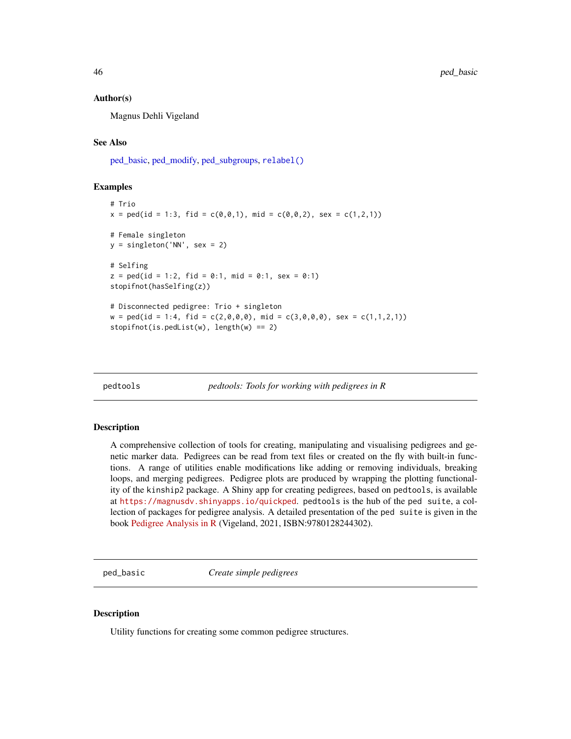### Author(s)

Magnus Dehli Vigeland

### See Also

ped_basic, ped_modify, ped_subgroups, relabel()

### Examples

```
# Trio
x = ped(id = 1:3, fid = c(0,0,1), mid = c(0,0,2), sex = c(1,2,1))

# Female singleton
y = singleton('NN', sex = 2)

# Selfing
z = ped(id = 1:2, fid = 0:1, mid = 0:1, sex = 0:1)
stopifnot(hasSelfing(z))

# Disconnected pedigree: Trio + singleton
w = ped(id = 1:4, fid = c(2,0,0,0), mid = c(3,0,0,0), sex = c(1,1,2,1))
stopifnot(is.pedList(w), length(w) == 2)
```

---

## pedtools — *pedtools: Tools for working with pedigrees in R*

### Description

A comprehensive collection of tools for creating, manipulating and visualising pedigrees and genetic marker data. Pedigrees can be read from text files or created on the fly with built-in functions. A range of utilities enable modifications like adding or removing individuals, breaking loops, and merging pedigrees. Pedigree plots are produced by wrapping the plotting functionality of the `kinship2` package. A Shiny app for creating pedigrees, based on `pedtools`, is available at https://magnusdv.shinyapps.io/quickped. `pedtools` is the hub of the `ped suite`, a collection of packages for pedigree analysis. A detailed presentation of the `ped suite` is given in the book Pedigree Analysis in R (Vigeland, 2021, ISBN:9780128244302).

---

## ped_basic — *Create simple pedigrees*

### Description

Utility functions for creating some common pedigree structures.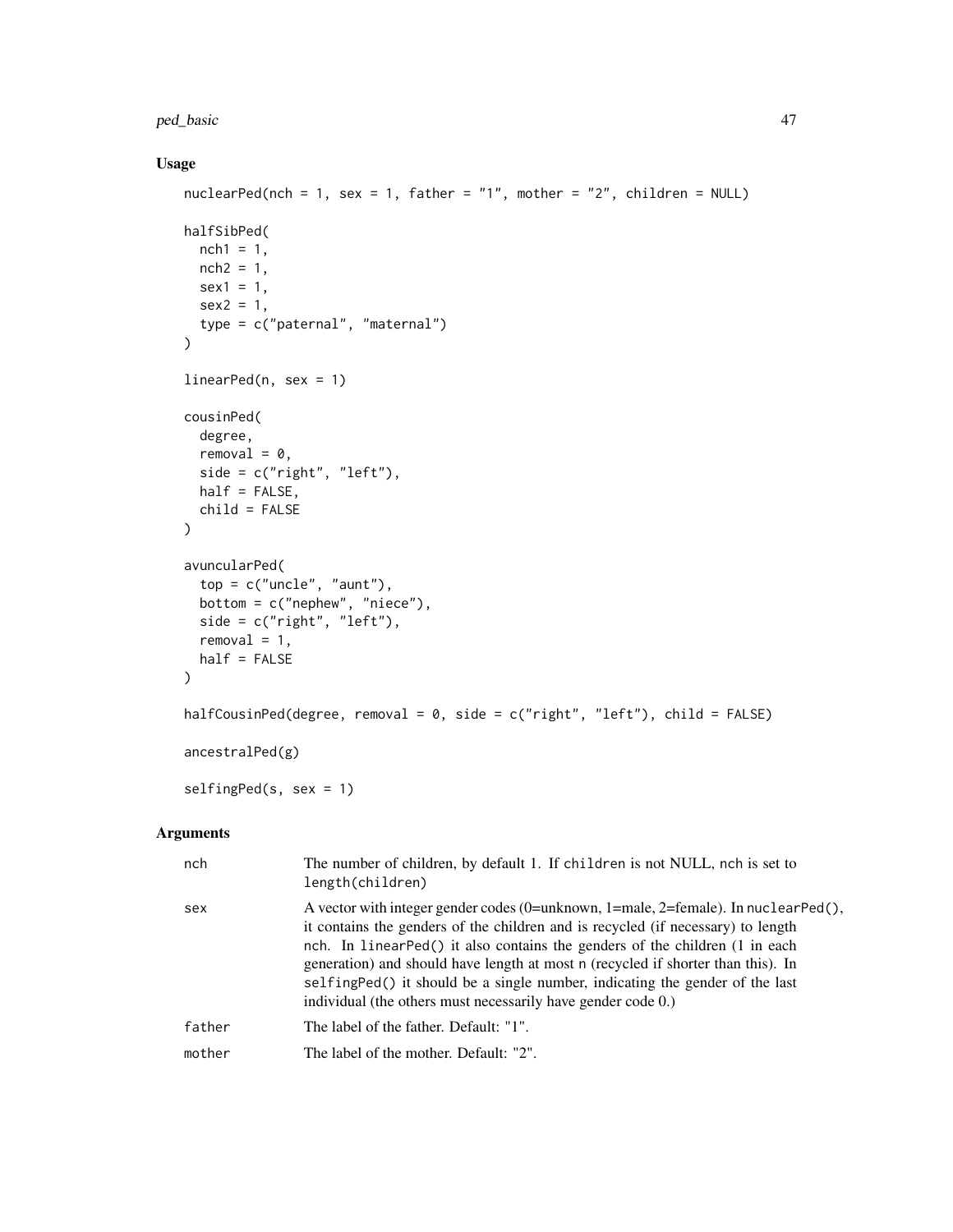### Usage

```
nuclearPed(nch = 1, sex = 1, father = "1", mother = "2", children = NULL)

halfSibPed(
  nch1 = 1,
  nch2 = 1,
  sex1 = 1,
  sex2 = 1,
  type = c("paternal", "maternal")
)

linearPed(n, sex = 1)

cousinPed(
  degree,
  removal = 0,
  side = c("right", "left"),
  half = FALSE,
  child = FALSE
)

avuncularPed(
  top = c("uncle", "aunt"),
  bottom = c("nephew", "niece"),
  side = c("right", "left"),
  removal = 1,
  half = FALSE
)

halfCousinPed(degree, removal = 0, side = c("right", "left"), child = FALSE)

ancestralPed(g)

selfingPed(s, sex = 1)
```

### Arguments

| | |
|---|---|
| nch | The number of children, by default 1. If children is not NULL, nch is set to length(children) |
| sex | A vector with integer gender codes (0=unknown, 1=male, 2=female). In nuclearPed(), it contains the genders of the children and is recycled (if necessary) to length nch. In linearPed() it also contains the genders of the children (1 in each generation) and should have length at most n (recycled if shorter than this). In selfingPed() it should be a single number, indicating the gender of the last individual (the others must necessarily have gender code 0.) |
| father | The label of the father. Default: "1". |
| mother | The label of the mother. Default: "2". |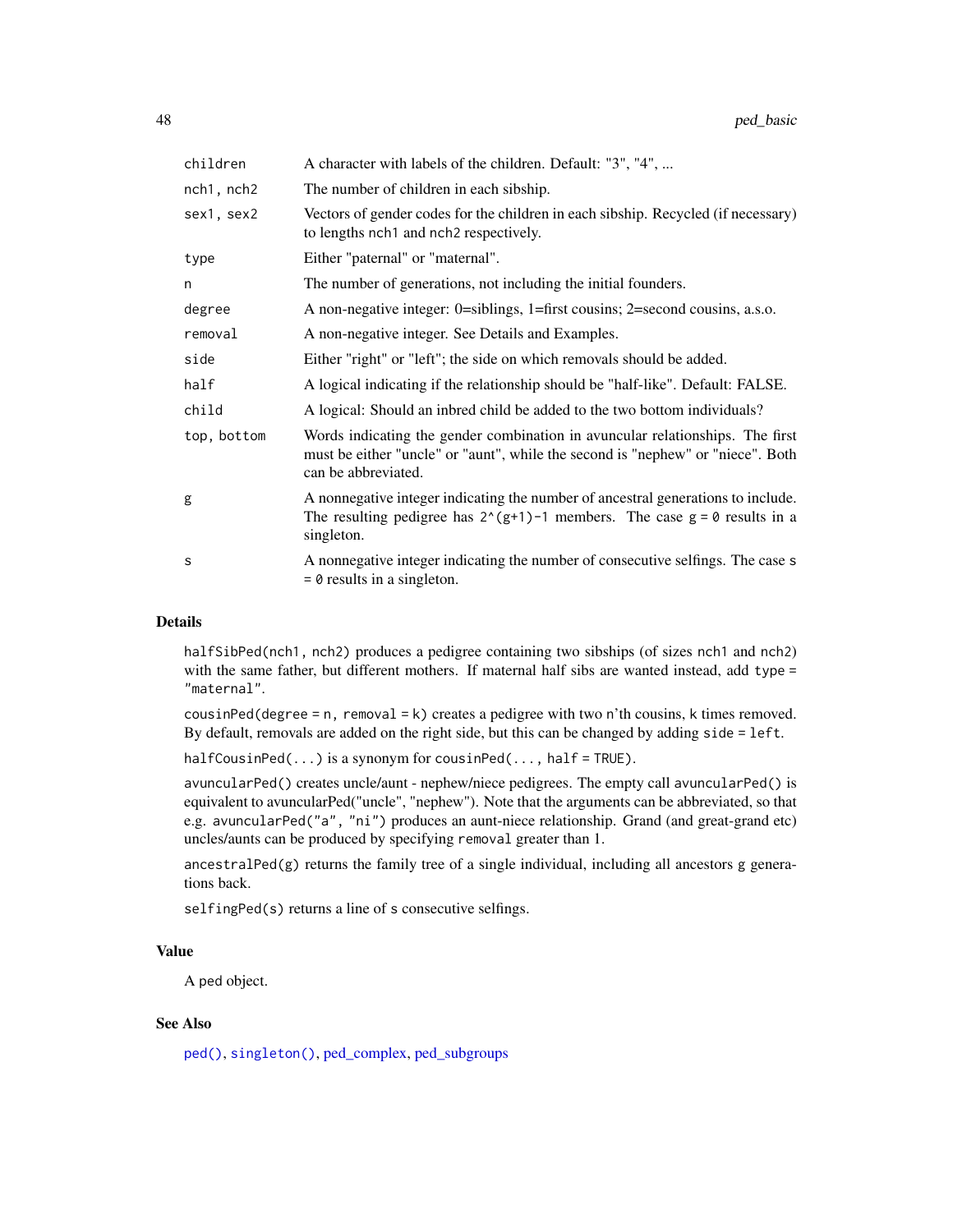| | |
|---|---|
| `children` | A character with labels of the children. Default: "3", "4", ... |
| `nch1, nch2` | The number of children in each sibship. |
| `sex1, sex2` | Vectors of gender codes for the children in each sibship. Recycled (if necessary) to lengths `nch1` and `nch2` respectively. |
| `type` | Either "paternal" or "maternal". |
| `n` | The number of generations, not including the initial founders. |
| `degree` | A non-negative integer: 0=siblings, 1=first cousins; 2=second cousins, a.s.o. |
| `removal` | A non-negative integer. See Details and Examples. |
| `side` | Either "right" or "left"; the side on which removals should be added. |
| `half` | A logical indicating if the relationship should be "half-like". Default: FALSE. |
| `child` | A logical: Should an inbred child be added to the two bottom individuals? |
| `top, bottom` | Words indicating the gender combination in avuncular relationships. The first must be either "uncle" or "aunt", while the second is "nephew" or "niece". Both can be abbreviated. |
| `g` | A nonnegative integer indicating the number of ancestral generations to include. The resulting pedigree has `2^(g+1)-1` members. The case `g = 0` results in a singleton. |
| `s` | A nonnegative integer indicating the number of consecutive selfings. The case `s = 0` results in a singleton. |

## Details

`halfSibPed(nch1, nch2)` produces a pedigree containing two sibships (of sizes `nch1` and `nch2`) with the same father, but different mothers. If maternal half sibs are wanted instead, add `type = "maternal"`.

`cousinPed(degree = n, removal = k)` creates a pedigree with two n'th cousins, k times removed. By default, removals are added on the right side, but this can be changed by adding `side = left`.

`halfCousinPed(...)` is a synonym for `cousinPed(..., half = TRUE)`.

`avuncularPed()` creates uncle/aunt - nephew/niece pedigrees. The empty call `avuncularPed()` is equivalent to avuncularPed("uncle", "nephew"). Note that the arguments can be abbreviated, so that e.g. `avuncularPed("a", "ni")` produces an aunt-niece relationship. Grand (and great-grand etc) uncles/aunts can be produced by specifying `removal` greater than 1.

`ancestralPed(g)` returns the family tree of a single individual, including all ancestors g generations back.

`selfingPed(s)` returns a line of s consecutive selfings.

## Value

A ped object.

## See Also

`ped()`, `singleton()`, ped_complex, ped_subgroups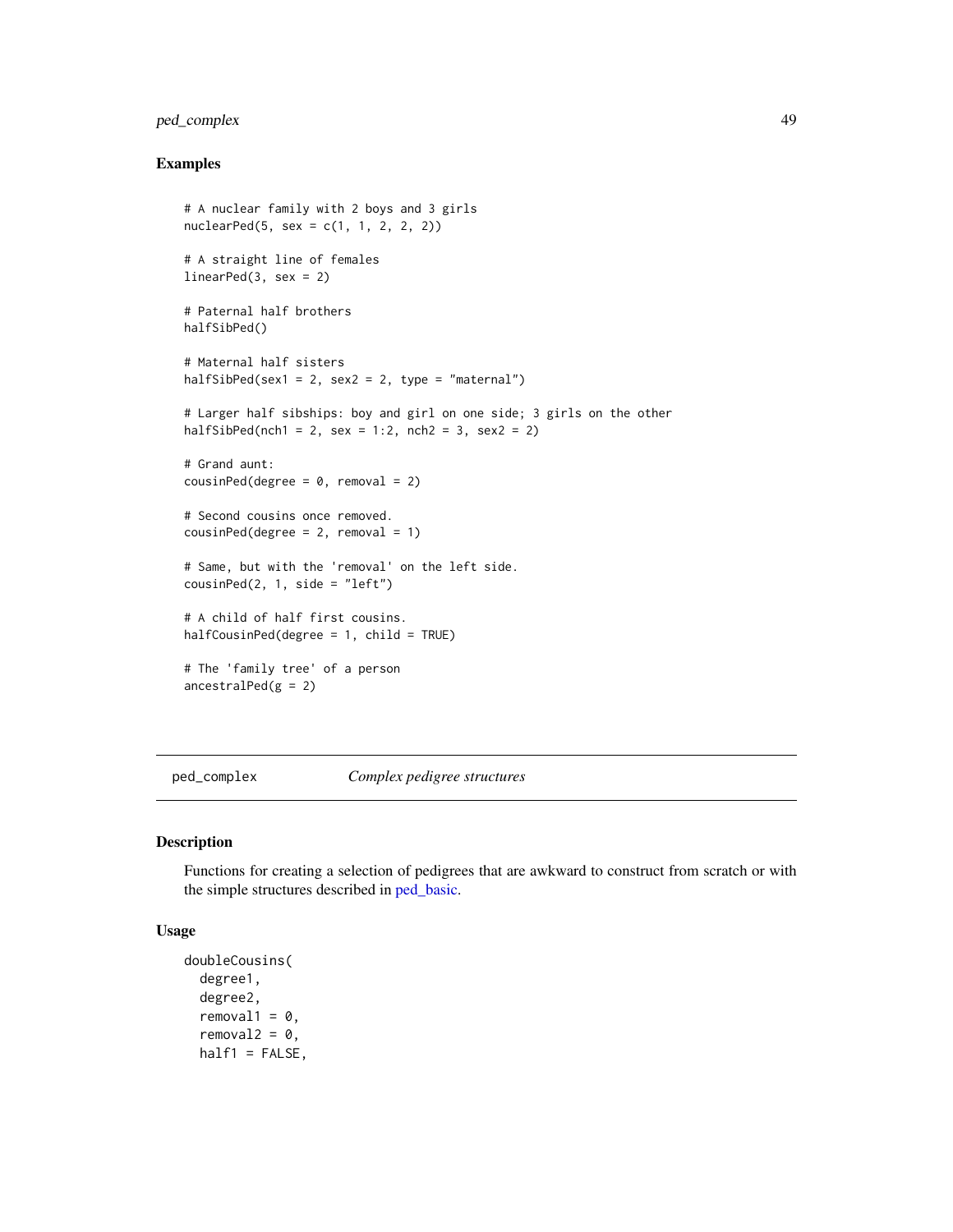### Examples

```
# A nuclear family with 2 boys and 3 girls
nuclearPed(5, sex = c(1, 1, 2, 2, 2))

# A straight line of females
linearPed(3, sex = 2)

# Paternal half brothers
halfSibPed()

# Maternal half sisters
halfSibPed(sex1 = 2, sex2 = 2, type = "maternal")

# Larger half sibships: boy and girl on one side; 3 girls on the other
halfSibPed(nch1 = 2, sex = 1:2, nch2 = 3, sex2 = 2)

# Grand aunt:
cousinPed(degree = 0, removal = 2)

# Second cousins once removed.
cousinPed(degree = 2, removal = 1)

# Same, but with the 'removal' on the left side.
cousinPed(2, 1, side = "left")

# A child of half first cousins.
halfCousinPed(degree = 1, child = TRUE)

# The 'family tree' of a person
ancestralPed(g = 2)
```

---

ped_complex — *Complex pedigree structures*

---

### Description

Functions for creating a selection of pedigrees that are awkward to construct from scratch or with the simple structures described in ped_basic.

### Usage

```
doubleCousins(
  degree1,
  degree2,
  removal1 = 0,
  removal2 = 0,
  half1 = FALSE,
```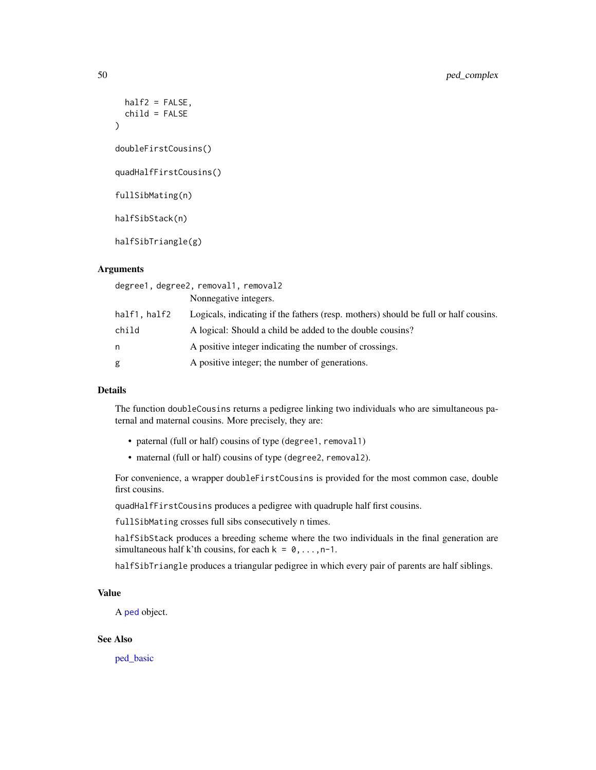```
  half2 = FALSE,
  child = FALSE
)

doubleFirstCousins()

quadHalfFirstCousins()

fullSibMating(n)

halfSibStack(n)

halfSibTriangle(g)
```

## Arguments

| | |
|---|---|
| degree1, degree2, removal1, removal2 | Nonnegative integers. |
| half1, half2 | Logicals, indicating if the fathers (resp. mothers) should be full or half cousins. |
| child | A logical: Should a child be added to the double cousins? |
| n | A positive integer indicating the number of crossings. |
| g | A positive integer; the number of generations. |

## Details

The function `doubleCousins` returns a pedigree linking two individuals who are simultaneous paternal and maternal cousins. More precisely, they are:

- paternal (full or half) cousins of type (`degree1`, `removal1`)
- maternal (full or half) cousins of type (`degree2`, `removal2`).

For convenience, a wrapper `doubleFirstCousins` is provided for the most common case, double first cousins.

`quadHalfFirstCousins` produces a pedigree with quadruple half first cousins.

`fullSibMating` crosses full sibs consecutively `n` times.

`halfSibStack` produces a breeding scheme where the two individuals in the final generation are simultaneous half k'th cousins, for each `k = 0,...,n-1`.

`halfSibTriangle` produces a triangular pedigree in which every pair of parents are half siblings.

## Value

A ped object.

## See Also

ped_basic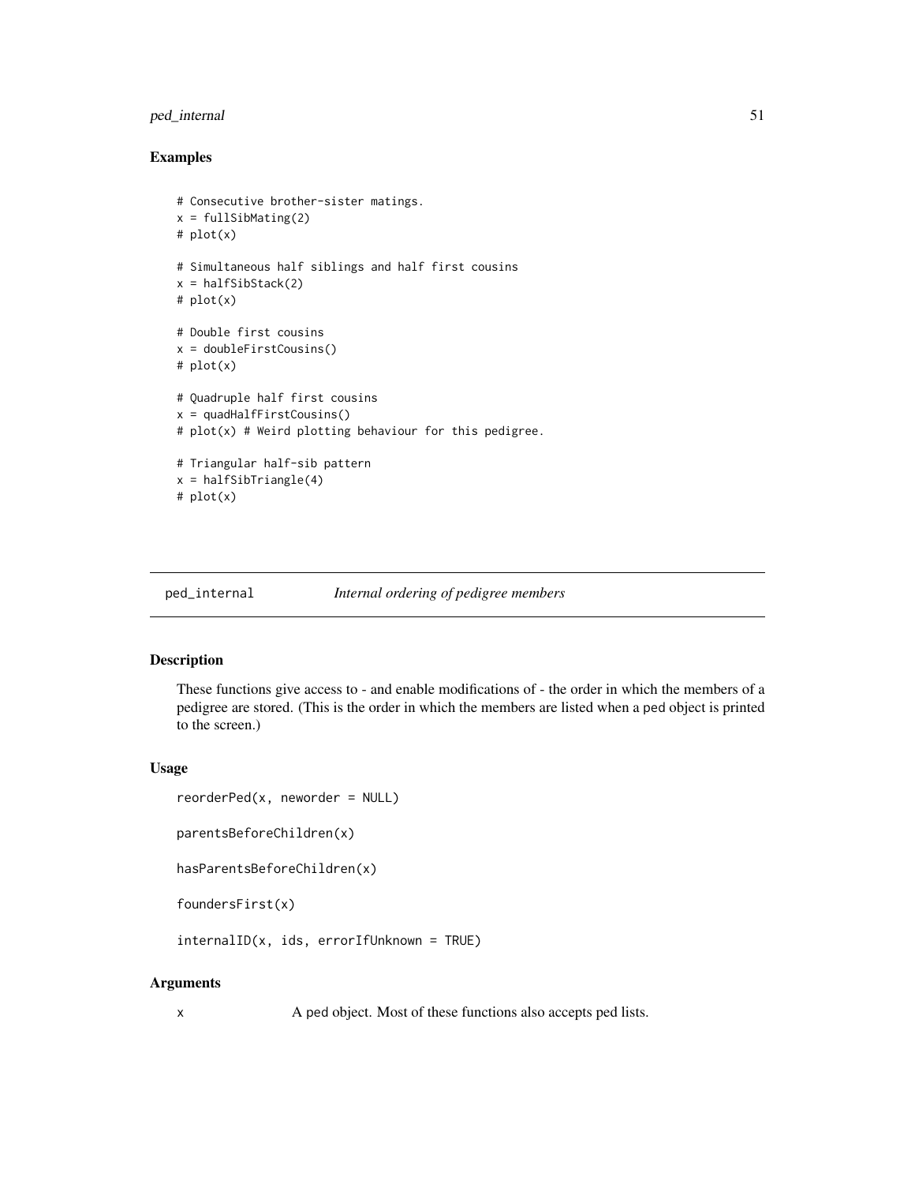## Examples

```
# Consecutive brother-sister matings.
x = fullSibMating(2)
# plot(x)

# Simultaneous half siblings and half first cousins
x = halfSibStack(2)
# plot(x)

# Double first cousins
x = doubleFirstCousins()
# plot(x)

# Quadruple half first cousins
x = quadHalfFirstCousins()
# plot(x) # Weird plotting behaviour for this pedigree.

# Triangular half-sib pattern
x = halfSibTriangle(4)
# plot(x)
```

---

# ped_internal *Internal ordering of pedigree members*

---

## Description

These functions give access to - and enable modifications of - the order in which the members of a pedigree are stored. (This is the order in which the members are listed when a ped object is printed to the screen.)

## Usage

```
reorderPed(x, neworder = NULL)

parentsBeforeChildren(x)

hasParentsBeforeChildren(x)

foundersFirst(x)

internalID(x, ids, errorIfUnknown = TRUE)
```

## Arguments

x A ped object. Most of these functions also accepts ped lists.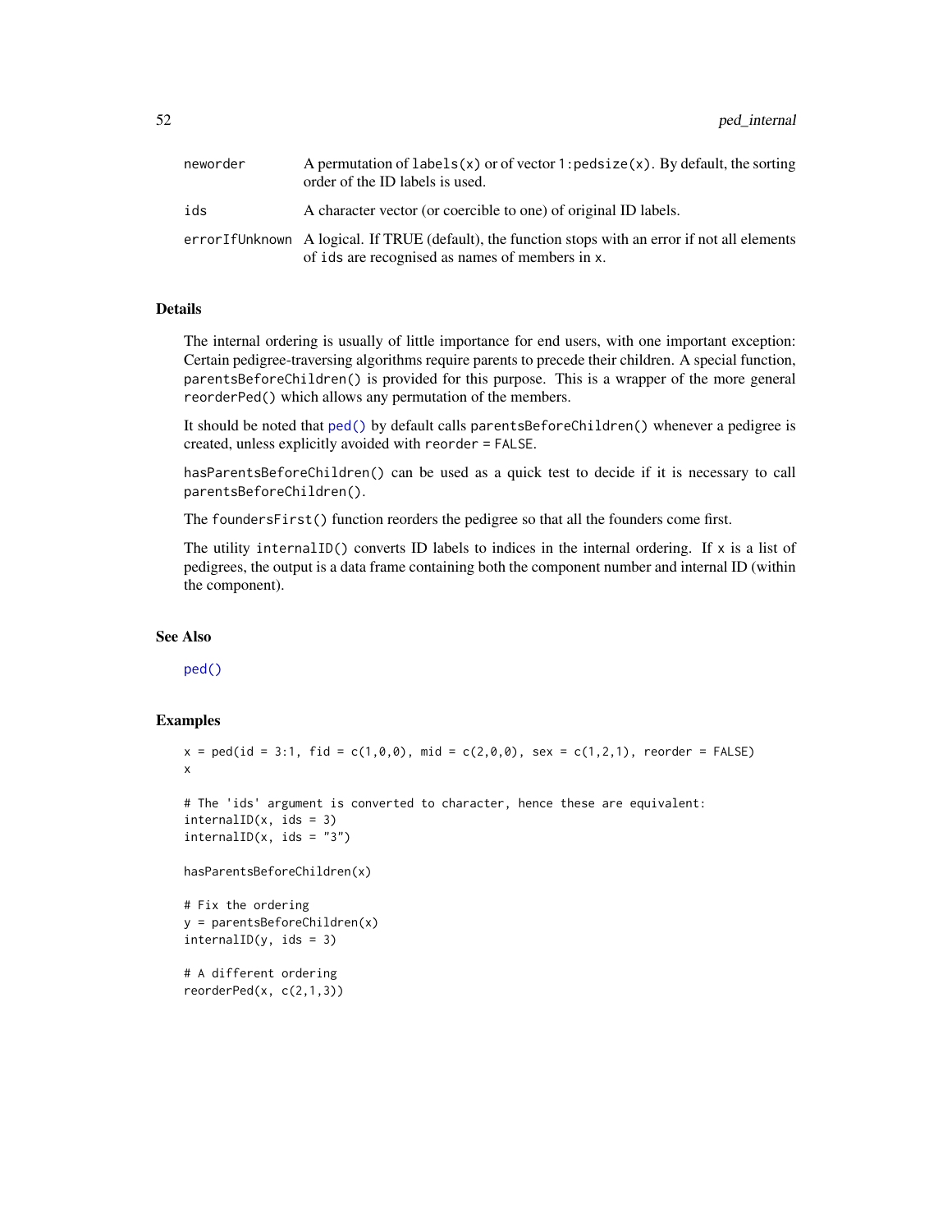| | |
|---|---|
| neworder | A permutation of `labels(x)` or of vector `1:pedsize(x)`. By default, the sorting order of the ID labels is used. |
| ids | A character vector (or coercible to one) of original ID labels. |
| errorIfUnknown | A logical. If TRUE (default), the function stops with an error if not all elements of `ids` are recognised as names of members in `x`. |

## Details

The internal ordering is usually of little importance for end users, with one important exception: Certain pedigree-traversing algorithms require parents to precede their children. A special function, `parentsBeforeChildren()` is provided for this purpose. This is a wrapper of the more general `reorderPed()` which allows any permutation of the members.

It should be noted that `ped()` by default calls `parentsBeforeChildren()` whenever a pedigree is created, unless explicitly avoided with `reorder = FALSE`.

`hasParentsBeforeChildren()` can be used as a quick test to decide if it is necessary to call `parentsBeforeChildren()`.

The `foundersFirst()` function reorders the pedigree so that all the founders come first.

The utility `internalID()` converts ID labels to indices in the internal ordering. If `x` is a list of pedigrees, the output is a data frame containing both the component number and internal ID (within the component).

## See Also

`ped()`

## Examples

```
x = ped(id = 3:1, fid = c(1,0,0), mid = c(2,0,0), sex = c(1,2,1), reorder = FALSE)
x

# The 'ids' argument is converted to character, hence these are equivalent:
internalID(x, ids = 3)
internalID(x, ids = "3")

hasParentsBeforeChildren(x)

# Fix the ordering
y = parentsBeforeChildren(x)
internalID(y, ids = 3)

# A different ordering
reorderPed(x, c(2,1,3))
```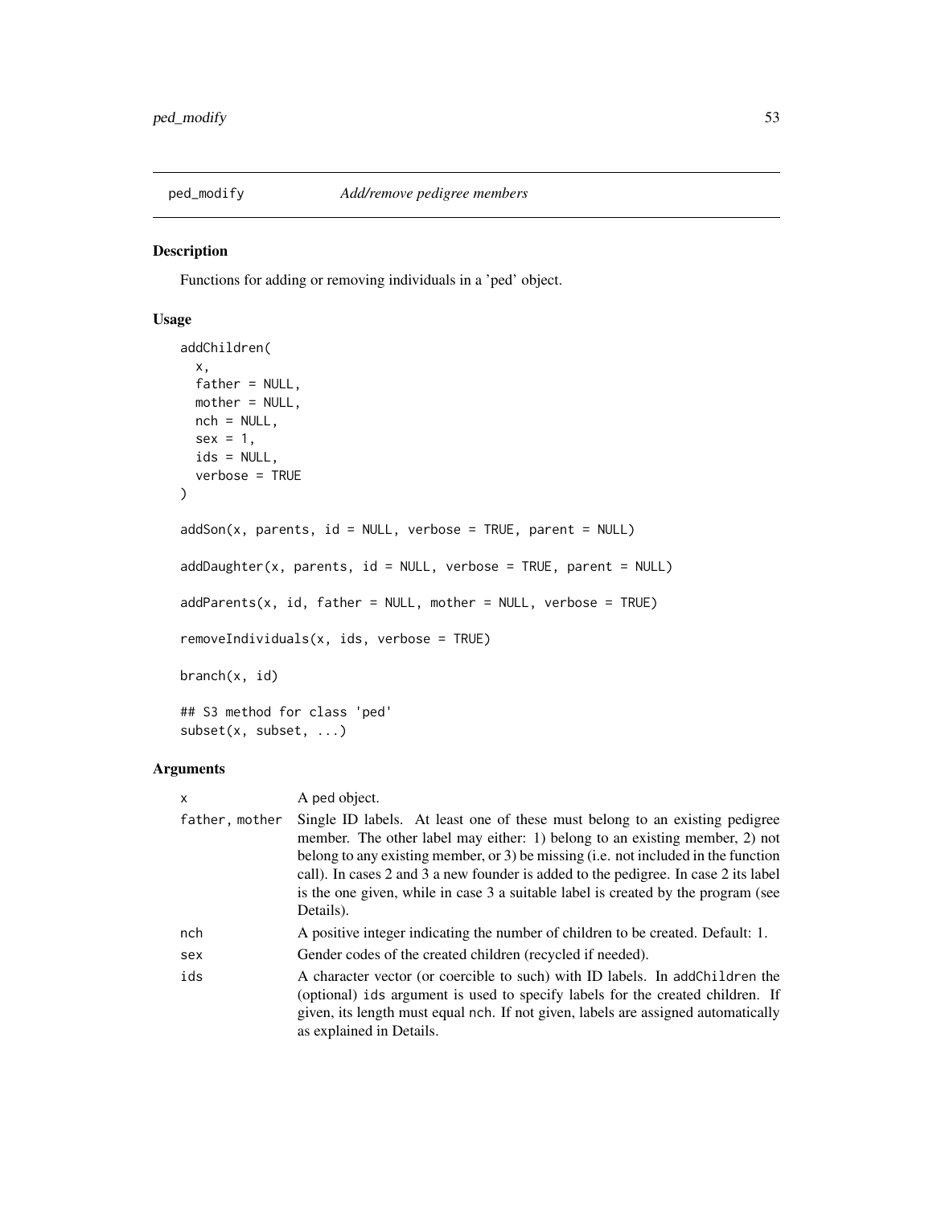## ped_modify *Add/remove pedigree members*

### Description

Functions for adding or removing individuals in a 'ped' object.

### Usage

```
addChildren(
  x,
  father = NULL,
  mother = NULL,
  nch = NULL,
  sex = 1,
  ids = NULL,
  verbose = TRUE
)

addSon(x, parents, id = NULL, verbose = TRUE, parent = NULL)

addDaughter(x, parents, id = NULL, verbose = TRUE, parent = NULL)

addParents(x, id, father = NULL, mother = NULL, verbose = TRUE)

removeIndividuals(x, ids, verbose = TRUE)

branch(x, id)

## S3 method for class 'ped'
subset(x, subset, ...)
```

### Arguments

| | |
|---|---|
| x | A ped object. |
| father, mother | Single ID labels. At least one of these must belong to an existing pedigree member. The other label may either: 1) belong to an existing member, 2) not belong to any existing member, or 3) be missing (i.e. not included in the function call). In cases 2 and 3 a new founder is added to the pedigree. In case 2 its label is the one given, while in case 3 a suitable label is created by the program (see Details). |
| nch | A positive integer indicating the number of children to be created. Default: 1. |
| sex | Gender codes of the created children (recycled if needed). |
| ids | A character vector (or coercible to such) with ID labels. In addChildren the (optional) ids argument is used to specify labels for the created children. If given, its length must equal nch. If not given, labels are assigned automatically as explained in Details. |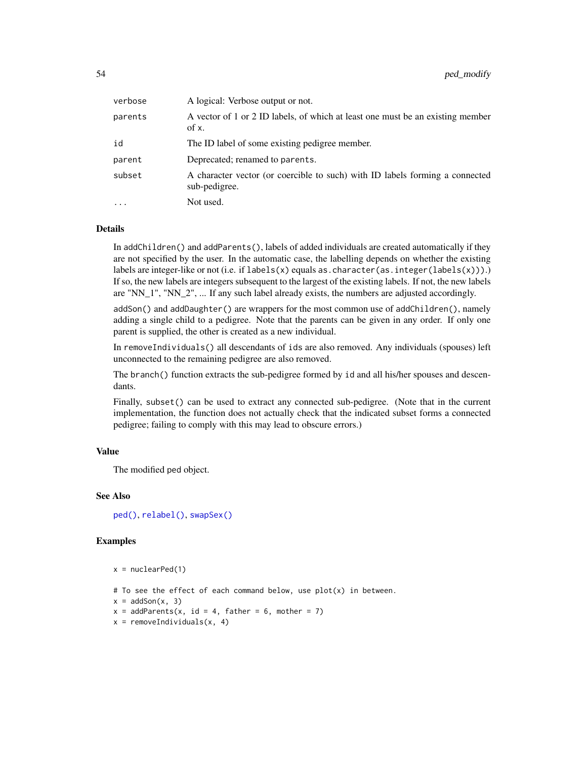| | |
|---|---|
| `verbose` | A logical: Verbose output or not. |
| `parents` | A vector of 1 or 2 ID labels, of which at least one must be an existing member of `x`. |
| `id` | The ID label of some existing pedigree member. |
| `parent` | Deprecated; renamed to `parents`. |
| `subset` | A character vector (or coercible to such) with ID labels forming a connected sub-pedigree. |
| `...` | Not used. |

## Details

In `addChildren()` and `addParents()`, labels of added individuals are created automatically if they are not specified by the user. In the automatic case, the labelling depends on whether the existing labels are integer-like or not (i.e. if `labels(x)` equals `as.character(as.integer(labels(x)))`.) If so, the new labels are integers subsequent to the largest of the existing labels. If not, the new labels are "NN_1", "NN_2", ... If any such label already exists, the numbers are adjusted accordingly.

`addSon()` and `addDaughter()` are wrappers for the most common use of `addChildren()`, namely adding a single child to a pedigree. Note that the parents can be given in any order. If only one parent is supplied, the other is created as a new individual.

In `removeIndividuals()` all descendants of `ids` are also removed. Any individuals (spouses) left unconnected to the remaining pedigree are also removed.

The `branch()` function extracts the sub-pedigree formed by `id` and all his/her spouses and descendants.

Finally, `subset()` can be used to extract any connected sub-pedigree. (Note that in the current implementation, the function does not actually check that the indicated subset forms a connected pedigree; failing to comply with this may lead to obscure errors.)

## Value

The modified `ped` object.

## See Also

`ped()`, `relabel()`, `swapSex()`

## Examples

```
x = nuclearPed(1)

# To see the effect of each command below, use plot(x) in between.
x = addSon(x, 3)
x = addParents(x, id = 4, father = 6, mother = 7)
x = removeIndividuals(x, 4)
```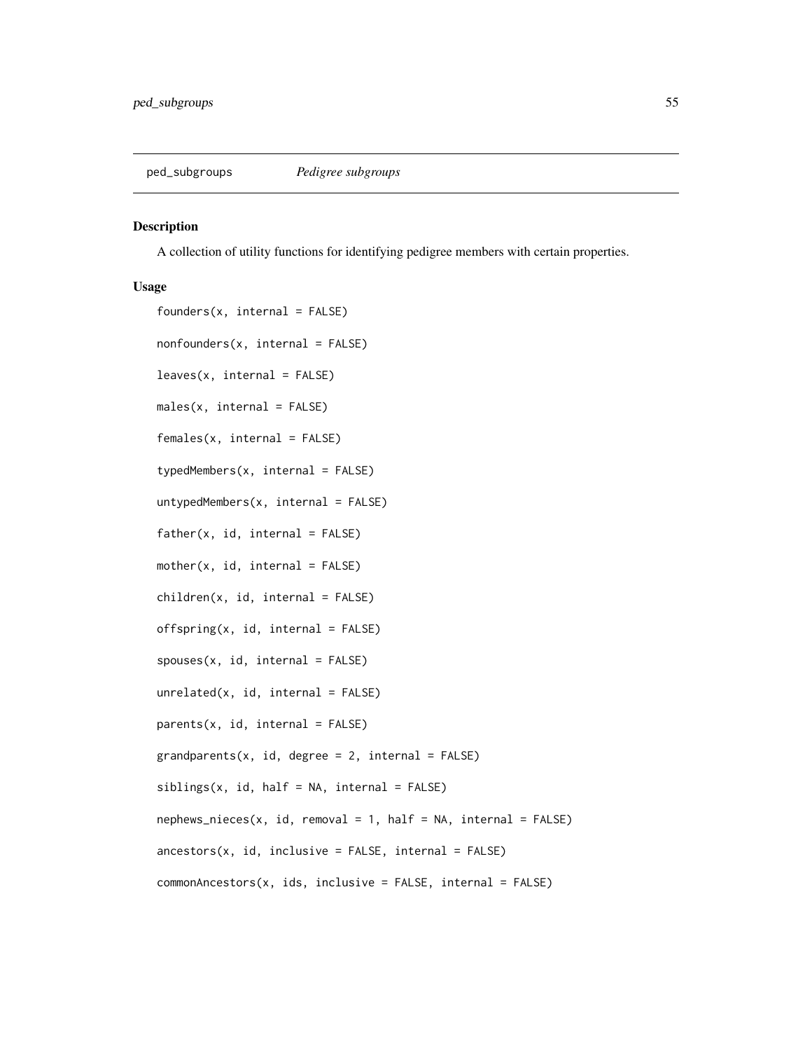ped_subgroups *Pedigree subgroups*

## Description

A collection of utility functions for identifying pedigree members with certain properties.

## Usage

```
founders(x, internal = FALSE)

nonfounders(x, internal = FALSE)

leaves(x, internal = FALSE)

males(x, internal = FALSE)

females(x, internal = FALSE)

typedMembers(x, internal = FALSE)

untypedMembers(x, internal = FALSE)

father(x, id, internal = FALSE)

mother(x, id, internal = FALSE)

children(x, id, internal = FALSE)

offspring(x, id, internal = FALSE)

spouses(x, id, internal = FALSE)

unrelated(x, id, internal = FALSE)

parents(x, id, internal = FALSE)

grandparents(x, id, degree = 2, internal = FALSE)

siblings(x, id, half = NA, internal = FALSE)

nephews_nieces(x, id, removal = 1, half = NA, internal = FALSE)

ancestors(x, id, inclusive = FALSE, internal = FALSE)

commonAncestors(x, ids, inclusive = FALSE, internal = FALSE)
```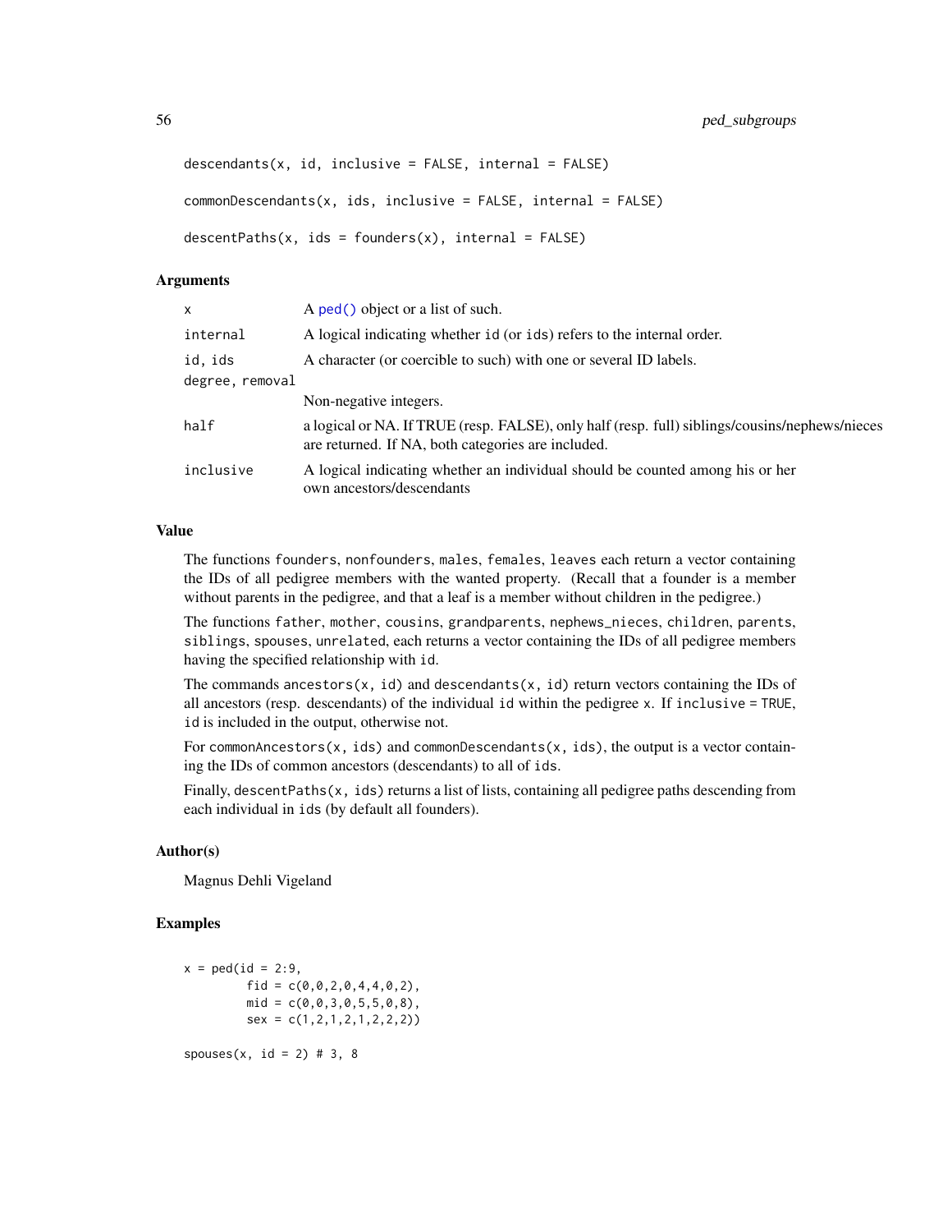```
descendants(x, id, inclusive = FALSE, internal = FALSE)

commonDescendants(x, ids, inclusive = FALSE, internal = FALSE)

descentPaths(x, ids = founders(x), internal = FALSE)
```

## Arguments

| | |
|---|---|
| x | A ped() object or a list of such. |
| internal | A logical indicating whether id (or ids) refers to the internal order. |
| id, ids | A character (or coercible to such) with one or several ID labels. |
| degree, removal | Non-negative integers. |
| half | a logical or NA. If TRUE (resp. FALSE), only half (resp. full) siblings/cousins/nephews/nieces are returned. If NA, both categories are included. |
| inclusive | A logical indicating whether an individual should be counted among his or her own ancestors/descendants |

## Value

The functions `founders`, `nonfounders`, `males`, `females`, `leaves` each return a vector containing the IDs of all pedigree members with the wanted property. (Recall that a founder is a member without parents in the pedigree, and that a leaf is a member without children in the pedigree.)

The functions `father`, `mother`, `cousins`, `grandparents`, `nephews_nieces`, `children`, `parents`, `siblings`, `spouses`, `unrelated`, each returns a vector containing the IDs of all pedigree members having the specified relationship with `id`.

The commands `ancestors(x, id)` and `descendants(x, id)` return vectors containing the IDs of all ancestors (resp. descendants) of the individual `id` within the pedigree `x`. If `inclusive = TRUE`, `id` is included in the output, otherwise not.

For `commonAncestors(x, ids)` and `commonDescendants(x, ids)`, the output is a vector containing the IDs of common ancestors (descendants) to all of `ids`.

Finally, `descentPaths(x, ids)` returns a list of lists, containing all pedigree paths descending from each individual in `ids` (by default all founders).

## Author(s)

Magnus Dehli Vigeland

## Examples

```
x = ped(id = 2:9,
        fid = c(0,0,2,0,4,4,0,2),
        mid = c(0,0,3,0,5,5,0,8),
        sex = c(1,2,1,2,1,2,2,2))

spouses(x, id = 2) # 3, 8
```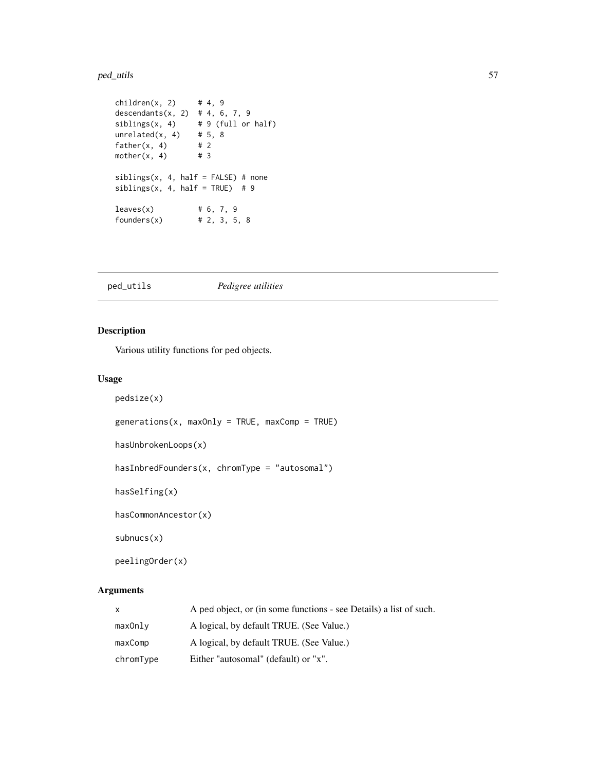```
children(x, 2)     # 4, 9
descendants(x, 2)  # 4, 6, 7, 9
siblings(x, 4)     # 9 (full or half)
unrelated(x, 4)    # 5, 8
father(x, 4)       # 2
mother(x, 4)       # 3

siblings(x, 4, half = FALSE) # none
siblings(x, 4, half = TRUE)  # 9

leaves(x)          # 6, 7, 9
founders(x)        # 2, 3, 5, 8
```

---

## ped_utils *Pedigree utilities*

### Description

Various utility functions for ped objects.

### Usage

```
pedsize(x)

generations(x, maxOnly = TRUE, maxComp = TRUE)

hasUnbrokenLoops(x)

hasInbredFounders(x, chromType = "autosomal")

hasSelfing(x)

hasCommonAncestor(x)

subnucs(x)

peelingOrder(x)
```

### Arguments

| | |
|---|---|
| x | A ped object, or (in some functions - see Details) a list of such. |
| maxOnly | A logical, by default TRUE. (See Value.) |
| maxComp | A logical, by default TRUE. (See Value.) |
| chromType | Either "autosomal" (default) or "x". |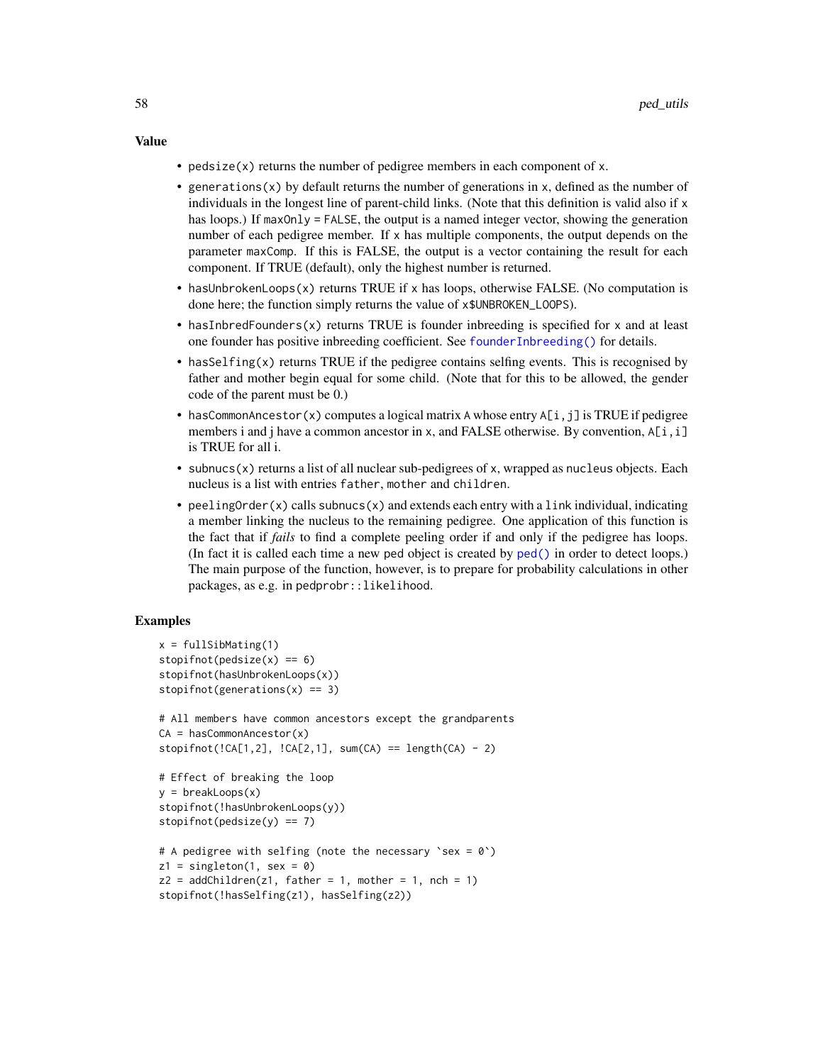## Value

- `pedsize(x)` returns the number of pedigree members in each component of `x`.
- `generations(x)` by default returns the number of generations in `x`, defined as the number of individuals in the longest line of parent-child links. (Note that this definition is valid also if `x` has loops.) If `maxOnly = FALSE`, the output is a named integer vector, showing the generation number of each pedigree member. If `x` has multiple components, the output depends on the parameter `maxComp`. If this is FALSE, the output is a vector containing the result for each component. If TRUE (default), only the highest number is returned.
- `hasUnbrokenLoops(x)` returns TRUE if `x` has loops, otherwise FALSE. (No computation is done here; the function simply returns the value of `x$UNBROKEN_LOOPS`).
- `hasInbredFounders(x)` returns TRUE is founder inbreeding is specified for `x` and at least one founder has positive inbreeding coefficient. See `founderInbreeding()` for details.
- `hasSelfing(x)` returns TRUE if the pedigree contains selfing events. This is recognised by father and mother begin equal for some child. (Note that for this to be allowed, the gender code of the parent must be 0.)
- `hasCommonAncestor(x)` computes a logical matrix `A` whose entry `A[i,j]` is TRUE if pedigree members i and j have a common ancestor in `x`, and FALSE otherwise. By convention, `A[i,i]` is TRUE for all i.
- `subnucs(x)` returns a list of all nuclear sub-pedigrees of `x`, wrapped as `nucleus` objects. Each nucleus is a list with entries `father`, `mother` and `children`.
- `peelingOrder(x)` calls `subnucs(x)` and extends each entry with a `link` individual, indicating a member linking the nucleus to the remaining pedigree. One application of this function is the fact that if *fails* to find a complete peeling order if and only if the pedigree has loops. (In fact it is called each time a new ped object is created by `ped()` in order to detect loops.) The main purpose of the function, however, is to prepare for probability calculations in other packages, as e.g. in `pedprobr::likelihood`.

## Examples

```
x = fullSibMating(1)
stopifnot(pedsize(x) == 6)
stopifnot(hasUnbrokenLoops(x))
stopifnot(generations(x) == 3)

# All members have common ancestors except the grandparents
CA = hasCommonAncestor(x)
stopifnot(!CA[1,2], !CA[2,1], sum(CA) == length(CA) - 2)

# Effect of breaking the loop
y = breakLoops(x)
stopifnot(!hasUnbrokenLoops(y))
stopifnot(pedsize(y) == 7)

# A pedigree with selfing (note the necessary `sex = 0`)
z1 = singleton(1, sex = 0)
z2 = addChildren(z1, father = 1, mother = 1, nch = 1)
stopifnot(!hasSelfing(z1), hasSelfing(z2))
```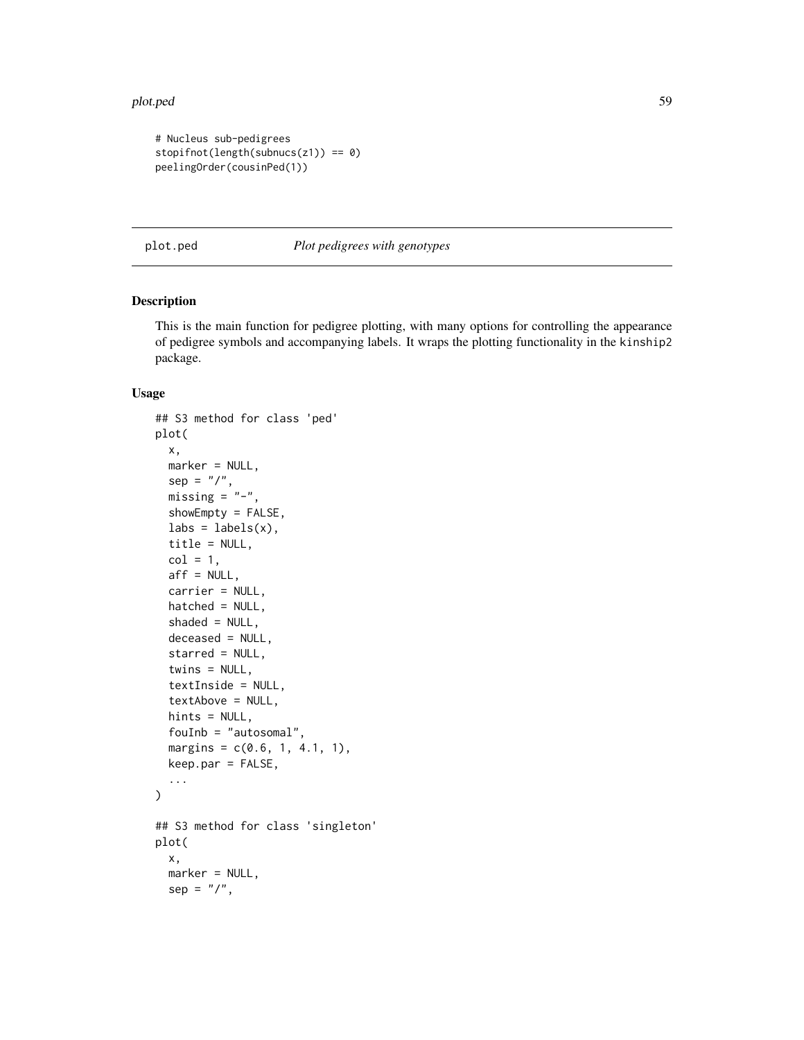```
# Nucleus sub-pedigrees
stopifnot(length(subnucs(z1)) == 0)
peelingOrder(cousinPed(1))
```

## plot.ped — *Plot pedigrees with genotypes*

### Description

This is the main function for pedigree plotting, with many options for controlling the appearance of pedigree symbols and accompanying labels. It wraps the plotting functionality in the `kinship2` package.

### Usage

```
## S3 method for class 'ped'
plot(
  x,
  marker = NULL,
  sep = "/",
  missing = "-",
  showEmpty = FALSE,
  labs = labels(x),
  title = NULL,
  col = 1,
  aff = NULL,
  carrier = NULL,
  hatched = NULL,
  shaded = NULL,
  deceased = NULL,
  starred = NULL,
  twins = NULL,
  textInside = NULL,
  textAbove = NULL,
  hints = NULL,
  fouInb = "autosomal",
  margins = c(0.6, 1, 4.1, 1),
  keep.par = FALSE,
  ...
)

## S3 method for class 'singleton'
plot(
  x,
  marker = NULL,
  sep = "/",
```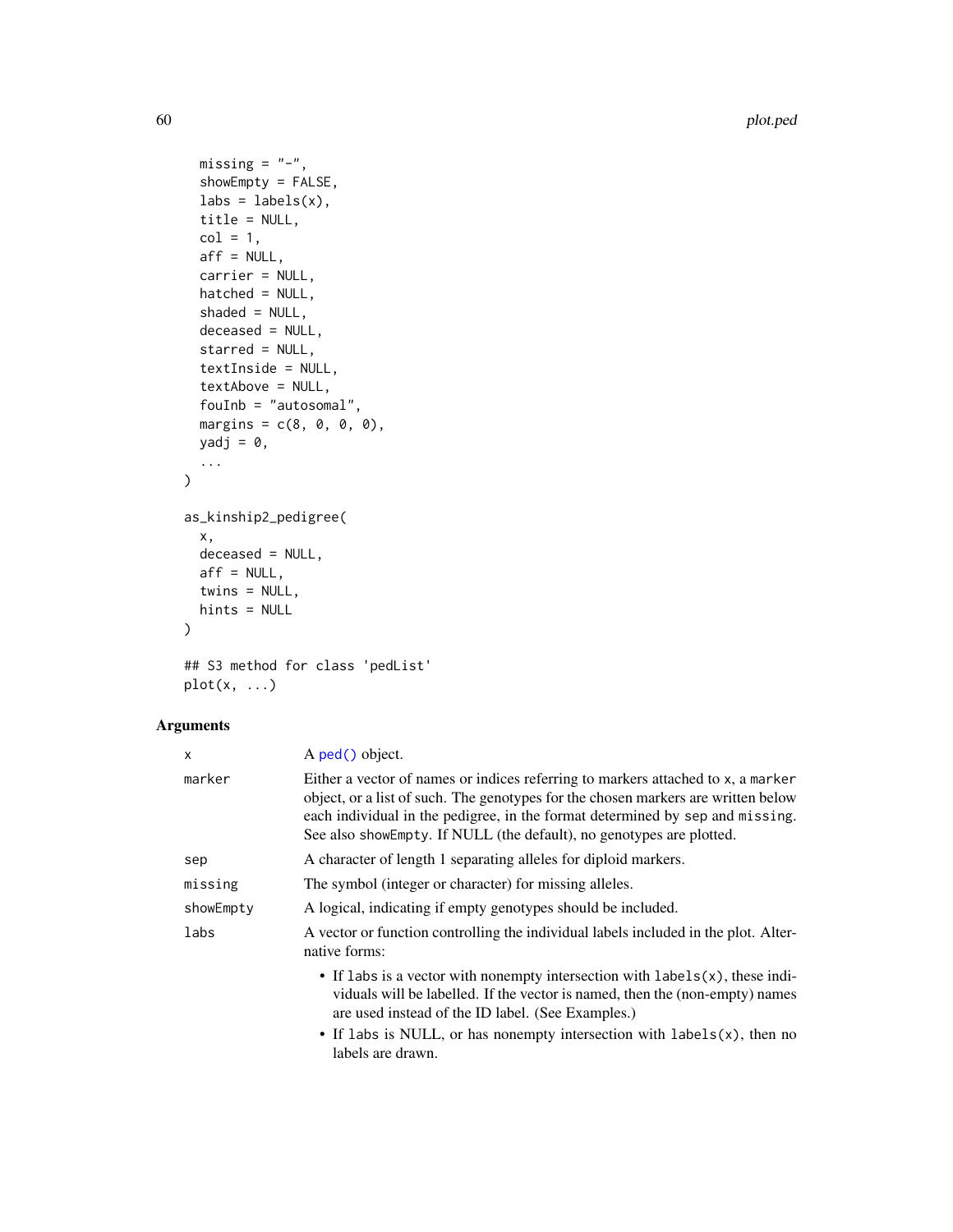```
  missing = "-",
  showEmpty = FALSE,
  labs = labels(x),
  title = NULL,
  col = 1,
  aff = NULL,
  carrier = NULL,
  hatched = NULL,
  shaded = NULL,
  deceased = NULL,
  starred = NULL,
  textInside = NULL,
  textAbove = NULL,
  fouInb = "autosomal",
  margins = c(8, 0, 0, 0),
  yadj = 0,
  ...
)

as_kinship2_pedigree(
  x,
  deceased = NULL,
  aff = NULL,
  twins = NULL,
  hints = NULL
)

## S3 method for class 'pedList'
plot(x, ...)
```

## Arguments

| | |
|---|---|
| `x` | A `ped()` object. |
| `marker` | Either a vector of names or indices referring to markers attached to `x`, a `marker` object, or a list of such. The genotypes for the chosen markers are written below each individual in the pedigree, in the format determined by `sep` and `missing`. See also `showEmpty`. If NULL (the default), no genotypes are plotted. |
| `sep` | A character of length 1 separating alleles for diploid markers. |
| `missing` | The symbol (integer or character) for missing alleles. |
| `showEmpty` | A logical, indicating if empty genotypes should be included. |
| `labs` | A vector or function controlling the individual labels included in the plot. Alternative forms: <br>• If `labs` is a vector with nonempty intersection with `labels(x)`, these individuals will be labelled. If the vector is named, then the (non-empty) names are used instead of the ID label. (See Examples.) <br>• If `labs` is NULL, or has nonempty intersection with `labels(x)`, then no labels are drawn. |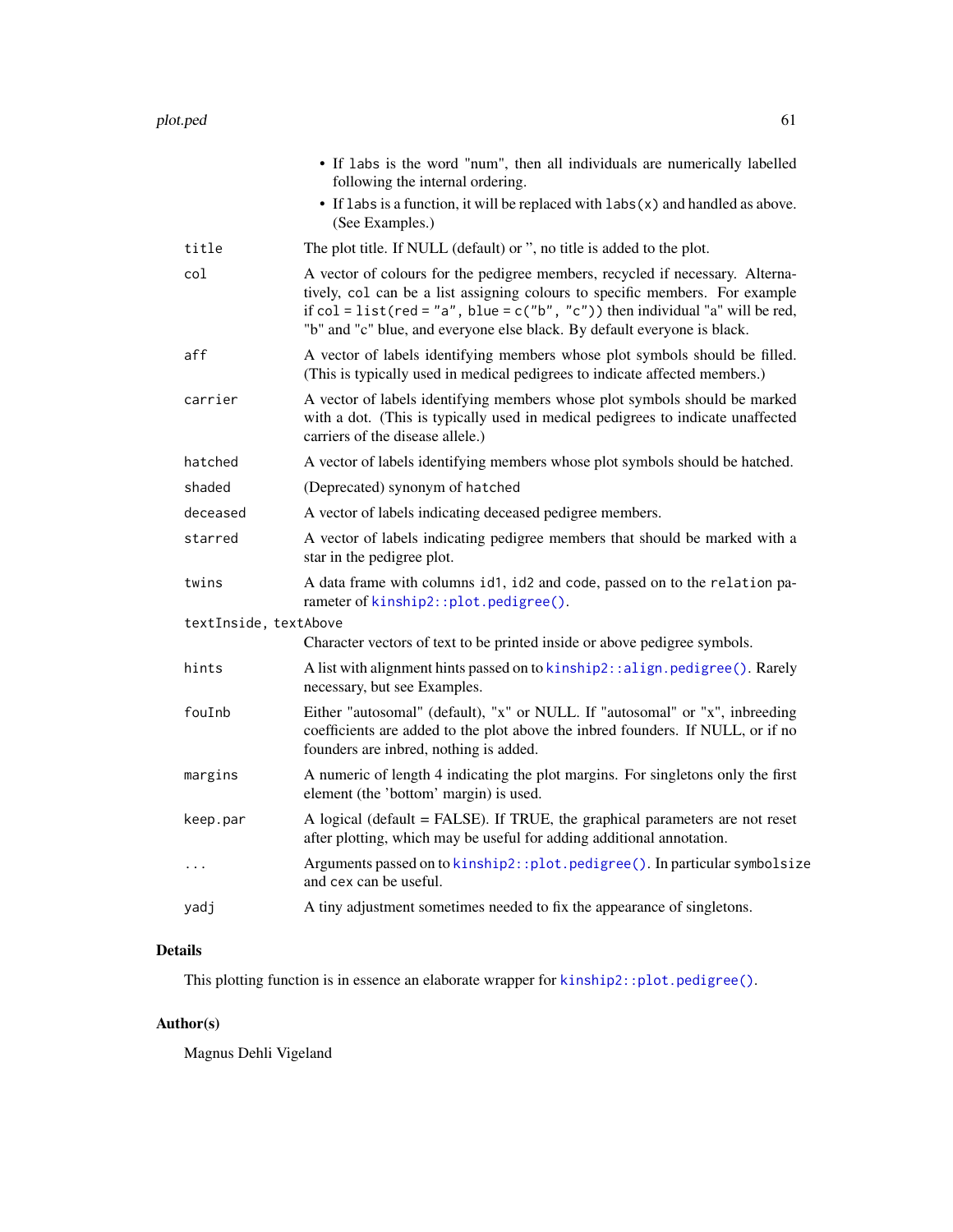- If `labs` is the word "num", then all individuals are numerically labelled following the internal ordering.
- If `labs` is a function, it will be replaced with `labs(x)` and handled as above. (See Examples.)

`title` The plot title. If NULL (default) or '', no title is added to the plot.

`col` A vector of colours for the pedigree members, recycled if necessary. Alternatively, `col` can be a list assigning colours to specific members. For example if `col = list(red = "a", blue = c("b", "c"))` then individual "a" will be red, "b" and "c" blue, and everyone else black. By default everyone is black.

`aff` A vector of labels identifying members whose plot symbols should be filled. (This is typically used in medical pedigrees to indicate affected members.)

`carrier` A vector of labels identifying members whose plot symbols should be marked with a dot. (This is typically used in medical pedigrees to indicate unaffected carriers of the disease allele.)

`hatched` A vector of labels identifying members whose plot symbols should be hatched.

`shaded` (Deprecated) synonym of `hatched`

`deceased` A vector of labels indicating deceased pedigree members.

`starred` A vector of labels indicating pedigree members that should be marked with a star in the pedigree plot.

`twins` A data frame with columns `id1`, `id2` and `code`, passed on to the `relation` parameter of `kinship2::plot.pedigree()`.

`textInside, textAbove` Character vectors of text to be printed inside or above pedigree symbols.

`hints` A list with alignment hints passed on to `kinship2::align.pedigree()`. Rarely necessary, but see Examples.

`fouInb` Either "autosomal" (default), "x" or NULL. If "autosomal" or "x", inbreeding coefficients are added to the plot above the inbred founders. If NULL, or if no founders are inbred, nothing is added.

`margins` A numeric of length 4 indicating the plot margins. For singletons only the first element (the 'bottom' margin) is used.

`keep.par` A logical (default = FALSE). If TRUE, the graphical parameters are not reset after plotting, which may be useful for adding additional annotation.

`...` Arguments passed on to `kinship2::plot.pedigree()`. In particular `symbolsize` and `cex` can be useful.

`yadj` A tiny adjustment sometimes needed to fix the appearance of singletons.

## Details

This plotting function is in essence an elaborate wrapper for `kinship2::plot.pedigree()`.

## Author(s)

Magnus Dehli Vigeland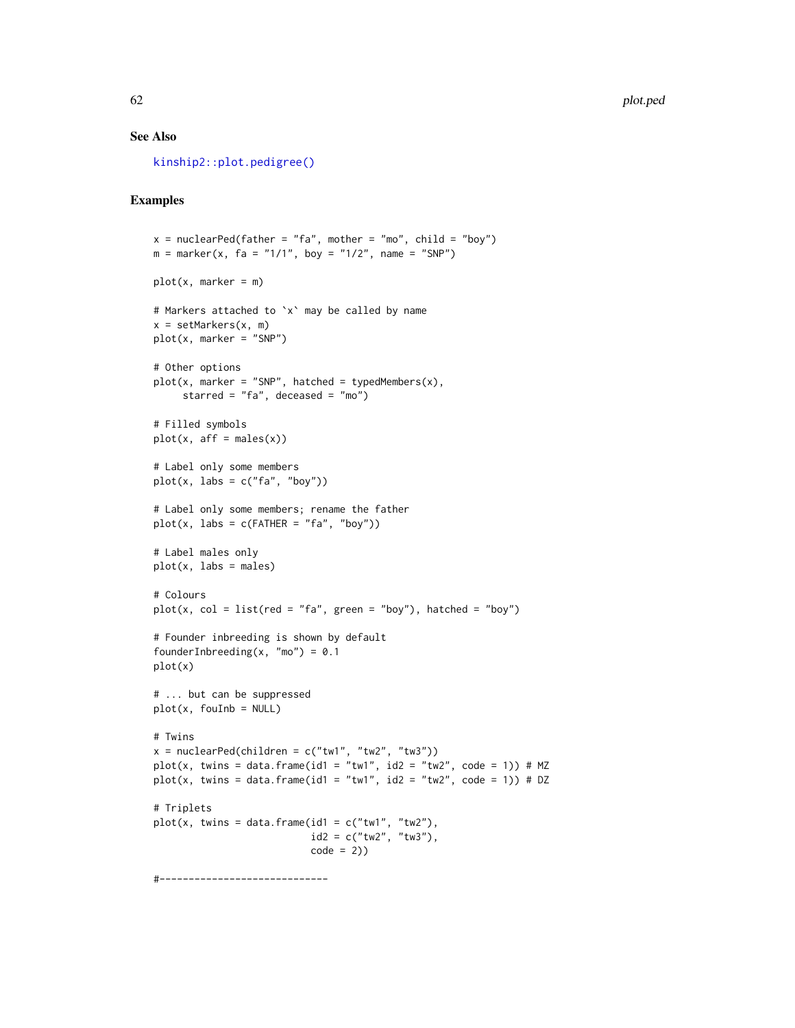### See Also

kinship2::plot.pedigree()

### Examples

```
x = nuclearPed(father = "fa", mother = "mo", child = "boy")
m = marker(x, fa = "1/1", boy = "1/2", name = "SNP")

plot(x, marker = m)

# Markers attached to `x` may be called by name
x = setMarkers(x, m)
plot(x, marker = "SNP")

# Other options
plot(x, marker = "SNP", hatched = typedMembers(x),
     starred = "fa", deceased = "mo")

# Filled symbols
plot(x, aff = males(x))

# Label only some members
plot(x, labs = c("fa", "boy"))

# Label only some members; rename the father
plot(x, labs = c(FATHER = "fa", "boy"))

# Label males only
plot(x, labs = males)

# Colours
plot(x, col = list(red = "fa", green = "boy"), hatched = "boy")

# Founder inbreeding is shown by default
founderInbreeding(x, "mo") = 0.1
plot(x)

# ... but can be suppressed
plot(x, fouInb = NULL)

# Twins
x = nuclearPed(children = c("tw1", "tw2", "tw3"))
plot(x, twins = data.frame(id1 = "tw1", id2 = "tw2", code = 1)) # MZ
plot(x, twins = data.frame(id1 = "tw1", id2 = "tw2", code = 1)) # DZ

# Triplets
plot(x, twins = data.frame(id1 = c("tw1", "tw2"),
                           id2 = c("tw2", "tw3"),
                           code = 2))

#-----------------------------
```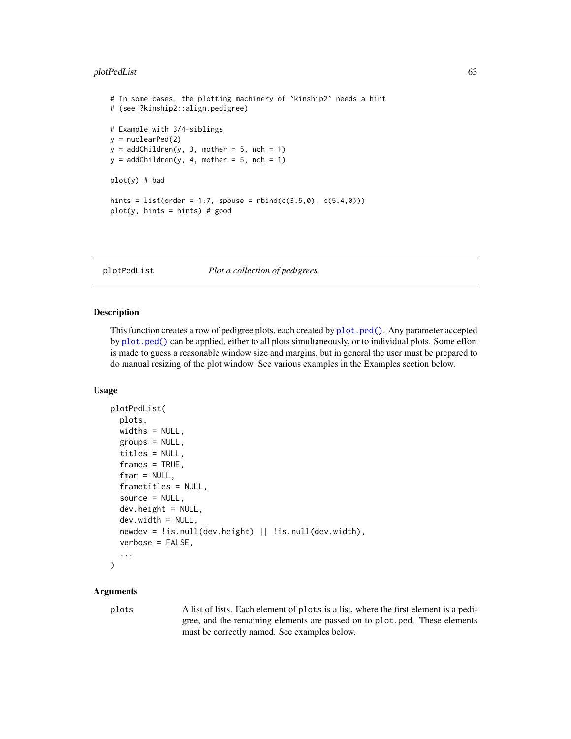```
# In some cases, the plotting machinery of `kinship2` needs a hint
# (see ?kinship2::align.pedigree)

# Example with 3/4-siblings
y = nuclearPed(2)
y = addChildren(y, 3, mother = 5, nch = 1)
y = addChildren(y, 4, mother = 5, nch = 1)

plot(y) # bad

hints = list(order = 1:7, spouse = rbind(c(3,5,0), c(5,4,0)))
plot(y, hints = hints) # good
```

## plotPedList — *Plot a collection of pedigrees.*

### Description

This function creates a row of pedigree plots, each created by `plot.ped()`. Any parameter accepted by `plot.ped()` can be applied, either to all plots simultaneously, or to individual plots. Some effort is made to guess a reasonable window size and margins, but in general the user must be prepared to do manual resizing of the plot window. See various examples in the Examples section below.

### Usage

```
plotPedList(
  plots,
  widths = NULL,
  groups = NULL,
  titles = NULL,
  frames = TRUE,
  fmar = NULL,
  frametitles = NULL,
  source = NULL,
  dev.height = NULL,
  dev.width = NULL,
  newdev = !is.null(dev.height) || !is.null(dev.width),
  verbose = FALSE,
  ...
)
```

### Arguments

`plots` A list of lists. Each element of `plots` is a list, where the first element is a pedigree, and the remaining elements are passed on to `plot.ped`. These elements must be correctly named. See examples below.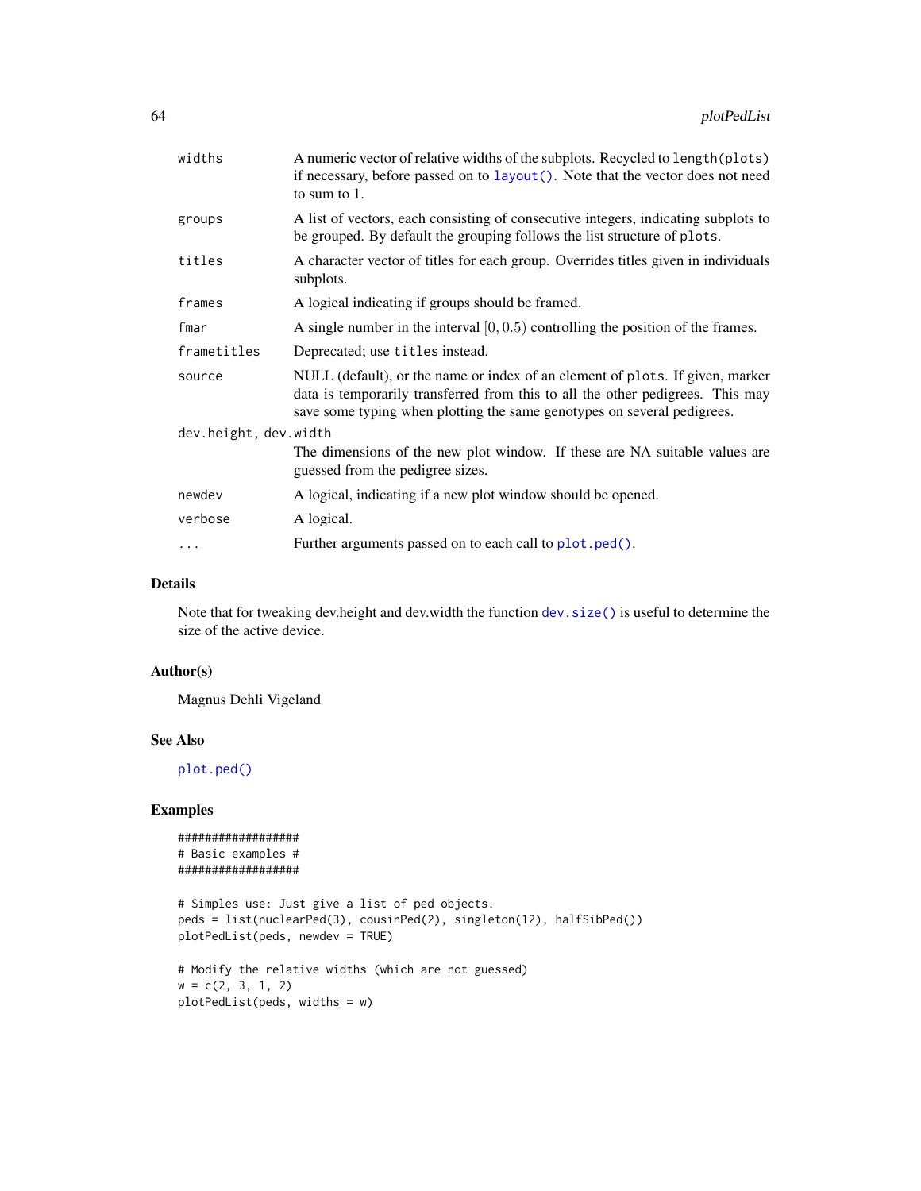| | |
|---|---|
| `widths` | A numeric vector of relative widths of the subplots. Recycled to `length(plots)` if necessary, before passed on to `layout()`. Note that the vector does not need to sum to 1. |
| `groups` | A list of vectors, each consisting of consecutive integers, indicating subplots to be grouped. By default the grouping follows the list structure of `plots`. |
| `titles` | A character vector of titles for each group. Overrides titles given in individuals subplots. |
| `frames` | A logical indicating if groups should be framed. |
| `fmar` | A single number in the interval $[0, 0.5)$ controlling the position of the frames. |
| `frametitles` | Deprecated; use `titles` instead. |
| `source` | NULL (default), or the name or index of an element of `plots`. If given, marker data is temporarily transferred from this to all the other pedigrees. This may save some typing when plotting the same genotypes on several pedigrees. |
| `dev.height, dev.width` | The dimensions of the new plot window. If these are NA suitable values are guessed from the pedigree sizes. |
| `newdev` | A logical, indicating if a new plot window should be opened. |
| `verbose` | A logical. |
| `...` | Further arguments passed on to each call to `plot.ped()`. |

## Details

Note that for tweaking dev.height and dev.width the function `dev.size()` is useful to determine the size of the active device.

## Author(s)

Magnus Dehli Vigeland

## See Also

`plot.ped()`

## Examples

```
##################
# Basic examples #
##################

# Simples use: Just give a list of ped objects.
peds = list(nuclearPed(3), cousinPed(2), singleton(12), halfSibPed())
plotPedList(peds, newdev = TRUE)

# Modify the relative widths (which are not guessed)
w = c(2, 3, 1, 2)
plotPedList(peds, widths = w)
```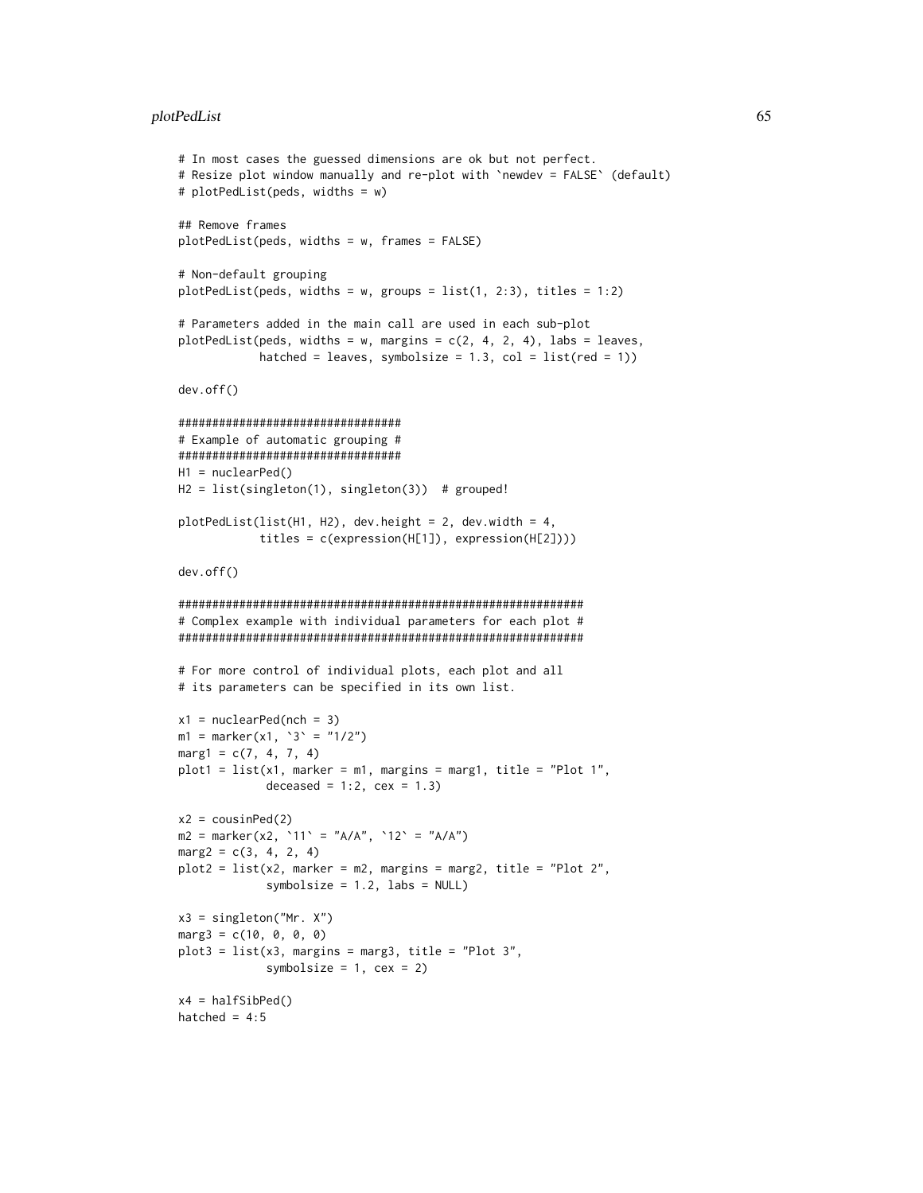```
# In most cases the guessed dimensions are ok but not perfect.
# Resize plot window manually and re-plot with `newdev = FALSE` (default)
# plotPedList(peds, widths = w)

## Remove frames
plotPedList(peds, widths = w, frames = FALSE)

# Non-default grouping
plotPedList(peds, widths = w, groups = list(1, 2:3), titles = 1:2)

# Parameters added in the main call are used in each sub-plot
plotPedList(peds, widths = w, margins = c(2, 4, 2, 4), labs = leaves,
            hatched = leaves, symbolsize = 1.3, col = list(red = 1))

dev.off()

#################################
# Example of automatic grouping #
#################################
H1 = nuclearPed()
H2 = list(singleton(1), singleton(3))  # grouped!

plotPedList(list(H1, H2), dev.height = 2, dev.width = 4,
            titles = c(expression(H[1]), expression(H[2])))

dev.off()

############################################################
# Complex example with individual parameters for each plot #
############################################################

# For more control of individual plots, each plot and all
# its parameters can be specified in its own list.

x1 = nuclearPed(nch = 3)
m1 = marker(x1, `3` = "1/2")
marg1 = c(7, 4, 7, 4)
plot1 = list(x1, marker = m1, margins = marg1, title = "Plot 1",
             deceased = 1:2, cex = 1.3)

x2 = cousinPed(2)
m2 = marker(x2, `11` = "A/A", `12` = "A/A")
marg2 = c(3, 4, 2, 4)
plot2 = list(x2, marker = m2, margins = marg2, title = "Plot 2",
             symbolsize = 1.2, labs = NULL)

x3 = singleton("Mr. X")
marg3 = c(10, 0, 0, 0)
plot3 = list(x3, margins = marg3, title = "Plot 3",
             symbolsize = 1, cex = 2)

x4 = halfSibPed()
hatched = 4:5
```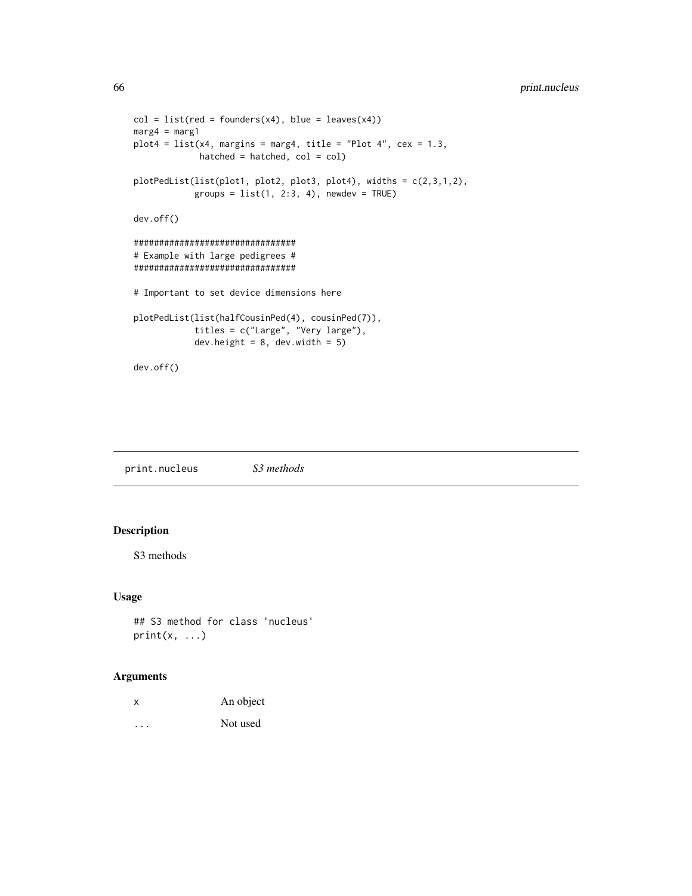```
col = list(red = founders(x4), blue = leaves(x4))
marg4 = marg1
plot4 = list(x4, margins = marg4, title = "Plot 4", cex = 1.3,
             hatched = hatched, col = col)

plotPedList(list(plot1, plot2, plot3, plot4), widths = c(2,3,1,2),
            groups = list(1, 2:3, 4), newdev = TRUE)

dev.off()

################################
# Example with large pedigrees #
################################

# Important to set device dimensions here

plotPedList(list(halfCousinPed(4), cousinPed(7)),
            titles = c("Large", "Very large"),
            dev.height = 8, dev.width = 5)

dev.off()
```

---

print.nucleus    *S3 methods*

---

## Description

S3 methods

## Usage

```
## S3 method for class 'nucleus'
print(x, ...)
```

## Arguments

| | |
|---|---|
| x | An object |
| ... | Not used |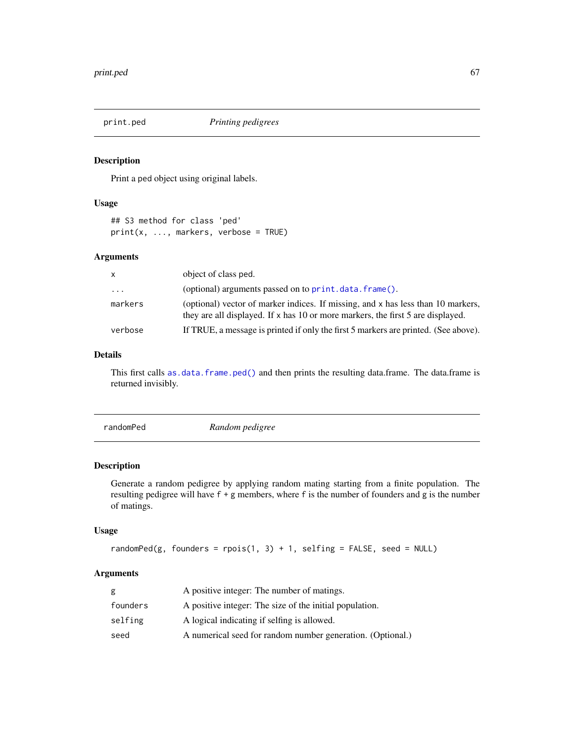## print.ped — *Printing pedigrees*

### Description

Print a ped object using original labels.

### Usage

```
## S3 method for class 'ped'
print(x, ..., markers, verbose = TRUE)
```

### Arguments

| | |
|---|---|
| `x` | object of class ped. |
| `...` | (optional) arguments passed on to `print.data.frame()`. |
| `markers` | (optional) vector of marker indices. If missing, and `x` has less than 10 markers, they are all displayed. If `x` has 10 or more markers, the first 5 are displayed. |
| `verbose` | If TRUE, a message is printed if only the first 5 markers are printed. (See above). |

### Details

This first calls `as.data.frame.ped()` and then prints the resulting data.frame. The data.frame is returned invisibly.

## randomPed — *Random pedigree*

### Description

Generate a random pedigree by applying random mating starting from a finite population. The resulting pedigree will have `f + g` members, where `f` is the number of founders and `g` is the number of matings.

### Usage

```
randomPed(g, founders = rpois(1, 3) + 1, selfing = FALSE, seed = NULL)
```

### Arguments

| | |
|---|---|
| `g` | A positive integer: The number of matings. |
| `founders` | A positive integer: The size of the initial population. |
| `selfing` | A logical indicating if selfing is allowed. |
| `seed` | A numerical seed for random number generation. (Optional.) |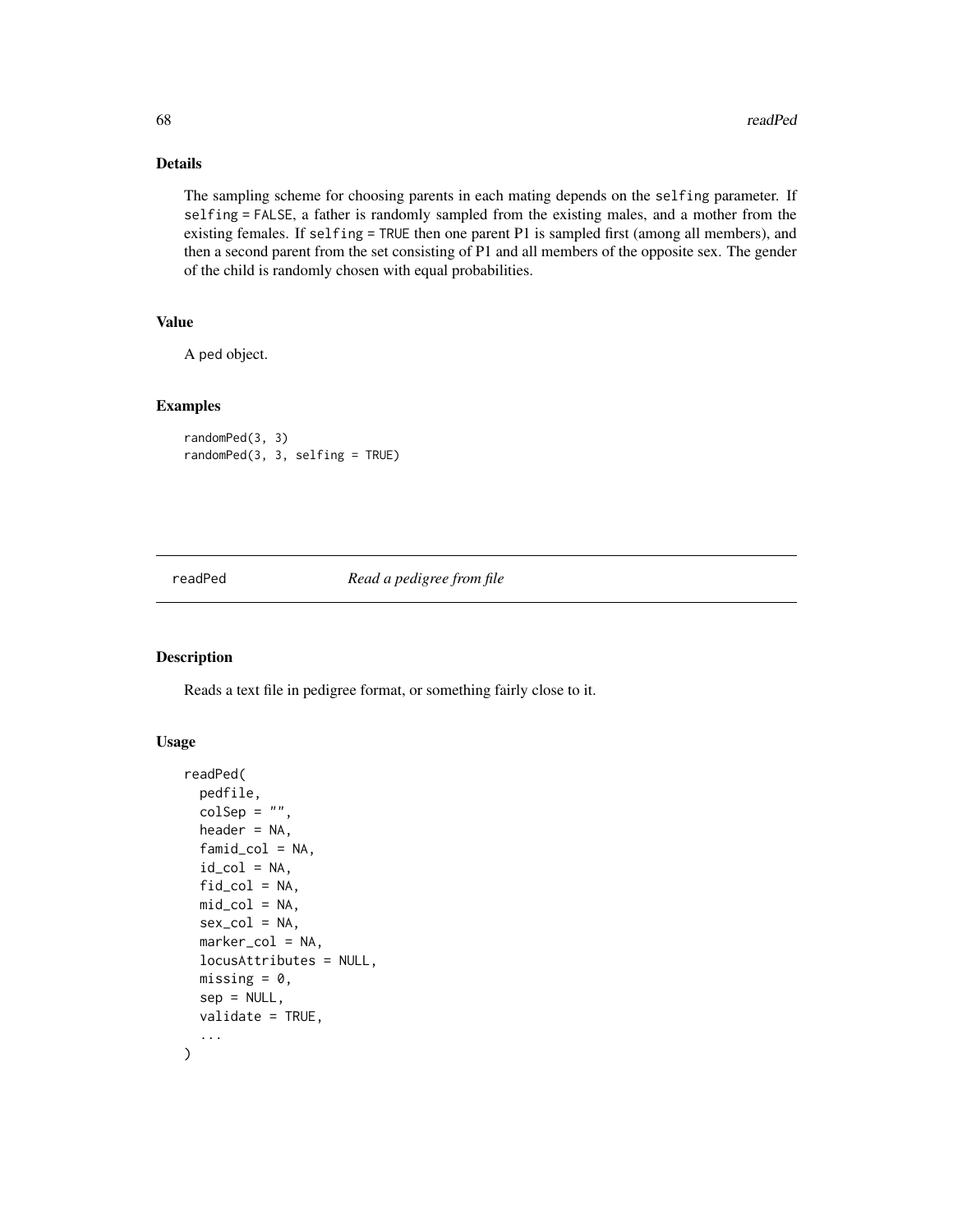## Details

The sampling scheme for choosing parents in each mating depends on the `selfing` parameter. If `selfing = FALSE`, a father is randomly sampled from the existing males, and a mother from the existing females. If `selfing = TRUE` then one parent P1 is sampled first (among all members), and then a second parent from the set consisting of P1 and all members of the opposite sex. The gender of the child is randomly chosen with equal probabilities.

## Value

A ped object.

## Examples

```
randomPed(3, 3)
randomPed(3, 3, selfing = TRUE)
```

---

# readPed *Read a pedigree from file*

---

## Description

Reads a text file in pedigree format, or something fairly close to it.

## Usage

```
readPed(
  pedfile,
  colSep = "",
  header = NA,
  famid_col = NA,
  id_col = NA,
  fid_col = NA,
  mid_col = NA,
  sex_col = NA,
  marker_col = NA,
  locusAttributes = NULL,
  missing = 0,
  sep = NULL,
  validate = TRUE,
  ...
)
```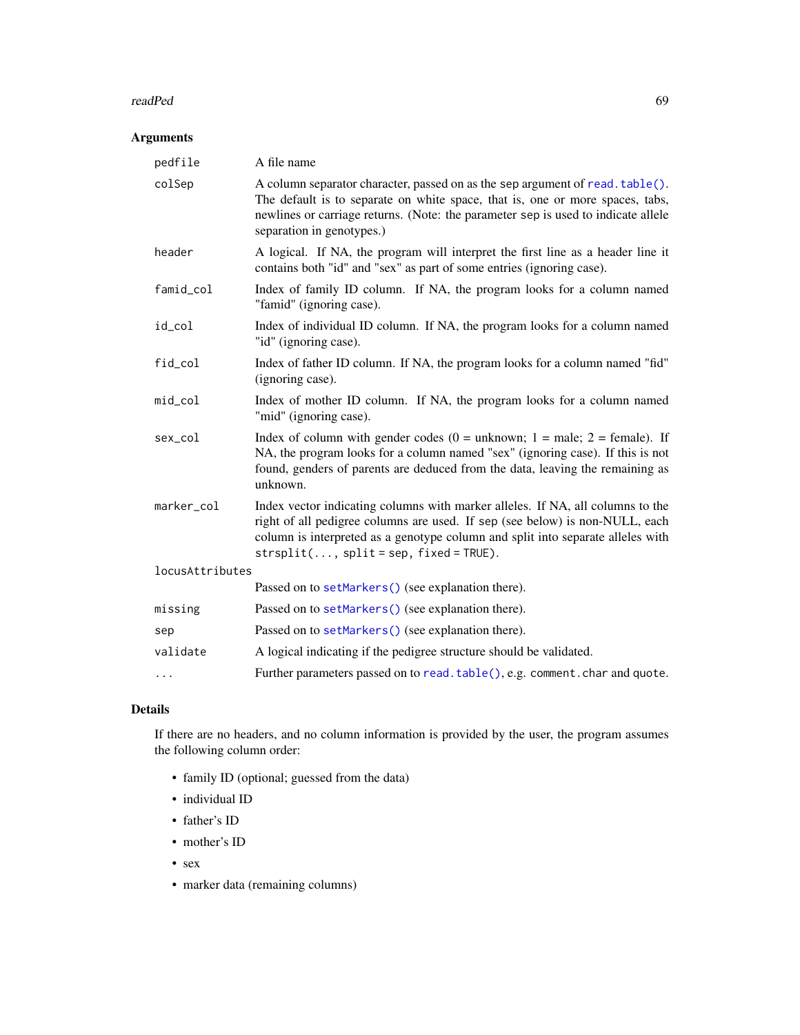## Arguments

| | |
|---|---|
| `pedfile` | A file name |
| `colSep` | A column separator character, passed on as the sep argument of `read.table()`. The default is to separate on white space, that is, one or more spaces, tabs, newlines or carriage returns. (Note: the parameter sep is used to indicate allele separation in genotypes.) |
| `header` | A logical. If NA, the program will interpret the first line as a header line it contains both "id" and "sex" as part of some entries (ignoring case). |
| `famid_col` | Index of family ID column. If NA, the program looks for a column named "famid" (ignoring case). |
| `id_col` | Index of individual ID column. If NA, the program looks for a column named "id" (ignoring case). |
| `fid_col` | Index of father ID column. If NA, the program looks for a column named "fid" (ignoring case). |
| `mid_col` | Index of mother ID column. If NA, the program looks for a column named "mid" (ignoring case). |
| `sex_col` | Index of column with gender codes (0 = unknown; 1 = male; 2 = female). If NA, the program looks for a column named "sex" (ignoring case). If this is not found, genders of parents are deduced from the data, leaving the remaining as unknown. |
| `marker_col` | Index vector indicating columns with marker alleles. If NA, all columns to the right of all pedigree columns are used. If sep (see below) is non-NULL, each column is interpreted as a genotype column and split into separate alleles with `strsplit(..., split = sep, fixed = TRUE)`. |
| `locusAttributes` | Passed on to `setMarkers()` (see explanation there). |
| `missing` | Passed on to `setMarkers()` (see explanation there). |
| `sep` | Passed on to `setMarkers()` (see explanation there). |
| `validate` | A logical indicating if the pedigree structure should be validated. |
| `...` | Further parameters passed on to `read.table()`, e.g. `comment.char` and `quote`. |

## Details

If there are no headers, and no column information is provided by the user, the program assumes the following column order:

- family ID (optional; guessed from the data)
- individual ID
- father's ID
- mother's ID
- sex
- marker data (remaining columns)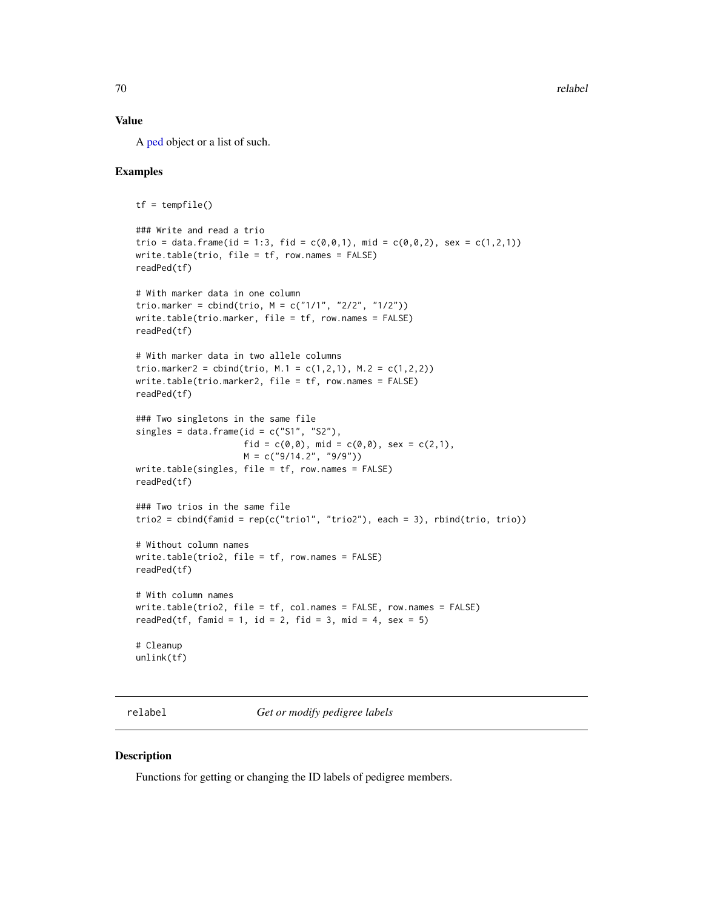## Value

A ped object or a list of such.

## Examples

```
tf = tempfile()

### Write and read a trio
trio = data.frame(id = 1:3, fid = c(0,0,1), mid = c(0,0,2), sex = c(1,2,1))
write.table(trio, file = tf, row.names = FALSE)
readPed(tf)

# With marker data in one column
trio.marker = cbind(trio, M = c("1/1", "2/2", "1/2"))
write.table(trio.marker, file = tf, row.names = FALSE)
readPed(tf)

# With marker data in two allele columns
trio.marker2 = cbind(trio, M.1 = c(1,2,1), M.2 = c(1,2,2))
write.table(trio.marker2, file = tf, row.names = FALSE)
readPed(tf)

### Two singletons in the same file
singles = data.frame(id = c("S1", "S2"),
                     fid = c(0,0), mid = c(0,0), sex = c(2,1),
                     M = c("9/14.2", "9/9"))
write.table(singles, file = tf, row.names = FALSE)
readPed(tf)

### Two trios in the same file
trio2 = cbind(famid = rep(c("trio1", "trio2"), each = 3), rbind(trio, trio))

# Without column names
write.table(trio2, file = tf, row.names = FALSE)
readPed(tf)

# With column names
write.table(trio2, file = tf, col.names = FALSE, row.names = FALSE)
readPed(tf, famid = 1, id = 2, fid = 3, mid = 4, sex = 5)

# Cleanup
unlink(tf)
```

---

# relabel    *Get or modify pedigree labels*

## Description

Functions for getting or changing the ID labels of pedigree members.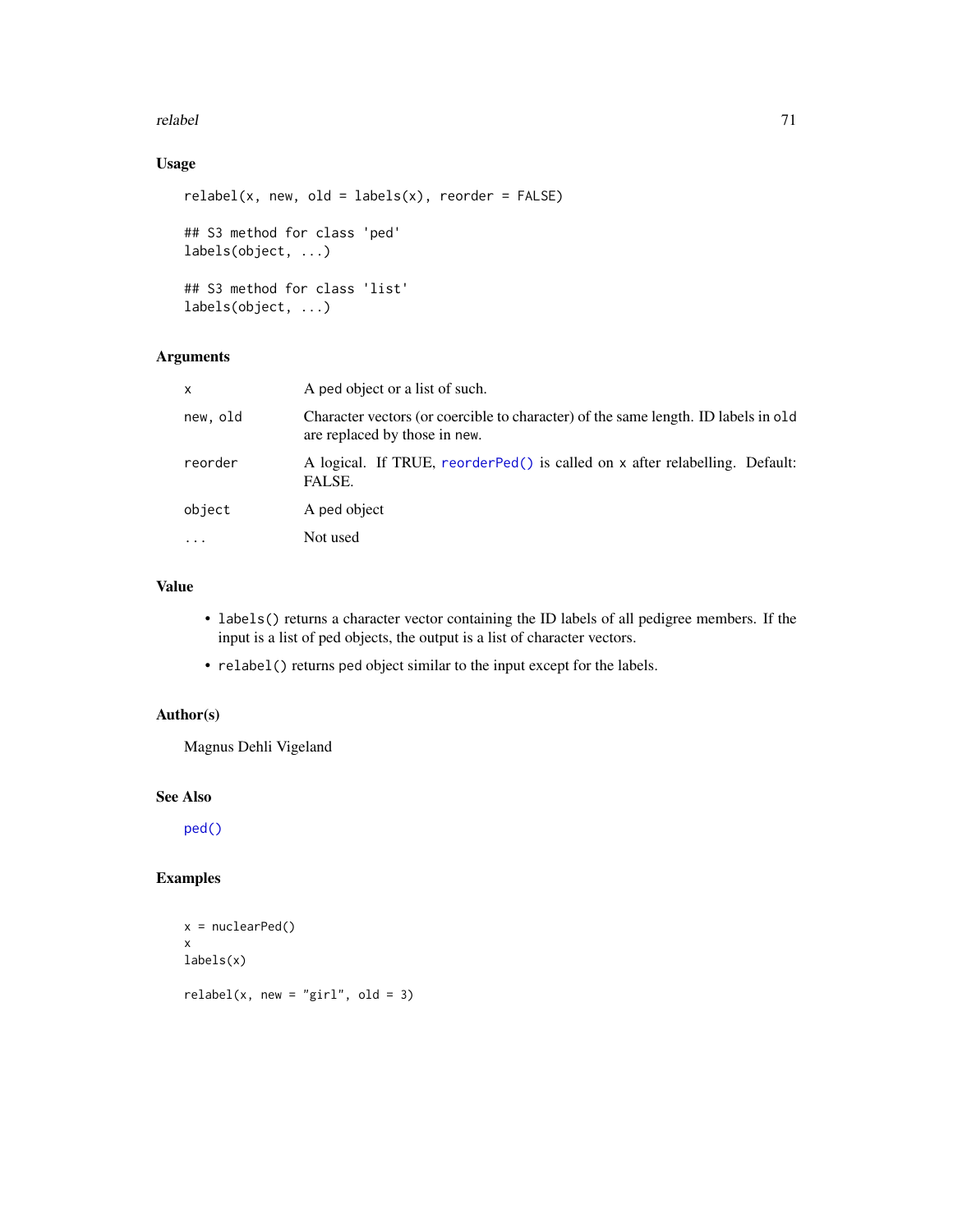## Usage

```
relabel(x, new, old = labels(x), reorder = FALSE)

## S3 method for class 'ped'
labels(object, ...)

## S3 method for class 'list'
labels(object, ...)
```

## Arguments

| | |
|---|---|
| `x` | A ped object or a list of such. |
| `new, old` | Character vectors (or coercible to character) of the same length. ID labels in `old` are replaced by those in `new`. |
| `reorder` | A logical. If TRUE, `reorderPed()` is called on `x` after relabelling. Default: FALSE. |
| `object` | A ped object |
| `...` | Not used |

## Value

- `labels()` returns a character vector containing the ID labels of all pedigree members. If the input is a list of ped objects, the output is a list of character vectors.
- `relabel()` returns ped object similar to the input except for the labels.

## Author(s)

Magnus Dehli Vigeland

## See Also

`ped()`

## Examples

```
x = nuclearPed()
x
labels(x)

relabel(x, new = "girl", old = 3)
```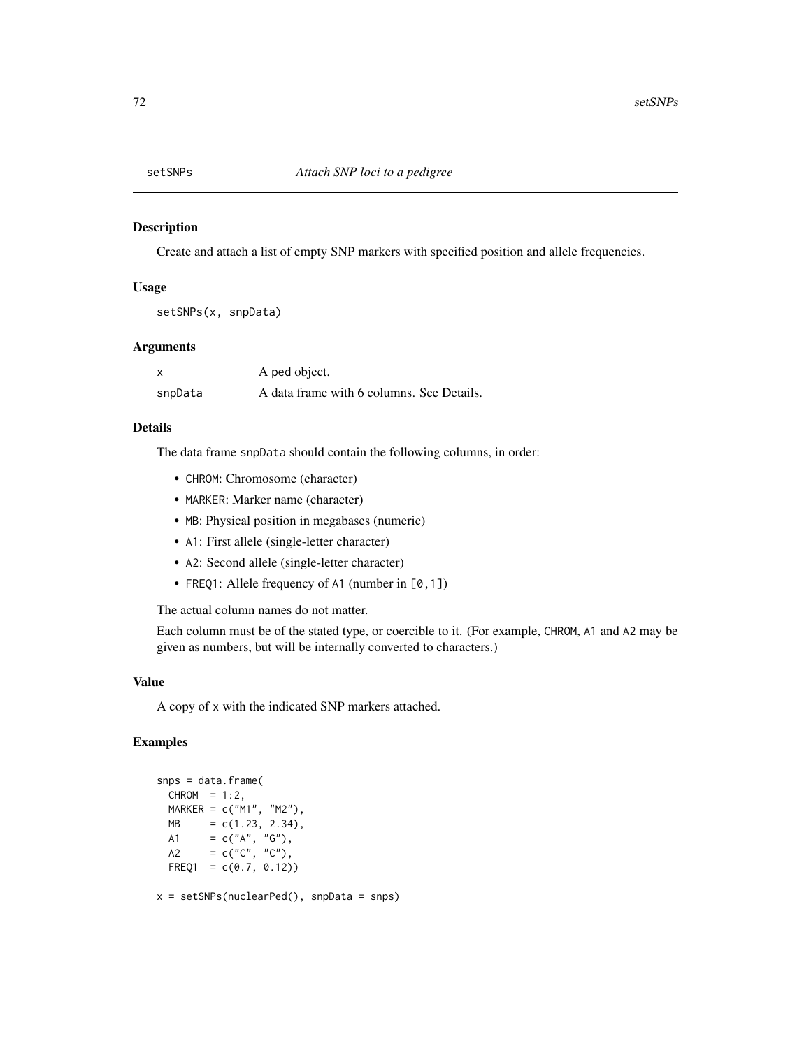# setSNPs — *Attach SNP loci to a pedigree*

## Description

Create and attach a list of empty SNP markers with specified position and allele frequencies.

## Usage

```
setSNPs(x, snpData)
```

## Arguments

| | |
|---|---|
| x | A ped object. |
| snpData | A data frame with 6 columns. See Details. |

## Details

The data frame `snpData` should contain the following columns, in order:

- `CHROM`: Chromosome (character)
- `MARKER`: Marker name (character)
- `MB`: Physical position in megabases (numeric)
- `A1`: First allele (single-letter character)
- `A2`: Second allele (single-letter character)
- `FREQ1`: Allele frequency of `A1` (number in `[0,1]`)

The actual column names do not matter.

Each column must be of the stated type, or coercible to it. (For example, `CHROM`, `A1` and `A2` may be given as numbers, but will be internally converted to characters.)

## Value

A copy of `x` with the indicated SNP markers attached.

## Examples

```
snps = data.frame(
  CHROM  = 1:2,
  MARKER = c("M1", "M2"),
  MB     = c(1.23, 2.34),
  A1     = c("A", "G"),
  A2     = c("C", "C"),
  FREQ1  = c(0.7, 0.12))

x = setSNPs(nuclearPed(), snpData = snps)
```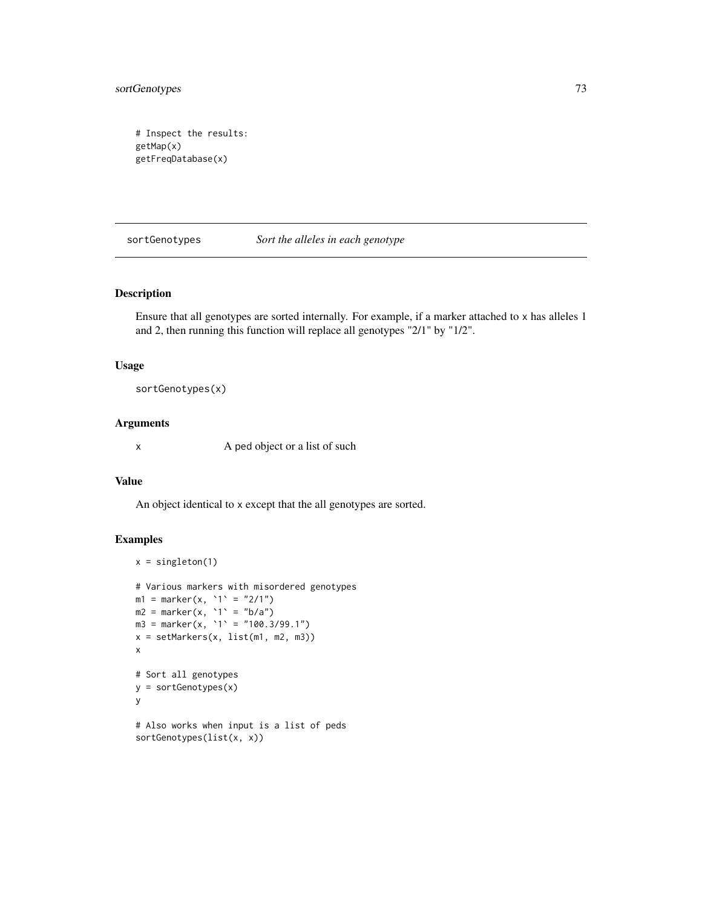```
# Inspect the results:
getMap(x)
getFreqDatabase(x)
```

## sortGenotypes *Sort the alleles in each genotype*

### Description

Ensure that all genotypes are sorted internally. For example, if a marker attached to x has alleles 1 and 2, then running this function will replace all genotypes "2/1" by "1/2".

### Usage

```
sortGenotypes(x)
```

### Arguments

| | |
|---|---|
| x | A ped object or a list of such |

### Value

An object identical to x except that the all genotypes are sorted.

### Examples

```
x = singleton(1)

# Various markers with misordered genotypes
m1 = marker(x, `1` = "2/1")
m2 = marker(x, `1` = "b/a")
m3 = marker(x, `1` = "100.3/99.1")
x = setMarkers(x, list(m1, m2, m3))
x

# Sort all genotypes
y = sortGenotypes(x)
y

# Also works when input is a list of peds
sortGenotypes(list(x, x))
```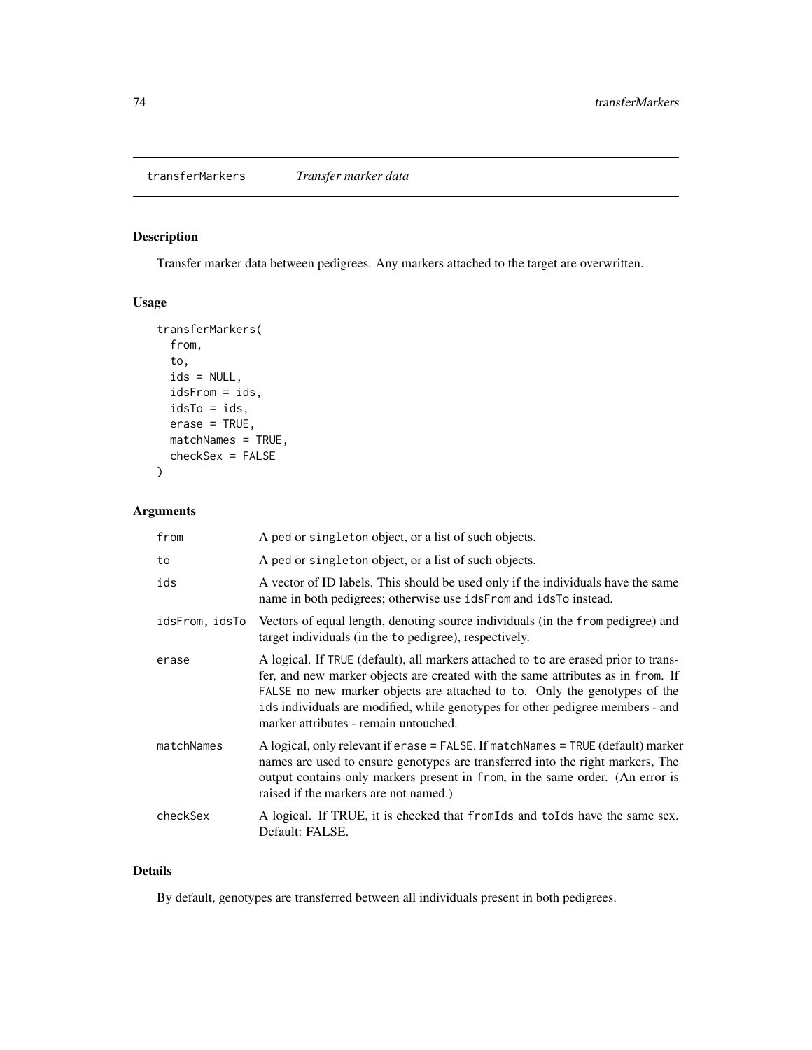# transferMarkers *Transfer marker data*

## Description

Transfer marker data between pedigrees. Any markers attached to the target are overwritten.

## Usage

```
transferMarkers(
  from,
  to,
  ids = NULL,
  idsFrom = ids,
  idsTo = ids,
  erase = TRUE,
  matchNames = TRUE,
  checkSex = FALSE
)
```

## Arguments

| | |
|---|---|
| `from` | A `ped` or `singleton` object, or a list of such objects. |
| `to` | A `ped` or `singleton` object, or a list of such objects. |
| `ids` | A vector of ID labels. This should be used only if the individuals have the same name in both pedigrees; otherwise use `idsFrom` and `idsTo` instead. |
| `idsFrom, idsTo` | Vectors of equal length, denoting source individuals (in the `from` pedigree) and target individuals (in the `to` pedigree), respectively. |
| `erase` | A logical. If `TRUE` (default), all markers attached to `to` are erased prior to transfer, and new marker objects are created with the same attributes as in `from`. If `FALSE` no new marker objects are attached to `to`. Only the genotypes of the `ids` individuals are modified, while genotypes for other pedigree members - and marker attributes - remain untouched. |
| `matchNames` | A logical, only relevant if `erase = FALSE`. If `matchNames = TRUE` (default) marker names are used to ensure genotypes are transferred into the right markers, The output contains only markers present in `from`, in the same order. (An error is raised if the markers are not named.) |
| `checkSex` | A logical. If TRUE, it is checked that `fromIds` and `toIds` have the same sex. Default: FALSE. |

## Details

By default, genotypes are transferred between all individuals present in both pedigrees.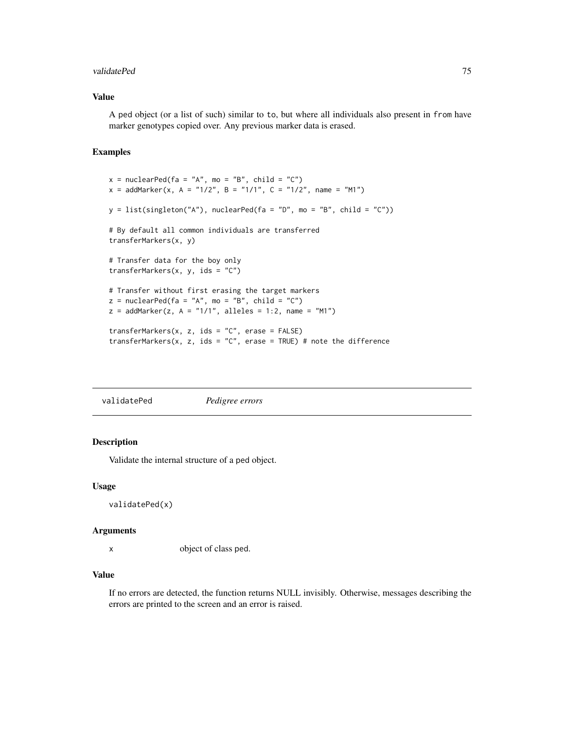## Value

A ped object (or a list of such) similar to `to`, but where all individuals also present in `from` have marker genotypes copied over. Any previous marker data is erased.

## Examples

```
x = nuclearPed(fa = "A", mo = "B", child = "C")
x = addMarker(x, A = "1/2", B = "1/1", C = "1/2", name = "M1")

y = list(singleton("A"), nuclearPed(fa = "D", mo = "B", child = "C"))

# By default all common individuals are transferred
transferMarkers(x, y)

# Transfer data for the boy only
transferMarkers(x, y, ids = "C")

# Transfer without first erasing the target markers
z = nuclearPed(fa = "A", mo = "B", child = "C")
z = addMarker(z, A = "1/1", alleles = 1:2, name = "M1")

transferMarkers(x, z, ids = "C", erase = FALSE)
transferMarkers(x, z, ids = "C", erase = TRUE) # note the difference
```

---

# validatePed *Pedigree errors*

## Description

Validate the internal structure of a ped object.

## Usage

```
validatePed(x)
```

## Arguments

| | |
|---|---|
| x | object of class ped. |

## Value

If no errors are detected, the function returns NULL invisibly. Otherwise, messages describing the errors are printed to the screen and an error is raised.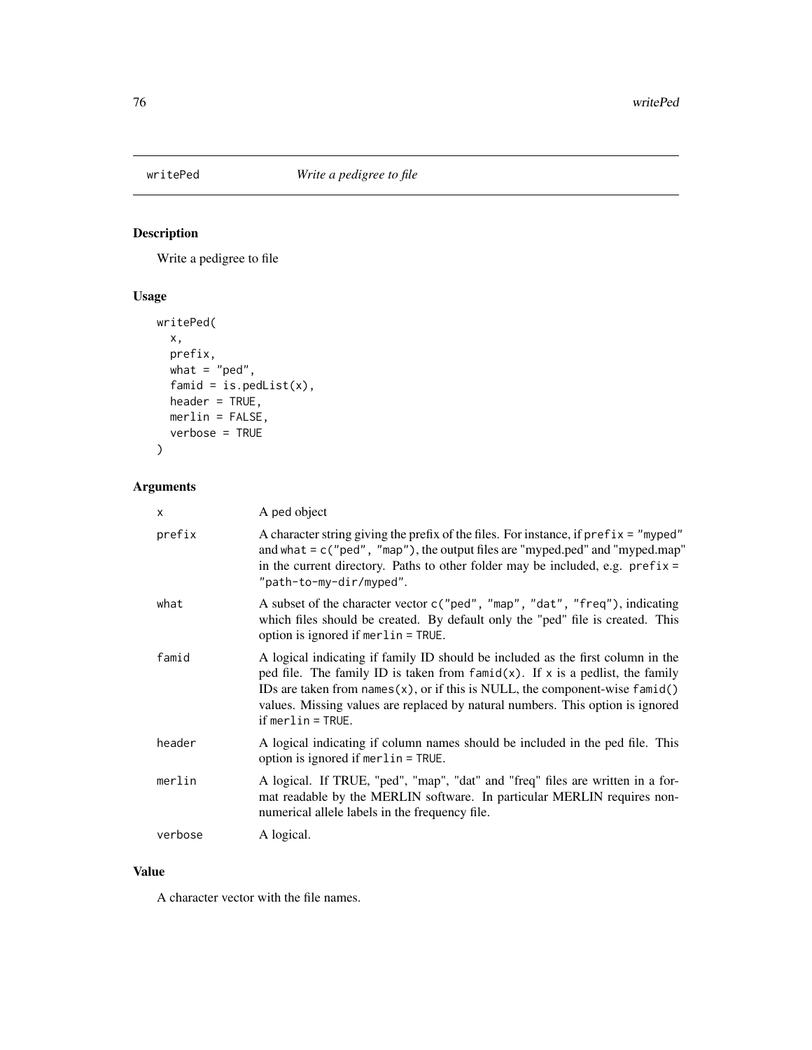# writePed — *Write a pedigree to file*

## Description

Write a pedigree to file

## Usage

```
writePed(
  x,
  prefix,
  what = "ped",
  famid = is.pedList(x),
  header = TRUE,
  merlin = FALSE,
  verbose = TRUE
)
```

## Arguments

| | |
|---|---|
| x | A ped object |
| prefix | A character string giving the prefix of the files. For instance, if `prefix = "myped"` and `what = c("ped", "map")`, the output files are "myped.ped" and "myped.map" in the current directory. Paths to other folder may be included, e.g. `prefix = "path-to-my-dir/myped"`. |
| what | A subset of the character vector `c("ped", "map", "dat", "freq")`, indicating which files should be created. By default only the "ped" file is created. This option is ignored if `merlin = TRUE`. |
| famid | A logical indicating if family ID should be included as the first column in the ped file. The family ID is taken from `famid(x)`. If `x` is a pedlist, the family IDs are taken from `names(x)`, or if this is NULL, the component-wise `famid()` values. Missing values are replaced by natural numbers. This option is ignored if `merlin = TRUE`. |
| header | A logical indicating if column names should be included in the ped file. This option is ignored if `merlin = TRUE`. |
| merlin | A logical. If TRUE, "ped", "map", "dat" and "freq" files are written in a format readable by the MERLIN software. In particular MERLIN requires non-numerical allele labels in the frequency file. |
| verbose | A logical. |

## Value

A character vector with the file names.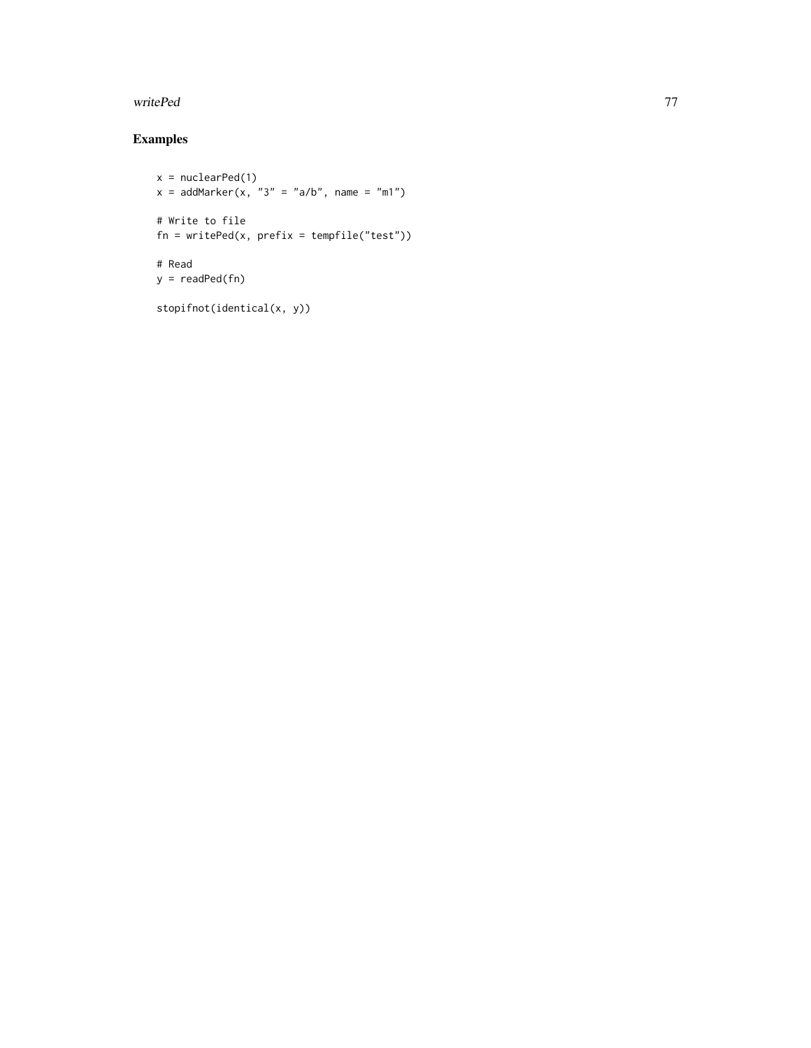## Examples

```
x = nuclearPed(1)
x = addMarker(x, "3" = "a/b", name = "m1")

# Write to file
fn = writePed(x, prefix = tempfile("test"))

# Read
y = readPed(fn)

stopifnot(identical(x, y))
```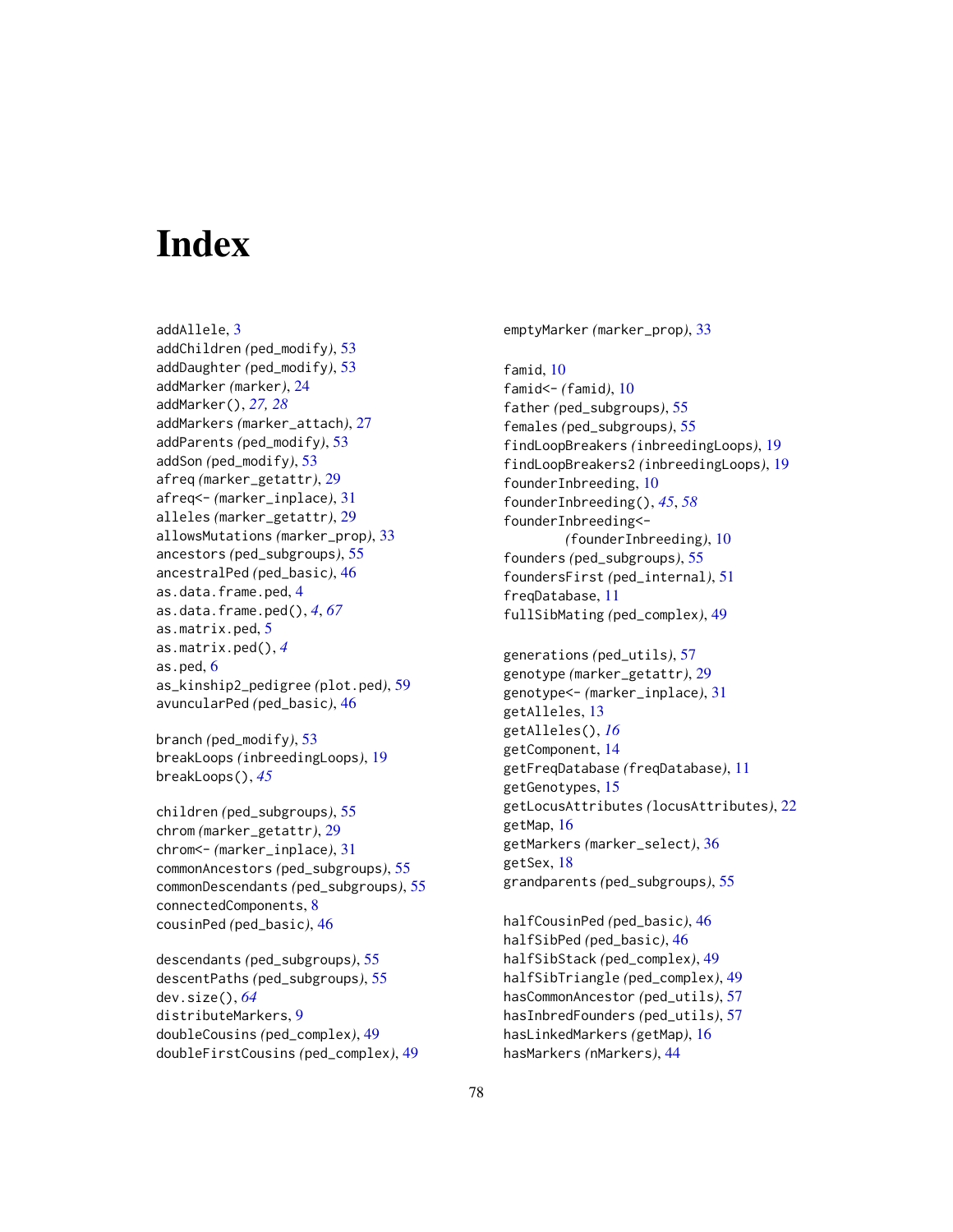# Index

addAllele, 3
addChildren (ped_modify), 53
addDaughter (ped_modify), 53
addMarker (marker), 24
addMarker(), *27, 28*
addMarkers (marker_attach), 27
addParents (ped_modify), 53
addSon (ped_modify), 53
afreq (marker_getattr), 29
afreq<- (marker_inplace), 31
alleles (marker_getattr), 29
allowsMutations (marker_prop), 33
ancestors (ped_subgroups), 55
ancestralPed (ped_basic), 46
as.data.frame.ped, 4
as.data.frame.ped(), *4*, *67*
as.matrix.ped, 5
as.matrix.ped(), *4*
as.ped, 6
as_kinship2_pedigree (plot.ped), 59
avuncularPed (ped_basic), 46

branch (ped_modify), 53
breakLoops (inbreedingLoops), 19
breakLoops(), *45*

children (ped_subgroups), 55
chrom (marker_getattr), 29
chrom<- (marker_inplace), 31
commonAncestors (ped_subgroups), 55
commonDescendants (ped_subgroups), 55
connectedComponents, 8
cousinPed (ped_basic), 46

descendants (ped_subgroups), 55
descentPaths (ped_subgroups), 55
dev.size(), *64*
distributeMarkers, 9
doubleCousins (ped_complex), 49
doubleFirstCousins (ped_complex), 49

emptyMarker (marker_prop), 33

famid, 10
famid<- (famid), 10
father (ped_subgroups), 55
females (ped_subgroups), 55
findLoopBreakers (inbreedingLoops), 19
findLoopBreakers2 (inbreedingLoops), 19
founderInbreeding, 10
founderInbreeding(), *45*, *58*
founderInbreeding<- (founderInbreeding), 10
founders (ped_subgroups), 55
foundersFirst (ped_internal), 51
freqDatabase, 11
fullSibMating (ped_complex), 49

generations (ped_utils), 57
genotype (marker_getattr), 29
genotype<- (marker_inplace), 31
getAlleles, 13
getAlleles(), *16*
getComponent, 14
getFreqDatabase (freqDatabase), 11
getGenotypes, 15
getLocusAttributes (locusAttributes), 22
getMap, 16
getMarkers (marker_select), 36
getSex, 18
grandparents (ped_subgroups), 55

halfCousinPed (ped_basic), 46
halfSibPed (ped_basic), 46
halfSibStack (ped_complex), 49
halfSibTriangle (ped_complex), 49
hasCommonAncestor (ped_utils), 57
hasInbredFounders (ped_utils), 57
hasLinkedMarkers (getMap), 16
hasMarkers (nMarkers), 44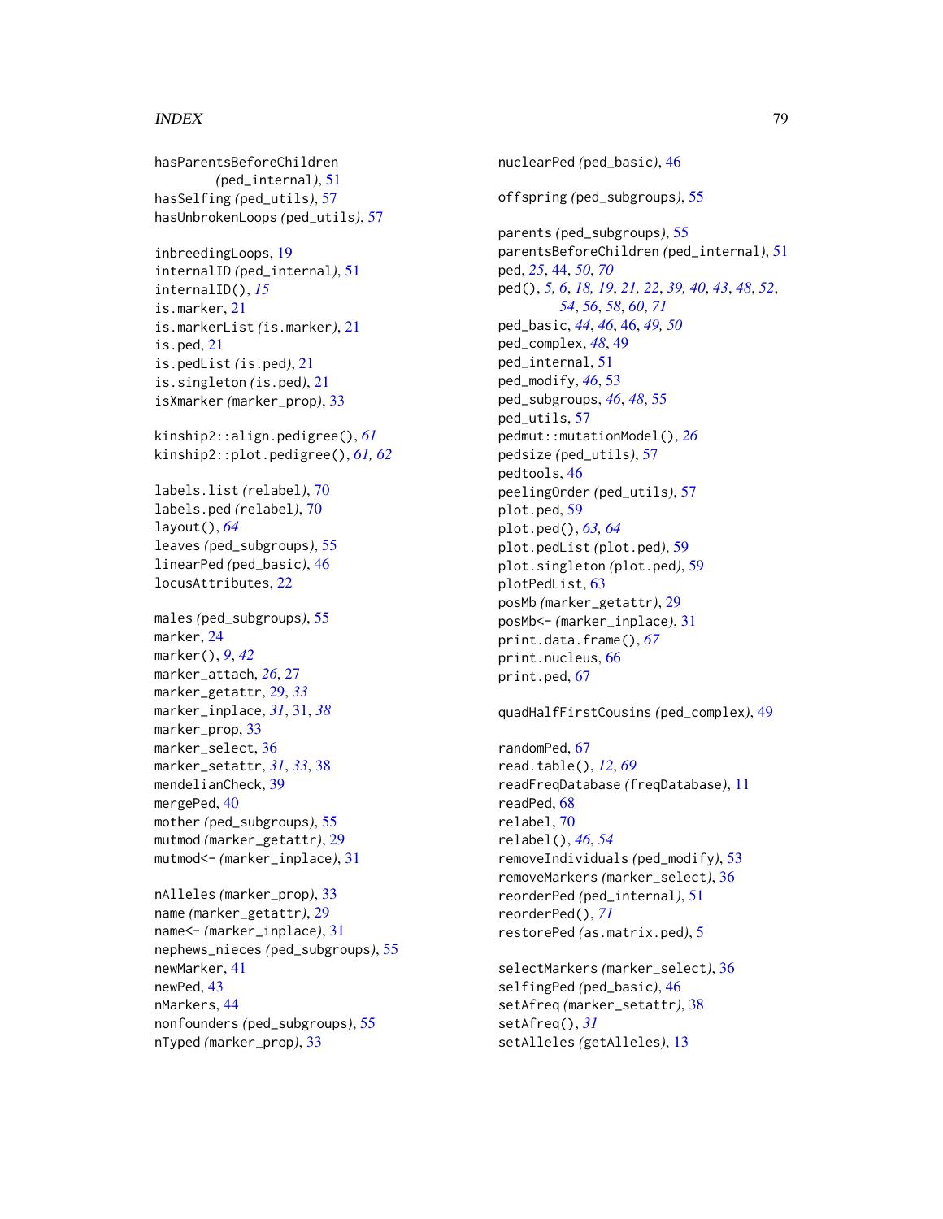hasParentsBeforeChildren (ped_internal), 51
hasSelfing (ped_utils), 57
hasUnbrokenLoops (ped_utils), 57

inbreedingLoops, 19
internalID (ped_internal), 51
internalID(), *15*
is.marker, 21
is.markerList (is.marker), 21
is.ped, 21
is.pedList (is.ped), 21
is.singleton (is.ped), 21
isXmarker (marker_prop), 33

kinship2::align.pedigree(), *61*
kinship2::plot.pedigree(), *61*, *62*

labels.list (relabel), 70
labels.ped (relabel), 70
layout(), *64*
leaves (ped_subgroups), 55
linearPed (ped_basic), 46
locusAttributes, 22

males (ped_subgroups), 55
marker, 24
marker(), *9*, *42*
marker_attach, *26*, 27
marker_getattr, 29, *33*
marker_inplace, *31*, 31, *38*
marker_prop, 33
marker_select, 36
marker_setattr, *31*, *33*, 38
mendelianCheck, 39
mergePed, 40
mother (ped_subgroups), 55
mutmod (marker_getattr), 29
mutmod<- (marker_inplace), 31

nAlleles (marker_prop), 33
name (marker_getattr), 29
name<- (marker_inplace), 31
nephews_nieces (ped_subgroups), 55
newMarker, 41
newPed, 43
nMarkers, 44
nonfounders (ped_subgroups), 55
nTyped (marker_prop), 33

nuclearPed (ped_basic), 46

offspring (ped_subgroups), 55

parents (ped_subgroups), 55
parentsBeforeChildren (ped_internal), 51
ped, *25*, 44, *50*, *70*
ped(), *5*, *6*, *18*, *19*, *21*, *22*, *39*, *40*, *43*, *48*, *52*, *54*, *56*, *58*, *60*, *71*
ped_basic, *44*, *46*, 46, *49*, *50*
ped_complex, *48*, 49
ped_internal, 51
ped_modify, *46*, 53
ped_subgroups, *46*, *48*, 55
ped_utils, 57
pedmut::mutationModel(), *26*
pedsize (ped_utils), 57
pedtools, 46
peelingOrder (ped_utils), 57
plot.ped, 59
plot.ped(), *63*, *64*
plot.pedList (plot.ped), 59
plot.singleton (plot.ped), 59
plotPedList, 63
posMb (marker_getattr), 29
posMb<- (marker_inplace), 31
print.data.frame(), *67*
print.nucleus, 66
print.ped, 67

quadHalfFirstCousins (ped_complex), 49

randomPed, 67
read.table(), *12*, *69*
readFreqDatabase (freqDatabase), 11
readPed, 68
relabel, 70
relabel(), *46*, *54*
removeIndividuals (ped_modify), 53
removeMarkers (marker_select), 36
reorderPed (ped_internal), 51
reorderPed(), *71*
restorePed (as.matrix.ped), 5

selectMarkers (marker_select), 36
selfingPed (ped_basic), 46
setAfreq (marker_setattr), 38
setAfreq(), *31*
setAlleles (getAlleles), 13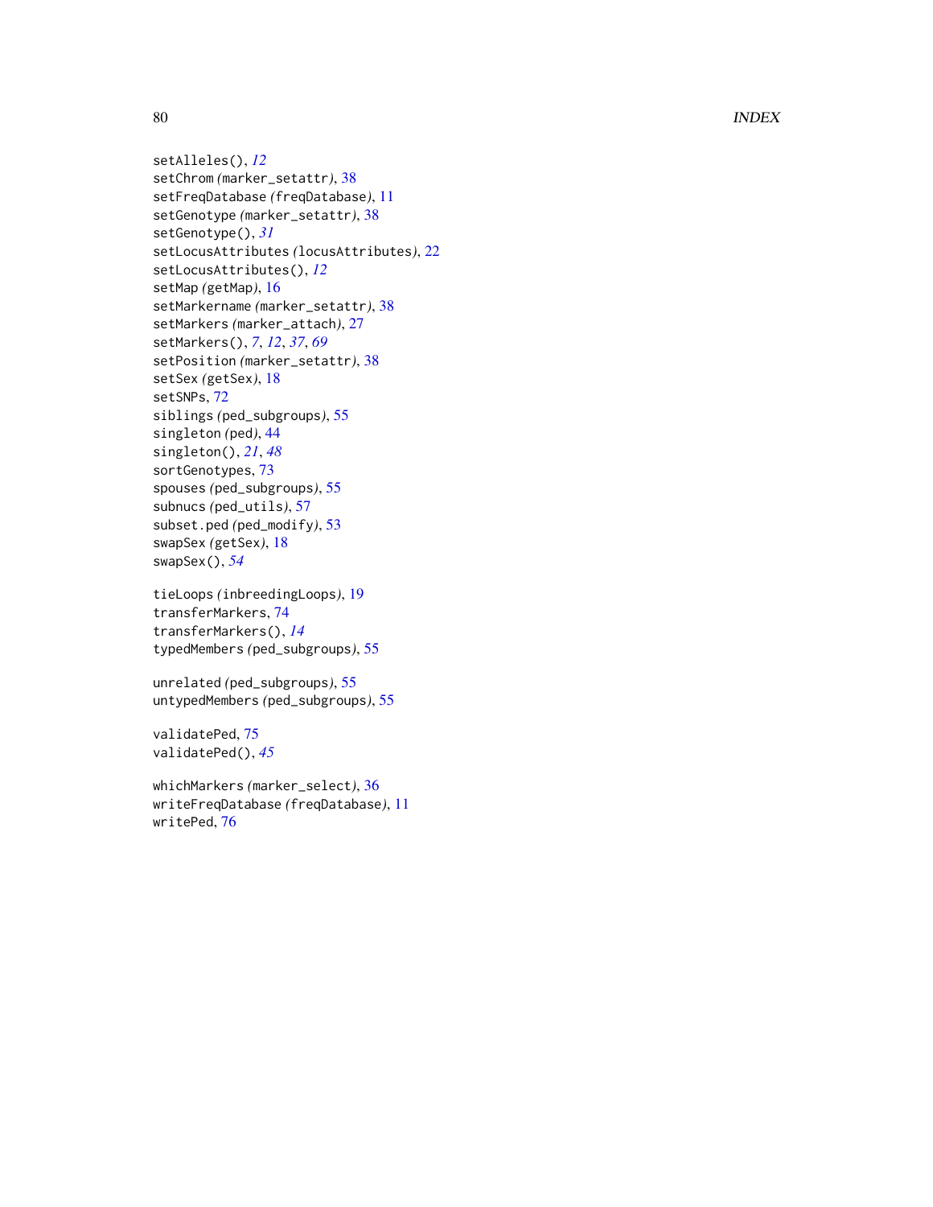setAlleles(), *12*
setChrom *(*marker_setattr*)*, 38
setFreqDatabase *(*freqDatabase*)*, 11
setGenotype *(*marker_setattr*)*, 38
setGenotype(), *31*
setLocusAttributes *(*locusAttributes*)*, 22
setLocusAttributes(), *12*
setMap *(*getMap*)*, 16
setMarkername *(*marker_setattr*)*, 38
setMarkers *(*marker_attach*)*, 27
setMarkers(), *7*, *12*, *37*, *69*
setPosition *(*marker_setattr*)*, 38
setSex *(*getSex*)*, 18
setSNPs, 72
siblings *(*ped_subgroups*)*, 55
singleton *(*ped*)*, 44
singleton(), *21*, *48*
sortGenotypes, 73
spouses *(*ped_subgroups*)*, 55
subnucs *(*ped_utils*)*, 57
subset.ped *(*ped_modify*)*, 53
swapSex *(*getSex*)*, 18
swapSex(), *54*

tieLoops *(*inbreedingLoops*)*, 19
transferMarkers, 74
transferMarkers(), *14*
typedMembers *(*ped_subgroups*)*, 55

unrelated *(*ped_subgroups*)*, 55
untypedMembers *(*ped_subgroups*)*, 55

validatePed, 75
validatePed(), *45*

whichMarkers *(*marker_select*)*, 36
writeFreqDatabase *(*freqDatabase*)*, 11
writePed, 76